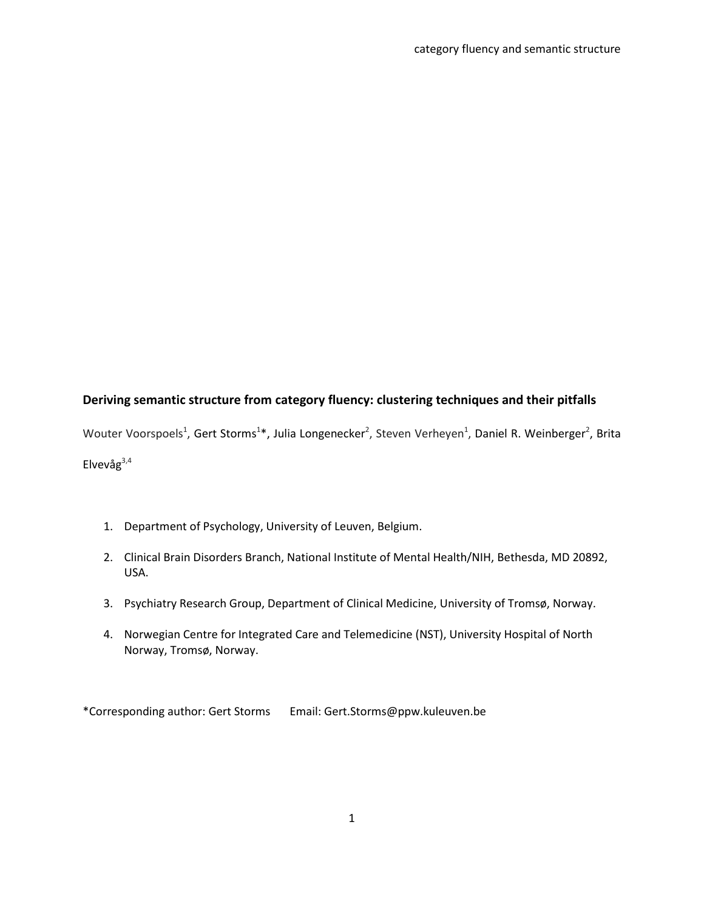**Deriving semantic structure from category fluency: clustering techniques and their pitfalls**

Wouter Voorspoels[1], Gert Storms[1]*, Julia Longenecker[2], Steven Verheyen[1], Daniel R. Weinberger[2], Brita Elvevåg[3,4]

1. Department of Psychology, University of Leuven, Belgium.
2. Clinical Brain Disorders Branch, National Institute of Mental Health/NIH, Bethesda, MD 20892, USA.
3. Psychiatry Research Group, Department of Clinical Medicine, University of Tromsø, Norway.
4. Norwegian Centre for Integrated Care and Telemedicine (NST), University Hospital of North Norway, Tromsø, Norway.

*Corresponding author: Gert Storms Email: Gert.Storms@ppw.kuleuven.be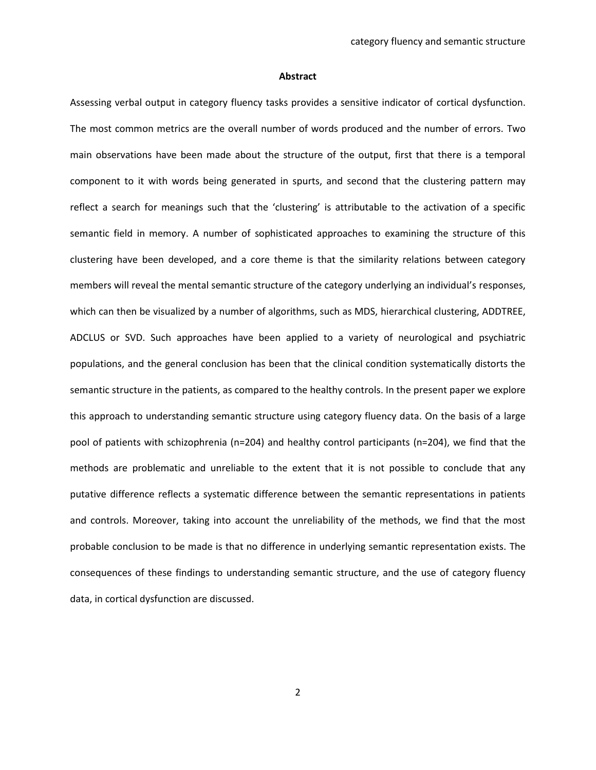## Abstract

Assessing verbal output in category fluency tasks provides a sensitive indicator of cortical dysfunction. The most common metrics are the overall number of words produced and the number of errors. Two main observations have been made about the structure of the output, first that there is a temporal component to it with words being generated in spurts, and second that the clustering pattern may reflect a search for meanings such that the 'clustering' is attributable to the activation of a specific semantic field in memory. A number of sophisticated approaches to examining the structure of this clustering have been developed, and a core theme is that the similarity relations between category members will reveal the mental semantic structure of the category underlying an individual's responses, which can then be visualized by a number of algorithms, such as MDS, hierarchical clustering, ADDTREE, ADCLUS or SVD. Such approaches have been applied to a variety of neurological and psychiatric populations, and the general conclusion has been that the clinical condition systematically distorts the semantic structure in the patients, as compared to the healthy controls. In the present paper we explore this approach to understanding semantic structure using category fluency data. On the basis of a large pool of patients with schizophrenia (n=204) and healthy control participants (n=204), we find that the methods are problematic and unreliable to the extent that it is not possible to conclude that any putative difference reflects a systematic difference between the semantic representations in patients and controls. Moreover, taking into account the unreliability of the methods, we find that the most probable conclusion to be made is that no difference in underlying semantic representation exists. The consequences of these findings to understanding semantic structure, and the use of category fluency data, in cortical dysfunction are discussed.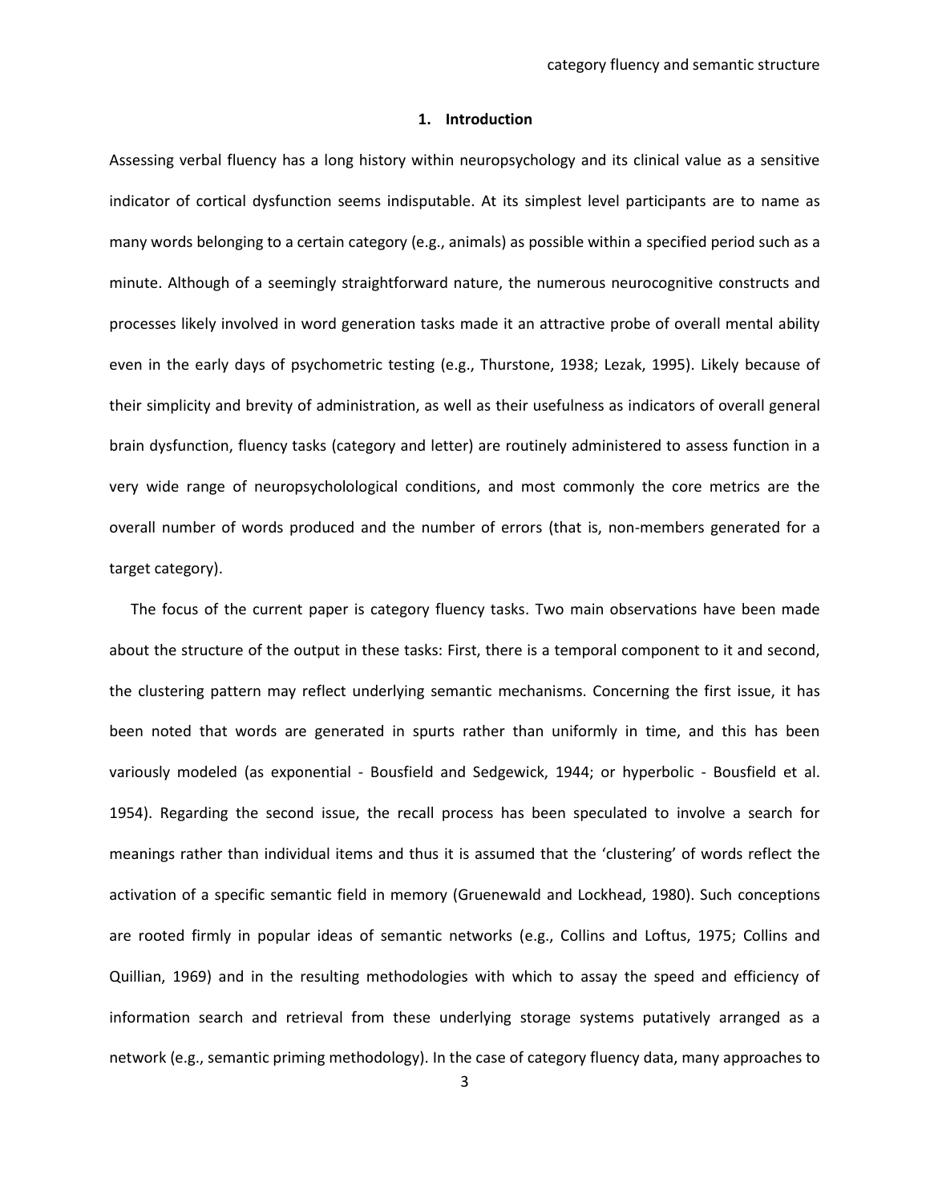## 1. Introduction

Assessing verbal fluency has a long history within neuropsychology and its clinical value as a sensitive indicator of cortical dysfunction seems indisputable. At its simplest level participants are to name as many words belonging to a certain category (e.g., animals) as possible within a specified period such as a minute. Although of a seemingly straightforward nature, the numerous neurocognitive constructs and processes likely involved in word generation tasks made it an attractive probe of overall mental ability even in the early days of psychometric testing (e.g., Thurstone, 1938; Lezak, 1995). Likely because of their simplicity and brevity of administration, as well as their usefulness as indicators of overall general brain dysfunction, fluency tasks (category and letter) are routinely administered to assess function in a very wide range of neuropsycholological conditions, and most commonly the core metrics are the overall number of words produced and the number of errors (that is, non-members generated for a target category).

The focus of the current paper is category fluency tasks. Two main observations have been made about the structure of the output in these tasks: First, there is a temporal component to it and second, the clustering pattern may reflect underlying semantic mechanisms. Concerning the first issue, it has been noted that words are generated in spurts rather than uniformly in time, and this has been variously modeled (as exponential - Bousfield and Sedgewick, 1944; or hyperbolic - Bousfield et al. 1954). Regarding the second issue, the recall process has been speculated to involve a search for meanings rather than individual items and thus it is assumed that the 'clustering' of words reflect the activation of a specific semantic field in memory (Gruenewald and Lockhead, 1980). Such conceptions are rooted firmly in popular ideas of semantic networks (e.g., Collins and Loftus, 1975; Collins and Quillian, 1969) and in the resulting methodologies with which to assay the speed and efficiency of information search and retrieval from these underlying storage systems putatively arranged as a network (e.g., semantic priming methodology). In the case of category fluency data, many approaches to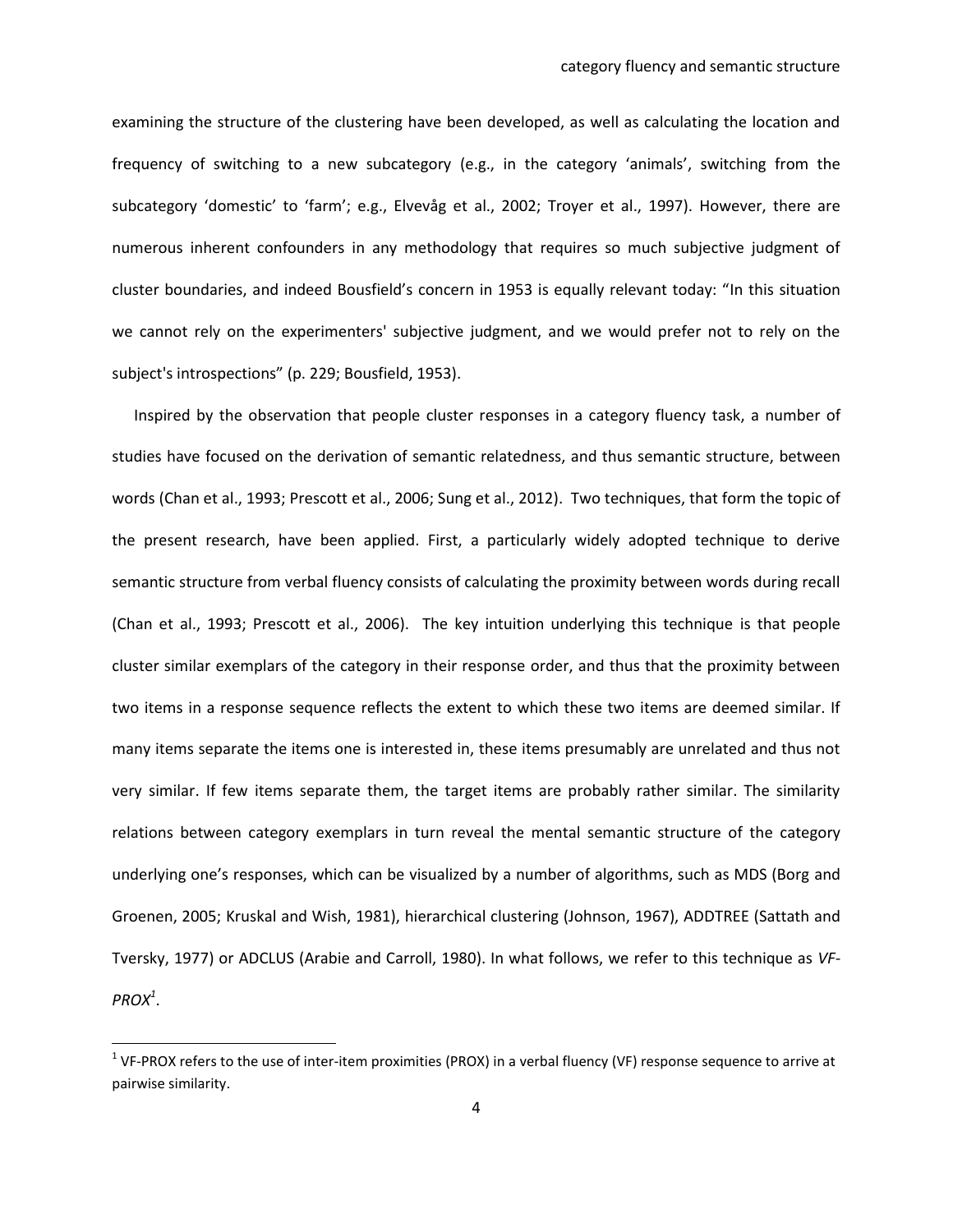examining the structure of the clustering have been developed, as well as calculating the location and frequency of switching to a new subcategory (e.g., in the category 'animals', switching from the subcategory 'domestic' to 'farm'; e.g., Elvevåg et al., 2002; Troyer et al., 1997). However, there are numerous inherent confounders in any methodology that requires so much subjective judgment of cluster boundaries, and indeed Bousfield's concern in 1953 is equally relevant today: "In this situation we cannot rely on the experimenters' subjective judgment, and we would prefer not to rely on the subject's introspections" (p. 229; Bousfield, 1953).

Inspired by the observation that people cluster responses in a category fluency task, a number of studies have focused on the derivation of semantic relatedness, and thus semantic structure, between words (Chan et al., 1993; Prescott et al., 2006; Sung et al., 2012). Two techniques, that form the topic of the present research, have been applied. First, a particularly widely adopted technique to derive semantic structure from verbal fluency consists of calculating the proximity between words during recall (Chan et al., 1993; Prescott et al., 2006). The key intuition underlying this technique is that people cluster similar exemplars of the category in their response order, and thus that the proximity between two items in a response sequence reflects the extent to which these two items are deemed similar. If many items separate the items one is interested in, these items presumably are unrelated and thus not very similar. If few items separate them, the target items are probably rather similar. The similarity relations between category exemplars in turn reveal the mental semantic structure of the category underlying one's responses, which can be visualized by a number of algorithms, such as MDS (Borg and Groenen, 2005; Kruskal and Wish, 1981), hierarchical clustering (Johnson, 1967), ADDTREE (Sattath and Tversky, 1977) or ADCLUS (Arabie and Carroll, 1980). In what follows, we refer to this technique as *VF-PROX*[1].

[1] VF-PROX refers to the use of inter-item proximities (PROX) in a verbal fluency (VF) response sequence to arrive at pairwise similarity.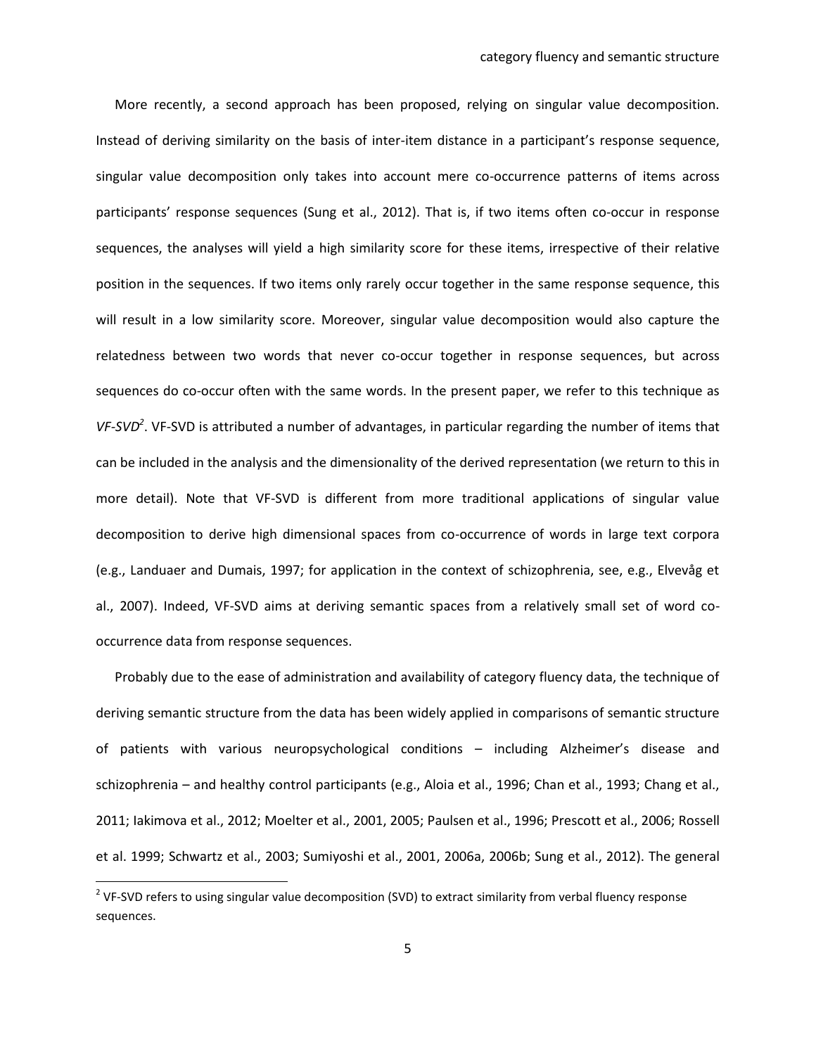More recently, a second approach has been proposed, relying on singular value decomposition. Instead of deriving similarity on the basis of inter-item distance in a participant's response sequence, singular value decomposition only takes into account mere co-occurrence patterns of items across participants' response sequences (Sung et al., 2012). That is, if two items often co-occur in response sequences, the analyses will yield a high similarity score for these items, irrespective of their relative position in the sequences. If two items only rarely occur together in the same response sequence, this will result in a low similarity score. Moreover, singular value decomposition would also capture the relatedness between two words that never co-occur together in response sequences, but across sequences do co-occur often with the same words. In the present paper, we refer to this technique as *VF-SVD*[2]. VF-SVD is attributed a number of advantages, in particular regarding the number of items that can be included in the analysis and the dimensionality of the derived representation (we return to this in more detail). Note that VF-SVD is different from more traditional applications of singular value decomposition to derive high dimensional spaces from co-occurrence of words in large text corpora (e.g., Landuaer and Dumais, 1997; for application in the context of schizophrenia, see, e.g., Elvevåg et al., 2007). Indeed, VF-SVD aims at deriving semantic spaces from a relatively small set of word co-occurrence data from response sequences.

Probably due to the ease of administration and availability of category fluency data, the technique of deriving semantic structure from the data has been widely applied in comparisons of semantic structure of patients with various neuropsychological conditions – including Alzheimer's disease and schizophrenia – and healthy control participants (e.g., Aloia et al., 1996; Chan et al., 1993; Chang et al., 2011; Iakimova et al., 2012; Moelter et al., 2001, 2005; Paulsen et al., 1996; Prescott et al., 2006; Rossell et al. 1999; Schwartz et al., 2003; Sumiyoshi et al., 2001, 2006a, 2006b; Sung et al., 2012). The general

[2] VF-SVD refers to using singular value decomposition (SVD) to extract similarity from verbal fluency response sequences.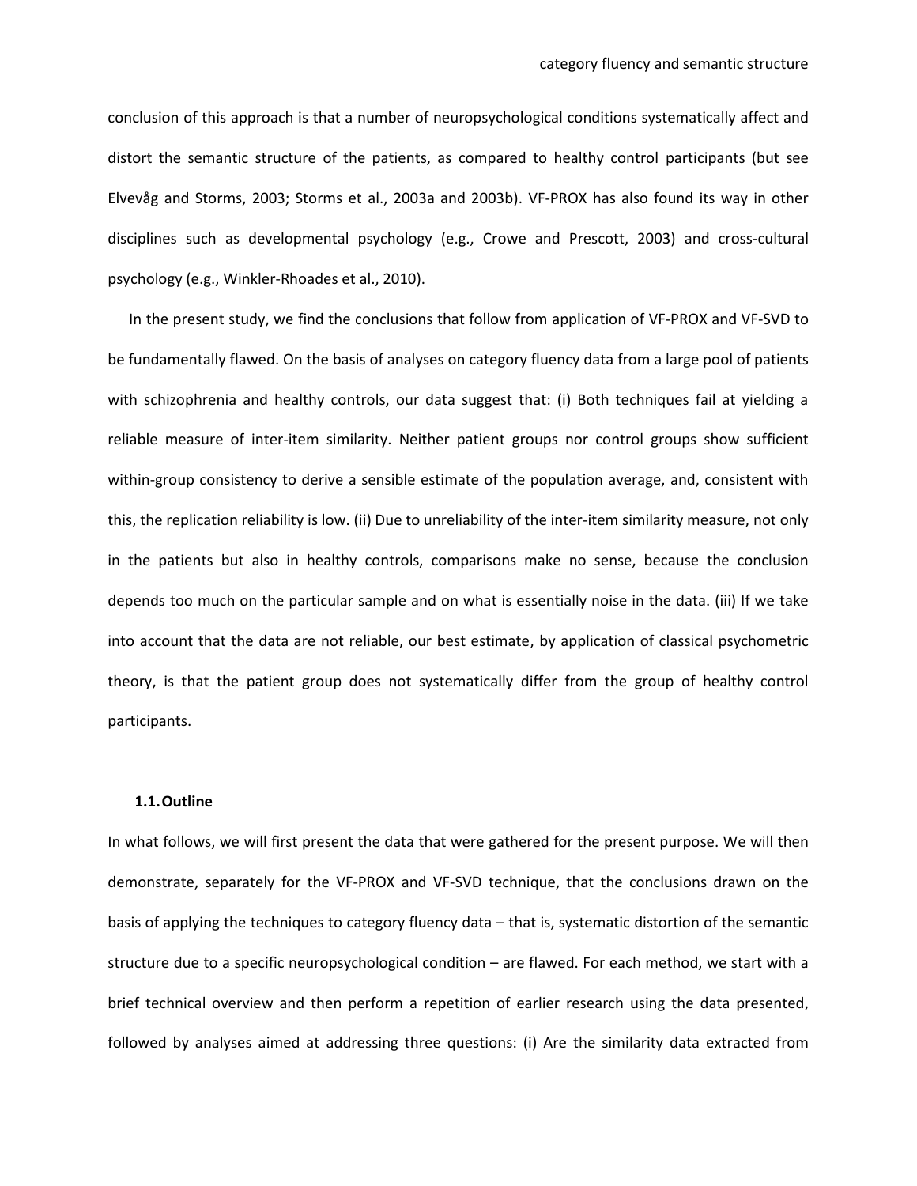conclusion of this approach is that a number of neuropsychological conditions systematically affect and distort the semantic structure of the patients, as compared to healthy control participants (but see Elvevåg and Storms, 2003; Storms et al., 2003a and 2003b). VF-PROX has also found its way in other disciplines such as developmental psychology (e.g., Crowe and Prescott, 2003) and cross-cultural psychology (e.g., Winkler-Rhoades et al., 2010).

In the present study, we find the conclusions that follow from application of VF-PROX and VF-SVD to be fundamentally flawed. On the basis of analyses on category fluency data from a large pool of patients with schizophrenia and healthy controls, our data suggest that: (i) Both techniques fail at yielding a reliable measure of inter-item similarity. Neither patient groups nor control groups show sufficient within-group consistency to derive a sensible estimate of the population average, and, consistent with this, the replication reliability is low. (ii) Due to unreliability of the inter-item similarity measure, not only in the patients but also in healthy controls, comparisons make no sense, because the conclusion depends too much on the particular sample and on what is essentially noise in the data. (iii) If we take into account that the data are not reliable, our best estimate, by application of classical psychometric theory, is that the patient group does not systematically differ from the group of healthy control participants.

### 1.1. Outline

In what follows, we will first present the data that were gathered for the present purpose. We will then demonstrate, separately for the VF-PROX and VF-SVD technique, that the conclusions drawn on the basis of applying the techniques to category fluency data – that is, systematic distortion of the semantic structure due to a specific neuropsychological condition – are flawed. For each method, we start with a brief technical overview and then perform a repetition of earlier research using the data presented, followed by analyses aimed at addressing three questions: (i) Are the similarity data extracted from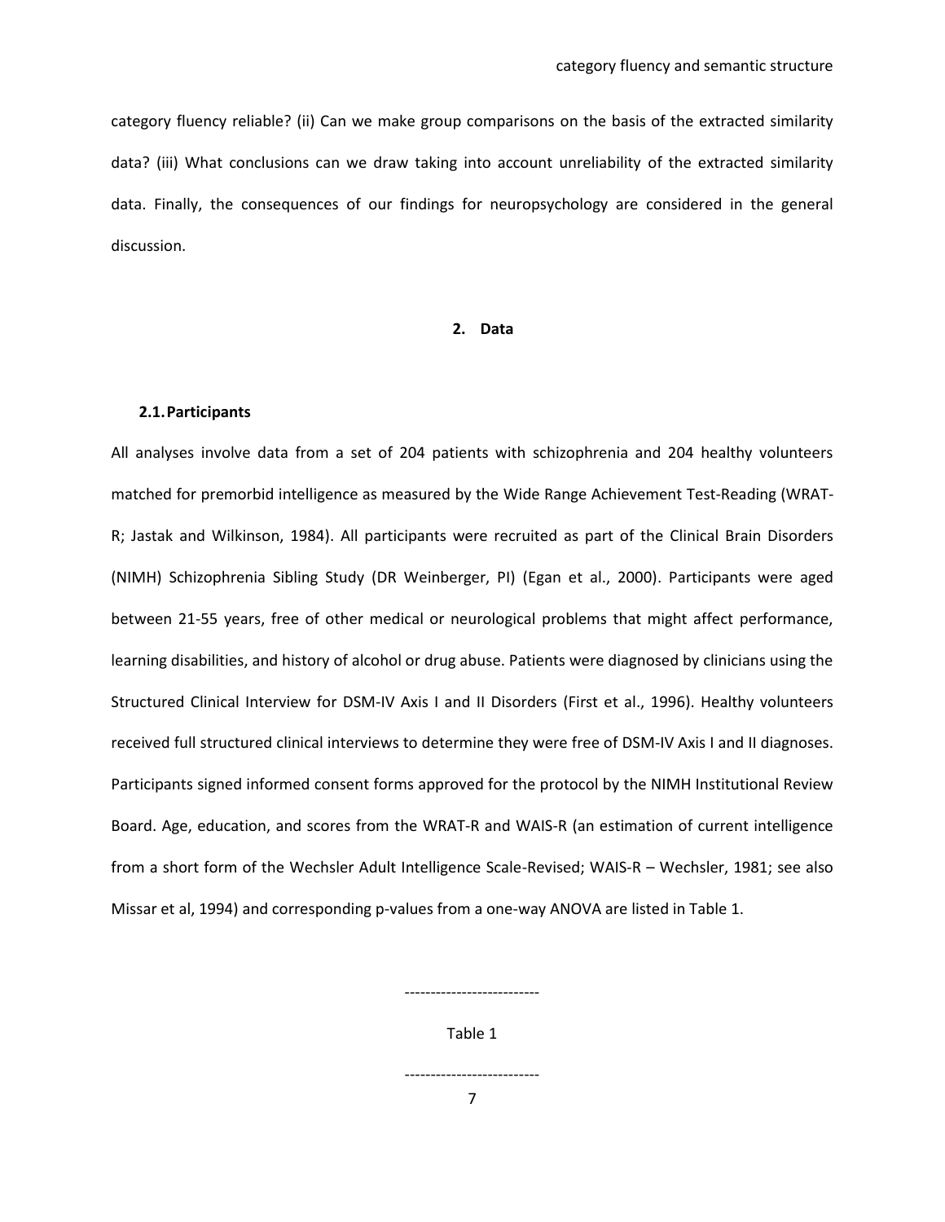category fluency reliable? (ii) Can we make group comparisons on the basis of the extracted similarity data? (iii) What conclusions can we draw taking into account unreliability of the extracted similarity data. Finally, the consequences of our findings for neuropsychology are considered in the general discussion.

## 2. Data

### 2.1. Participants

All analyses involve data from a set of 204 patients with schizophrenia and 204 healthy volunteers matched for premorbid intelligence as measured by the Wide Range Achievement Test-Reading (WRAT-R; Jastak and Wilkinson, 1984). All participants were recruited as part of the Clinical Brain Disorders (NIMH) Schizophrenia Sibling Study (DR Weinberger, PI) (Egan et al., 2000). Participants were aged between 21-55 years, free of other medical or neurological problems that might affect performance, learning disabilities, and history of alcohol or drug abuse. Patients were diagnosed by clinicians using the Structured Clinical Interview for DSM-IV Axis I and II Disorders (First et al., 1996). Healthy volunteers received full structured clinical interviews to determine they were free of DSM-IV Axis I and II diagnoses. Participants signed informed consent forms approved for the protocol by the NIMH Institutional Review Board. Age, education, and scores from the WRAT-R and WAIS-R (an estimation of current intelligence from a short form of the Wechsler Adult Intelligence Scale-Revised; WAIS-R – Wechsler, 1981; see also Missar et al, 1994) and corresponding p-values from a one-way ANOVA are listed in Table 1.

--------------------------

Table 1

--------------------------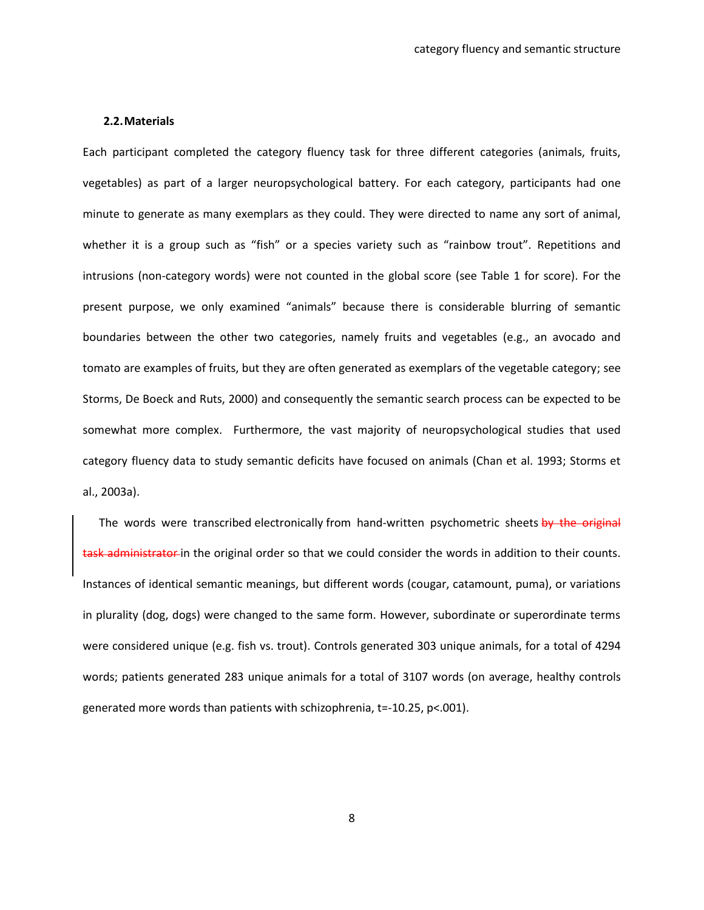### 2.2. Materials

Each participant completed the category fluency task for three different categories (animals, fruits, vegetables) as part of a larger neuropsychological battery. For each category, participants had one minute to generate as many exemplars as they could. They were directed to name any sort of animal, whether it is a group such as "fish" or a species variety such as "rainbow trout". Repetitions and intrusions (non-category words) were not counted in the global score (see Table 1 for score). For the present purpose, we only examined "animals" because there is considerable blurring of semantic boundaries between the other two categories, namely fruits and vegetables (e.g., an avocado and tomato are examples of fruits, but they are often generated as exemplars of the vegetable category; see Storms, De Boeck and Ruts, 2000) and consequently the semantic search process can be expected to be somewhat more complex. Furthermore, the vast majority of neuropsychological studies that used category fluency data to study semantic deficits have focused on animals (Chan et al. 1993; Storms et al., 2003a).

The words were transcribed electronically from hand-written psychometric sheets ~~by the original task administrator~~ in the original order so that we could consider the words in addition to their counts. Instances of identical semantic meanings, but different words (cougar, catamount, puma), or variations in plurality (dog, dogs) were changed to the same form. However, subordinate or superordinate terms were considered unique (e.g. fish vs. trout). Controls generated 303 unique animals, for a total of 4294 words; patients generated 283 unique animals for a total of 3107 words (on average, healthy controls generated more words than patients with schizophrenia, $t=-10.25$, $p<.001$).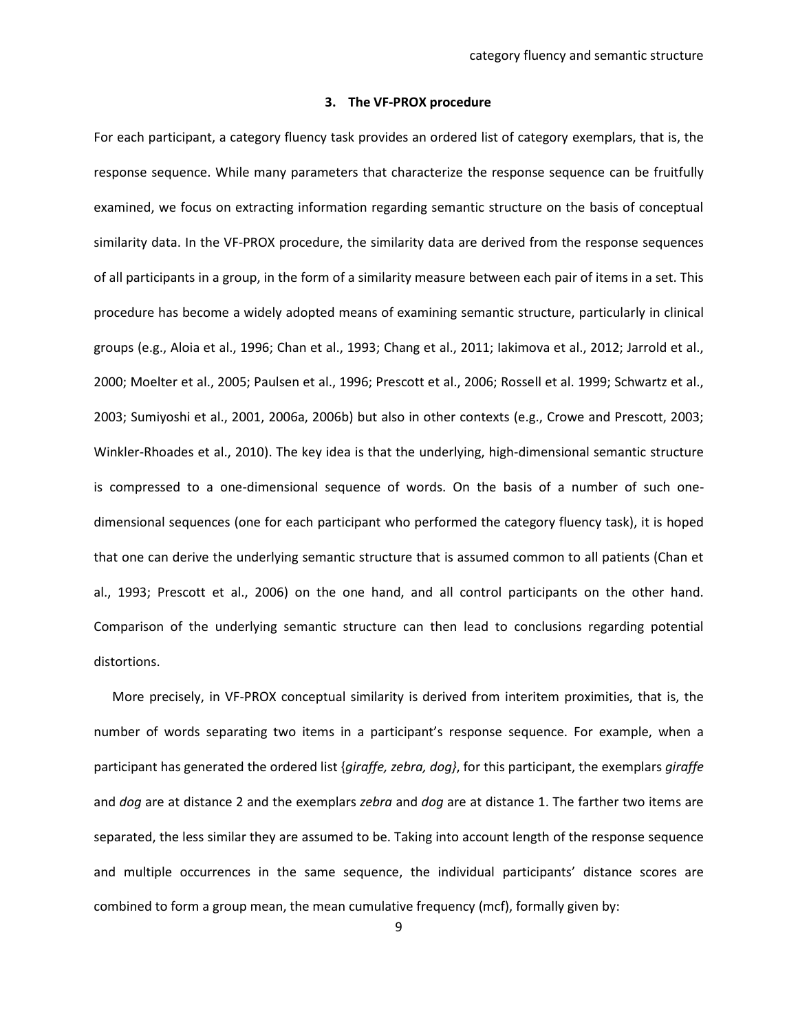## 3. The VF-PROX procedure

For each participant, a category fluency task provides an ordered list of category exemplars, that is, the response sequence. While many parameters that characterize the response sequence can be fruitfully examined, we focus on extracting information regarding semantic structure on the basis of conceptual similarity data. In the VF-PROX procedure, the similarity data are derived from the response sequences of all participants in a group, in the form of a similarity measure between each pair of items in a set. This procedure has become a widely adopted means of examining semantic structure, particularly in clinical groups (e.g., Aloia et al., 1996; Chan et al., 1993; Chang et al., 2011; Iakimova et al., 2012; Jarrold et al., 2000; Moelter et al., 2005; Paulsen et al., 1996; Prescott et al., 2006; Rossell et al. 1999; Schwartz et al., 2003; Sumiyoshi et al., 2001, 2006a, 2006b) but also in other contexts (e.g., Crowe and Prescott, 2003; Winkler-Rhoades et al., 2010). The key idea is that the underlying, high-dimensional semantic structure is compressed to a one-dimensional sequence of words. On the basis of a number of such one-dimensional sequences (one for each participant who performed the category fluency task), it is hoped that one can derive the underlying semantic structure that is assumed common to all patients (Chan et al., 1993; Prescott et al., 2006) on the one hand, and all control participants on the other hand. Comparison of the underlying semantic structure can then lead to conclusions regarding potential distortions.

More precisely, in VF-PROX conceptual similarity is derived from interitem proximities, that is, the number of words separating two items in a participant's response sequence. For example, when a participant has generated the ordered list {*giraffe, zebra, dog}*, for this participant, the exemplars *giraffe* and *dog* are at distance 2 and the exemplars *zebra* and *dog* are at distance 1. The farther two items are separated, the less similar they are assumed to be. Taking into account length of the response sequence and multiple occurrences in the same sequence, the individual participants' distance scores are combined to form a group mean, the mean cumulative frequency (mcf), formally given by: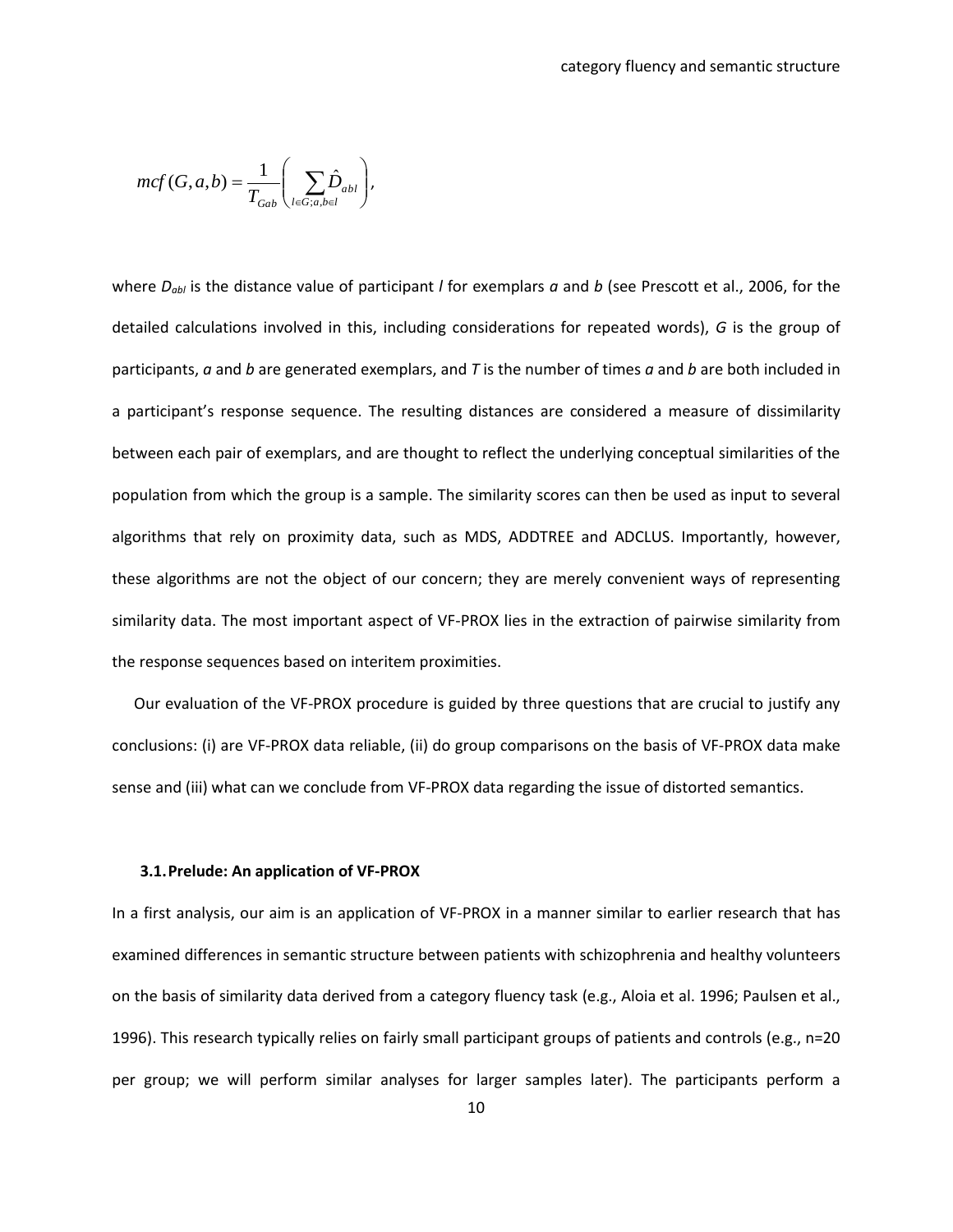$$mcf(G,a,b) = \frac{1}{T_{Gab}} \left( \sum_{l \in G; a,b \in l} \hat{D}_{abl} \right),$$

where $D_{abl}$ is the distance value of participant $l$ for exemplars $a$ and $b$ (see Prescott et al., 2006, for the detailed calculations involved in this, including considerations for repeated words), $G$ is the group of participants, $a$ and $b$ are generated exemplars, and $T$ is the number of times $a$ and $b$ are both included in a participant's response sequence. The resulting distances are considered a measure of dissimilarity between each pair of exemplars, and are thought to reflect the underlying conceptual similarities of the population from which the group is a sample. The similarity scores can then be used as input to several algorithms that rely on proximity data, such as MDS, ADDTREE and ADCLUS. Importantly, however, these algorithms are not the object of our concern; they are merely convenient ways of representing similarity data. The most important aspect of VF-PROX lies in the extraction of pairwise similarity from the response sequences based on interitem proximities.

Our evaluation of the VF-PROX procedure is guided by three questions that are crucial to justify any conclusions: (i) are VF-PROX data reliable, (ii) do group comparisons on the basis of VF-PROX data make sense and (iii) what can we conclude from VF-PROX data regarding the issue of distorted semantics.

### 3.1. Prelude: An application of VF-PROX

In a first analysis, our aim is an application of VF-PROX in a manner similar to earlier research that has examined differences in semantic structure between patients with schizophrenia and healthy volunteers on the basis of similarity data derived from a category fluency task (e.g., Aloia et al. 1996; Paulsen et al., 1996). This research typically relies on fairly small participant groups of patients and controls (e.g., n=20 per group; we will perform similar analyses for larger samples later). The participants perform a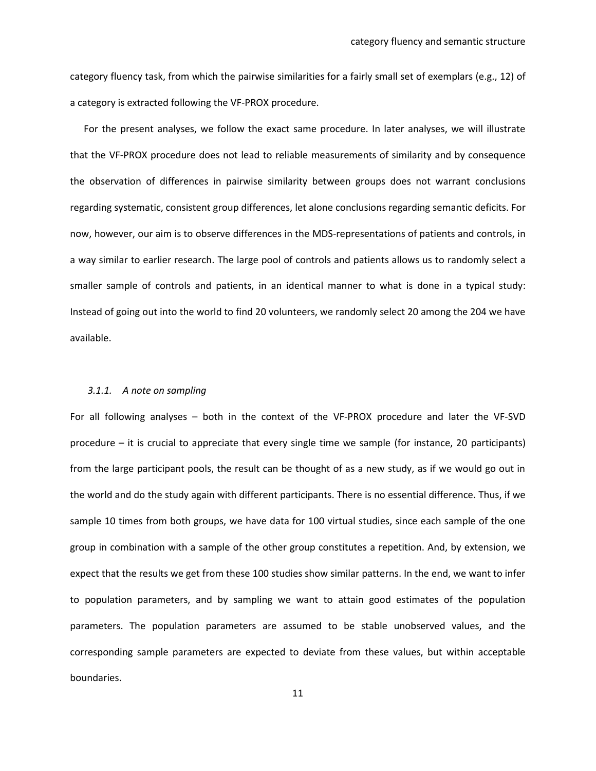category fluency task, from which the pairwise similarities for a fairly small set of exemplars (e.g., 12) of a category is extracted following the VF-PROX procedure.

For the present analyses, we follow the exact same procedure. In later analyses, we will illustrate that the VF-PROX procedure does not lead to reliable measurements of similarity and by consequence the observation of differences in pairwise similarity between groups does not warrant conclusions regarding systematic, consistent group differences, let alone conclusions regarding semantic deficits. For now, however, our aim is to observe differences in the MDS-representations of patients and controls, in a way similar to earlier research. The large pool of controls and patients allows us to randomly select a smaller sample of controls and patients, in an identical manner to what is done in a typical study: Instead of going out into the world to find 20 volunteers, we randomly select 20 among the 204 we have available.

#### *3.1.1. A note on sampling*

For all following analyses – both in the context of the VF-PROX procedure and later the VF-SVD procedure – it is crucial to appreciate that every single time we sample (for instance, 20 participants) from the large participant pools, the result can be thought of as a new study, as if we would go out in the world and do the study again with different participants. There is no essential difference. Thus, if we sample 10 times from both groups, we have data for 100 virtual studies, since each sample of the one group in combination with a sample of the other group constitutes a repetition. And, by extension, we expect that the results we get from these 100 studies show similar patterns. In the end, we want to infer to population parameters, and by sampling we want to attain good estimates of the population parameters. The population parameters are assumed to be stable unobserved values, and the corresponding sample parameters are expected to deviate from these values, but within acceptable boundaries.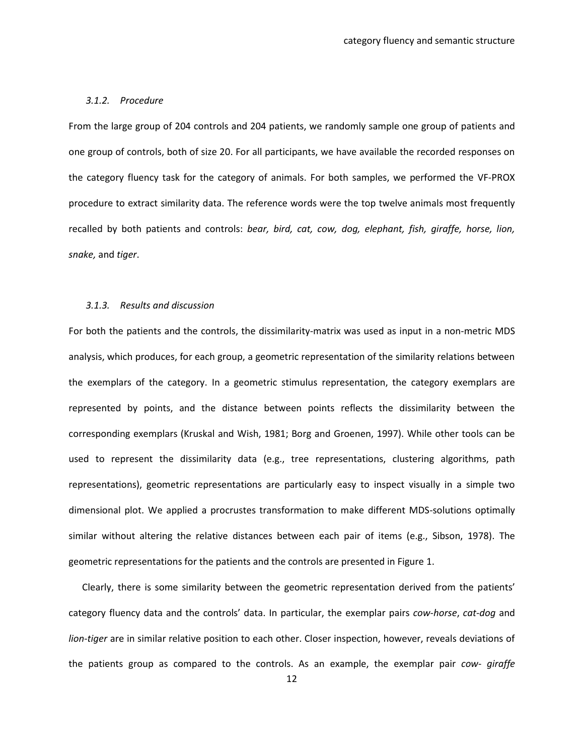### 3.1.2. Procedure

From the large group of 204 controls and 204 patients, we randomly sample one group of patients and one group of controls, both of size 20. For all participants, we have available the recorded responses on the category fluency task for the category of animals. For both samples, we performed the VF-PROX procedure to extract similarity data. The reference words were the top twelve animals most frequently recalled by both patients and controls: *bear, bird, cat, cow, dog, elephant, fish, giraffe, horse, lion, snake,* and *tiger*.

### 3.1.3. Results and discussion

For both the patients and the controls, the dissimilarity-matrix was used as input in a non-metric MDS analysis, which produces, for each group, a geometric representation of the similarity relations between the exemplars of the category. In a geometric stimulus representation, the category exemplars are represented by points, and the distance between points reflects the dissimilarity between the corresponding exemplars (Kruskal and Wish, 1981; Borg and Groenen, 1997). While other tools can be used to represent the dissimilarity data (e.g., tree representations, clustering algorithms, path representations), geometric representations are particularly easy to inspect visually in a simple two dimensional plot. We applied a procrustes transformation to make different MDS-solutions optimally similar without altering the relative distances between each pair of items (e.g., Sibson, 1978). The geometric representations for the patients and the controls are presented in Figure 1.

Clearly, there is some similarity between the geometric representation derived from the patients' category fluency data and the controls' data. In particular, the exemplar pairs *cow-horse*, *cat-dog* and *lion-tiger* are in similar relative position to each other. Closer inspection, however, reveals deviations of the patients group as compared to the controls. As an example, the exemplar pair *cow- giraffe*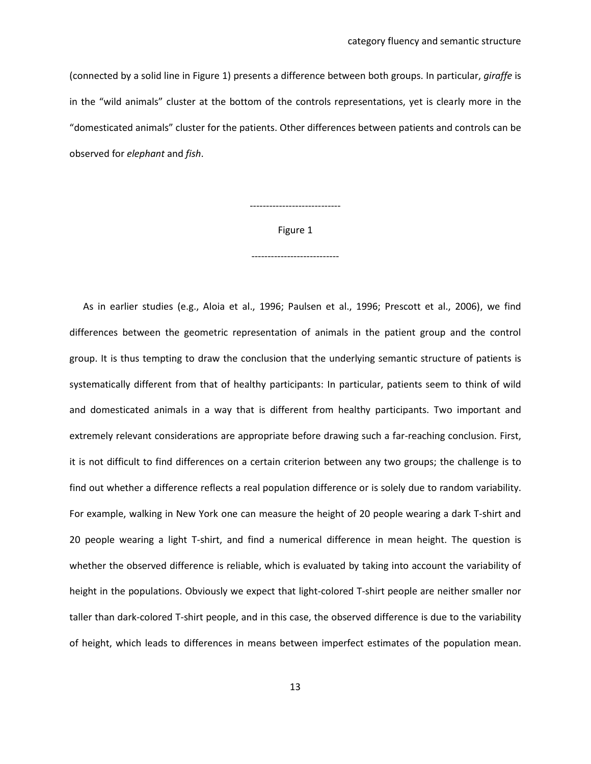(connected by a solid line in Figure 1) presents a difference between both groups. In particular, *giraffe* is in the "wild animals" cluster at the bottom of the controls representations, yet is clearly more in the "domesticated animals" cluster for the patients. Other differences between patients and controls can be observed for *elephant* and *fish*.

----------------------------

Figure 1

---------------------------

As in earlier studies (e.g., Aloia et al., 1996; Paulsen et al., 1996; Prescott et al., 2006), we find differences between the geometric representation of animals in the patient group and the control group. It is thus tempting to draw the conclusion that the underlying semantic structure of patients is systematically different from that of healthy participants: In particular, patients seem to think of wild and domesticated animals in a way that is different from healthy participants. Two important and extremely relevant considerations are appropriate before drawing such a far-reaching conclusion. First, it is not difficult to find differences on a certain criterion between any two groups; the challenge is to find out whether a difference reflects a real population difference or is solely due to random variability. For example, walking in New York one can measure the height of 20 people wearing a dark T-shirt and 20 people wearing a light T-shirt, and find a numerical difference in mean height. The question is whether the observed difference is reliable, which is evaluated by taking into account the variability of height in the populations. Obviously we expect that light-colored T-shirt people are neither smaller nor taller than dark-colored T-shirt people, and in this case, the observed difference is due to the variability of height, which leads to differences in means between imperfect estimates of the population mean.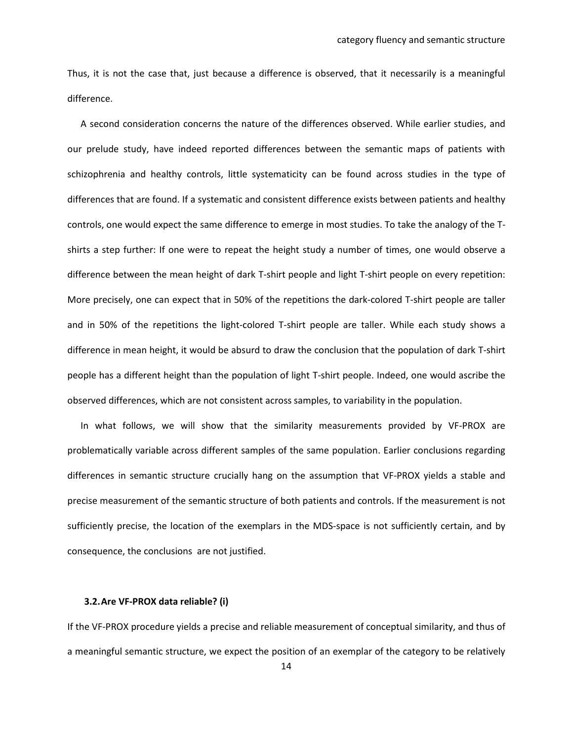Thus, it is not the case that, just because a difference is observed, that it necessarily is a meaningful difference.

A second consideration concerns the nature of the differences observed. While earlier studies, and our prelude study, have indeed reported differences between the semantic maps of patients with schizophrenia and healthy controls, little systematicity can be found across studies in the type of differences that are found. If a systematic and consistent difference exists between patients and healthy controls, one would expect the same difference to emerge in most studies. To take the analogy of the T-shirts a step further: If one were to repeat the height study a number of times, one would observe a difference between the mean height of dark T-shirt people and light T-shirt people on every repetition: More precisely, one can expect that in 50% of the repetitions the dark-colored T-shirt people are taller and in 50% of the repetitions the light-colored T-shirt people are taller. While each study shows a difference in mean height, it would be absurd to draw the conclusion that the population of dark T-shirt people has a different height than the population of light T-shirt people. Indeed, one would ascribe the observed differences, which are not consistent across samples, to variability in the population.

In what follows, we will show that the similarity measurements provided by VF-PROX are problematically variable across different samples of the same population. Earlier conclusions regarding differences in semantic structure crucially hang on the assumption that VF-PROX yields a stable and precise measurement of the semantic structure of both patients and controls. If the measurement is not sufficiently precise, the location of the exemplars in the MDS-space is not sufficiently certain, and by consequence, the conclusions are not justified.

### 3.2. Are VF-PROX data reliable? (i)

If the VF-PROX procedure yields a precise and reliable measurement of conceptual similarity, and thus of a meaningful semantic structure, we expect the position of an exemplar of the category to be relatively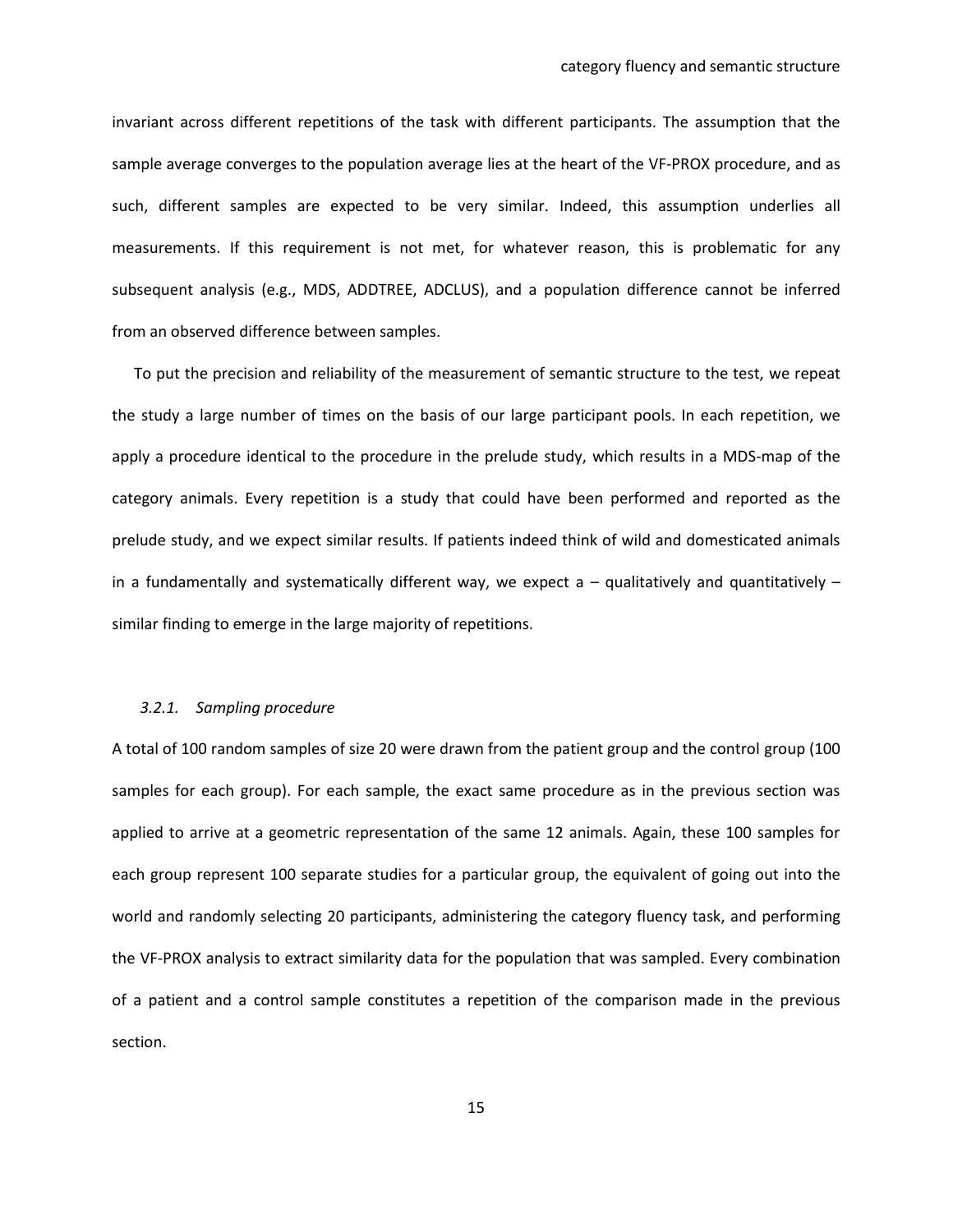invariant across different repetitions of the task with different participants. The assumption that the sample average converges to the population average lies at the heart of the VF-PROX procedure, and as such, different samples are expected to be very similar. Indeed, this assumption underlies all measurements. If this requirement is not met, for whatever reason, this is problematic for any subsequent analysis (e.g., MDS, ADDTREE, ADCLUS), and a population difference cannot be inferred from an observed difference between samples.

To put the precision and reliability of the measurement of semantic structure to the test, we repeat the study a large number of times on the basis of our large participant pools. In each repetition, we apply a procedure identical to the procedure in the prelude study, which results in a MDS-map of the category animals. Every repetition is a study that could have been performed and reported as the prelude study, and we expect similar results. If patients indeed think of wild and domesticated animals in a fundamentally and systematically different way, we expect a – qualitatively and quantitatively – similar finding to emerge in the large majority of repetitions.

### *3.2.1. Sampling procedure*

A total of 100 random samples of size 20 were drawn from the patient group and the control group (100 samples for each group). For each sample, the exact same procedure as in the previous section was applied to arrive at a geometric representation of the same 12 animals. Again, these 100 samples for each group represent 100 separate studies for a particular group, the equivalent of going out into the world and randomly selecting 20 participants, administering the category fluency task, and performing the VF-PROX analysis to extract similarity data for the population that was sampled. Every combination of a patient and a control sample constitutes a repetition of the comparison made in the previous section.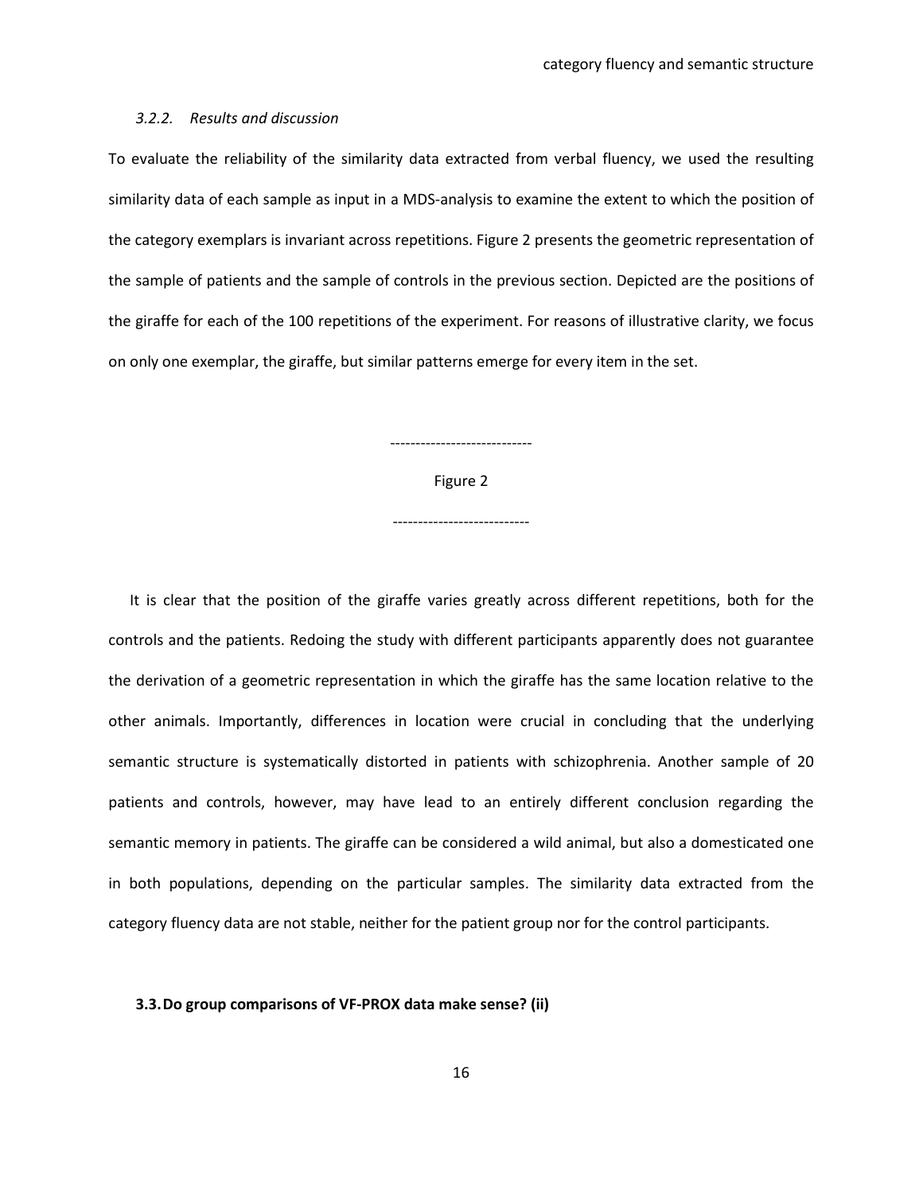### 3.2.2. *Results and discussion*

To evaluate the reliability of the similarity data extracted from verbal fluency, we used the resulting similarity data of each sample as input in a MDS-analysis to examine the extent to which the position of the category exemplars is invariant across repetitions. Figure 2 presents the geometric representation of the sample of patients and the sample of controls in the previous section. Depicted are the positions of the giraffe for each of the 100 repetitions of the experiment. For reasons of illustrative clarity, we focus on only one exemplar, the giraffe, but similar patterns emerge for every item in the set.

----------------------------

Figure 2

---------------------------

It is clear that the position of the giraffe varies greatly across different repetitions, both for the controls and the patients. Redoing the study with different participants apparently does not guarantee the derivation of a geometric representation in which the giraffe has the same location relative to the other animals. Importantly, differences in location were crucial in concluding that the underlying semantic structure is systematically distorted in patients with schizophrenia. Another sample of 20 patients and controls, however, may have lead to an entirely different conclusion regarding the semantic memory in patients. The giraffe can be considered a wild animal, but also a domesticated one in both populations, depending on the particular samples. The similarity data extracted from the category fluency data are not stable, neither for the patient group nor for the control participants.

## 3.3. Do group comparisons of VF-PROX data make sense? (ii)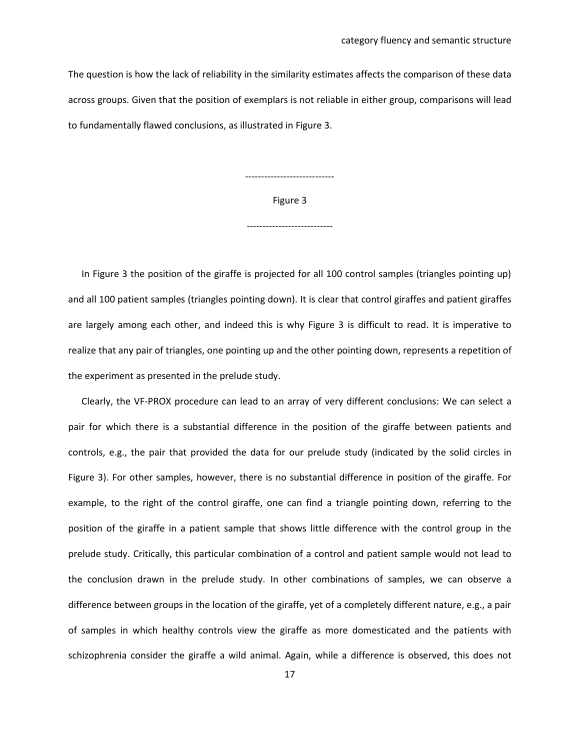The question is how the lack of reliability in the similarity estimates affects the comparison of these data across groups. Given that the position of exemplars is not reliable in either group, comparisons will lead to fundamentally flawed conclusions, as illustrated in Figure 3.

----------------------------

Figure 3

---------------------------

In Figure 3 the position of the giraffe is projected for all 100 control samples (triangles pointing up) and all 100 patient samples (triangles pointing down). It is clear that control giraffes and patient giraffes are largely among each other, and indeed this is why Figure 3 is difficult to read. It is imperative to realize that any pair of triangles, one pointing up and the other pointing down, represents a repetition of the experiment as presented in the prelude study.

Clearly, the VF-PROX procedure can lead to an array of very different conclusions: We can select a pair for which there is a substantial difference in the position of the giraffe between patients and controls, e.g., the pair that provided the data for our prelude study (indicated by the solid circles in Figure 3). For other samples, however, there is no substantial difference in position of the giraffe. For example, to the right of the control giraffe, one can find a triangle pointing down, referring to the position of the giraffe in a patient sample that shows little difference with the control group in the prelude study. Critically, this particular combination of a control and patient sample would not lead to the conclusion drawn in the prelude study. In other combinations of samples, we can observe a difference between groups in the location of the giraffe, yet of a completely different nature, e.g., a pair of samples in which healthy controls view the giraffe as more domesticated and the patients with schizophrenia consider the giraffe a wild animal. Again, while a difference is observed, this does not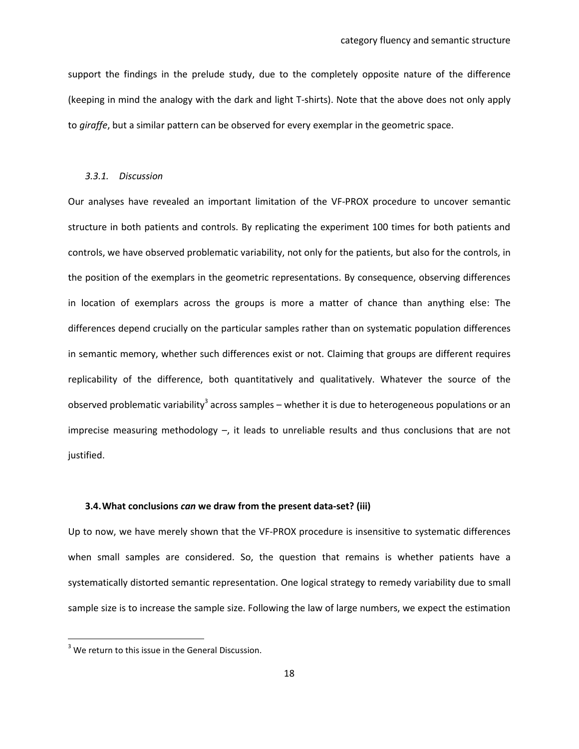support the findings in the prelude study, due to the completely opposite nature of the difference (keeping in mind the analogy with the dark and light T-shirts). Note that the above does not only apply to *giraffe*, but a similar pattern can be observed for every exemplar in the geometric space.

#### *3.3.1. Discussion*

Our analyses have revealed an important limitation of the VF-PROX procedure to uncover semantic structure in both patients and controls. By replicating the experiment 100 times for both patients and controls, we have observed problematic variability, not only for the patients, but also for the controls, in the position of the exemplars in the geometric representations. By consequence, observing differences in location of exemplars across the groups is more a matter of chance than anything else: The differences depend crucially on the particular samples rather than on systematic population differences in semantic memory, whether such differences exist or not. Claiming that groups are different requires replicability of the difference, both quantitatively and qualitatively. Whatever the source of the observed problematic variability[3] across samples – whether it is due to heterogeneous populations or an imprecise measuring methodology –, it leads to unreliable results and thus conclusions that are not justified.

### **3.4. What conclusions *can* we draw from the present data-set? (iii)**

Up to now, we have merely shown that the VF-PROX procedure is insensitive to systematic differences when small samples are considered. So, the question that remains is whether patients have a systematically distorted semantic representation. One logical strategy to remedy variability due to small sample size is to increase the sample size. Following the law of large numbers, we expect the estimation

[3] We return to this issue in the General Discussion.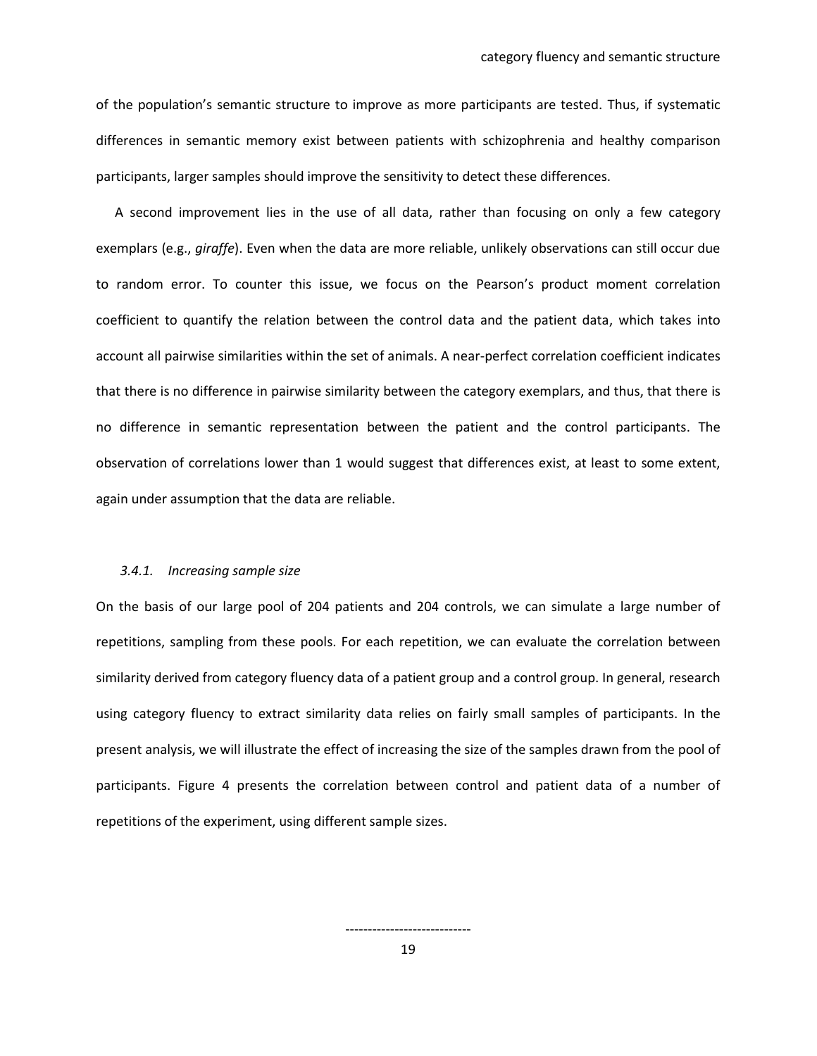of the population's semantic structure to improve as more participants are tested. Thus, if systematic differences in semantic memory exist between patients with schizophrenia and healthy comparison participants, larger samples should improve the sensitivity to detect these differences.

A second improvement lies in the use of all data, rather than focusing on only a few category exemplars (e.g., *giraffe*). Even when the data are more reliable, unlikely observations can still occur due to random error. To counter this issue, we focus on the Pearson's product moment correlation coefficient to quantify the relation between the control data and the patient data, which takes into account all pairwise similarities within the set of animals. A near-perfect correlation coefficient indicates that there is no difference in pairwise similarity between the category exemplars, and thus, that there is no difference in semantic representation between the patient and the control participants. The observation of correlations lower than 1 would suggest that differences exist, at least to some extent, again under assumption that the data are reliable.

### *3.4.1. Increasing sample size*

On the basis of our large pool of 204 patients and 204 controls, we can simulate a large number of repetitions, sampling from these pools. For each repetition, we can evaluate the correlation between similarity derived from category fluency data of a patient group and a control group. In general, research using category fluency to extract similarity data relies on fairly small samples of participants. In the present analysis, we will illustrate the effect of increasing the size of the samples drawn from the pool of participants. Figure 4 presents the correlation between control and patient data of a number of repetitions of the experiment, using different sample sizes.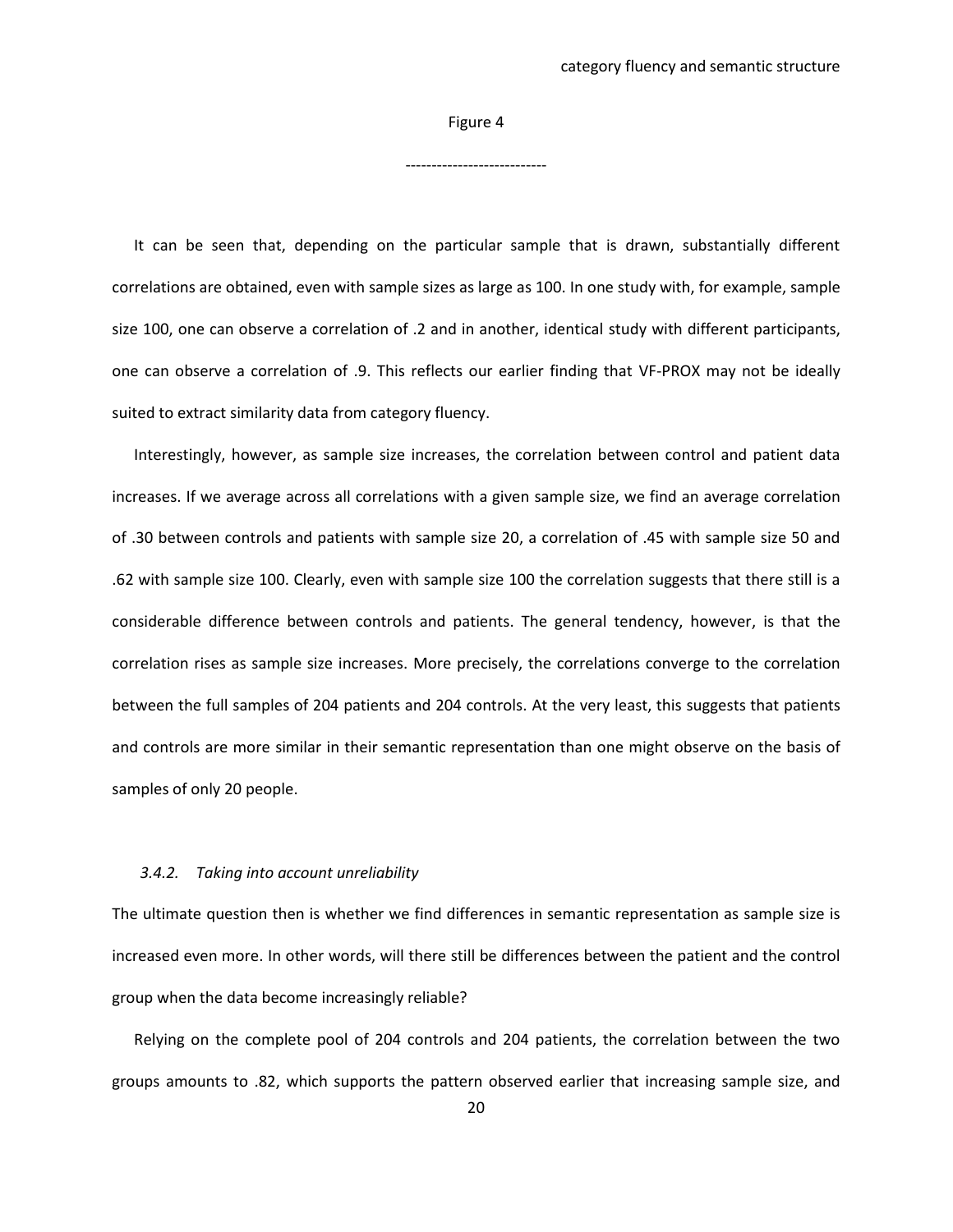Figure 4

---------------------------

It can be seen that, depending on the particular sample that is drawn, substantially different correlations are obtained, even with sample sizes as large as 100. In one study with, for example, sample size 100, one can observe a correlation of .2 and in another, identical study with different participants, one can observe a correlation of .9. This reflects our earlier finding that VF-PROX may not be ideally suited to extract similarity data from category fluency.

Interestingly, however, as sample size increases, the correlation between control and patient data increases. If we average across all correlations with a given sample size, we find an average correlation of .30 between controls and patients with sample size 20, a correlation of .45 with sample size 50 and .62 with sample size 100. Clearly, even with sample size 100 the correlation suggests that there still is a considerable difference between controls and patients. The general tendency, however, is that the correlation rises as sample size increases. More precisely, the correlations converge to the correlation between the full samples of 204 patients and 204 controls. At the very least, this suggests that patients and controls are more similar in their semantic representation than one might observe on the basis of samples of only 20 people.

### *3.4.2. Taking into account unreliability*

The ultimate question then is whether we find differences in semantic representation as sample size is increased even more. In other words, will there still be differences between the patient and the control group when the data become increasingly reliable?

Relying on the complete pool of 204 controls and 204 patients, the correlation between the two groups amounts to .82, which supports the pattern observed earlier that increasing sample size, and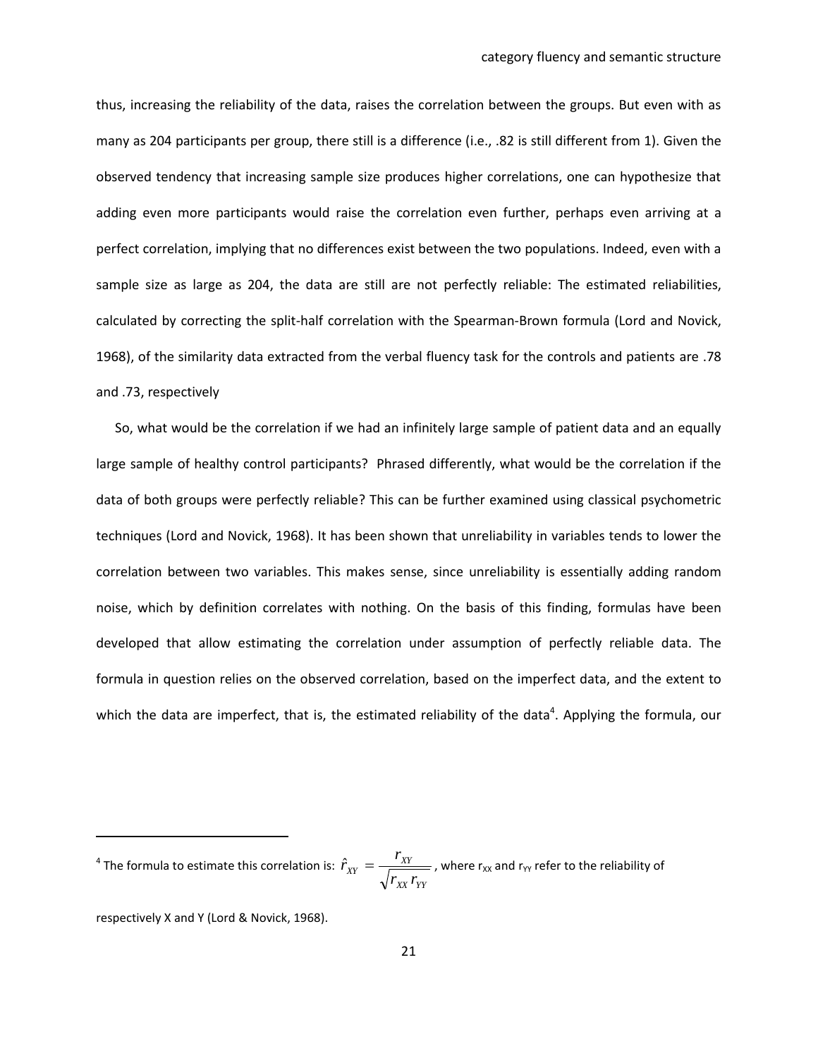thus, increasing the reliability of the data, raises the correlation between the groups. But even with as many as 204 participants per group, there still is a difference (i.e., .82 is still different from 1). Given the observed tendency that increasing sample size produces higher correlations, one can hypothesize that adding even more participants would raise the correlation even further, perhaps even arriving at a perfect correlation, implying that no differences exist between the two populations. Indeed, even with a sample size as large as 204, the data are still are not perfectly reliable: The estimated reliabilities, calculated by correcting the split-half correlation with the Spearman-Brown formula (Lord and Novick, 1968), of the similarity data extracted from the verbal fluency task for the controls and patients are .78 and .73, respectively

So, what would be the correlation if we had an infinitely large sample of patient data and an equally large sample of healthy control participants? Phrased differently, what would be the correlation if the data of both groups were perfectly reliable? This can be further examined using classical psychometric techniques (Lord and Novick, 1968). It has been shown that unreliability in variables tends to lower the correlation between two variables. This makes sense, since unreliability is essentially adding random noise, which by definition correlates with nothing. On the basis of this finding, formulas have been developed that allow estimating the correlation under assumption of perfectly reliable data. The formula in question relies on the observed correlation, based on the imperfect data, and the extent to which the data are imperfect, that is, the estimated reliability of the data[4]. Applying the formula, our

[4] The formula to estimate this correlation is: $\hat{r}_{XY} = \frac{r_{XY}}{\sqrt{r_{XX}\, r_{YY}}}$, where $r_{XX}$ and $r_{YY}$ refer to the reliability of respectively X and Y (Lord & Novick, 1968).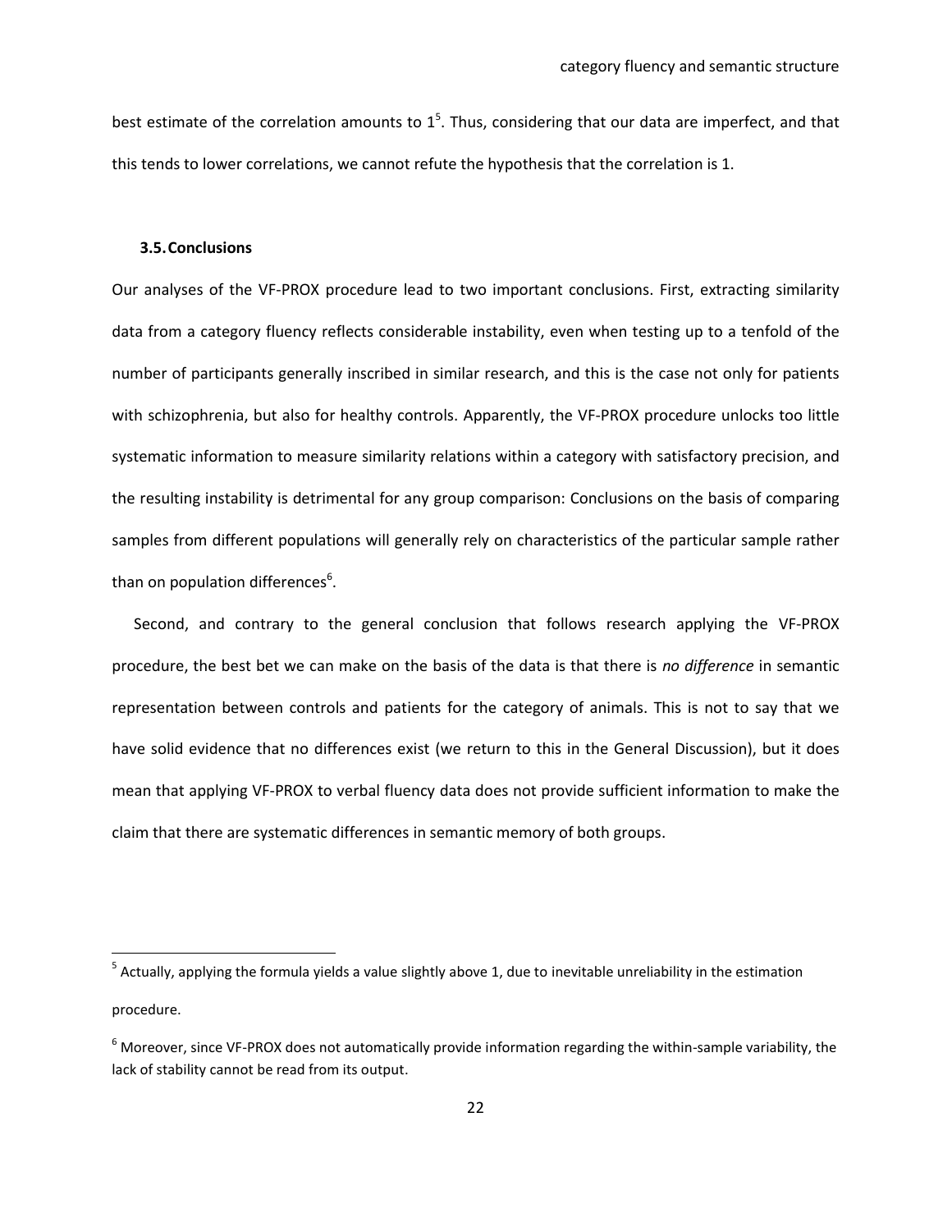best estimate of the correlation amounts to 1[5]. Thus, considering that our data are imperfect, and that this tends to lower correlations, we cannot refute the hypothesis that the correlation is 1.

### 3.5. Conclusions

Our analyses of the VF-PROX procedure lead to two important conclusions. First, extracting similarity data from a category fluency reflects considerable instability, even when testing up to a tenfold of the number of participants generally inscribed in similar research, and this is the case not only for patients with schizophrenia, but also for healthy controls. Apparently, the VF-PROX procedure unlocks too little systematic information to measure similarity relations within a category with satisfactory precision, and the resulting instability is detrimental for any group comparison: Conclusions on the basis of comparing samples from different populations will generally rely on characteristics of the particular sample rather than on population differences[6].

Second, and contrary to the general conclusion that follows research applying the VF-PROX procedure, the best bet we can make on the basis of the data is that there is *no difference* in semantic representation between controls and patients for the category of animals. This is not to say that we have solid evidence that no differences exist (we return to this in the General Discussion), but it does mean that applying VF-PROX to verbal fluency data does not provide sufficient information to make the claim that there are systematic differences in semantic memory of both groups.

[5] Actually, applying the formula yields a value slightly above 1, due to inevitable unreliability in the estimation procedure.

[6] Moreover, since VF-PROX does not automatically provide information regarding the within-sample variability, the lack of stability cannot be read from its output.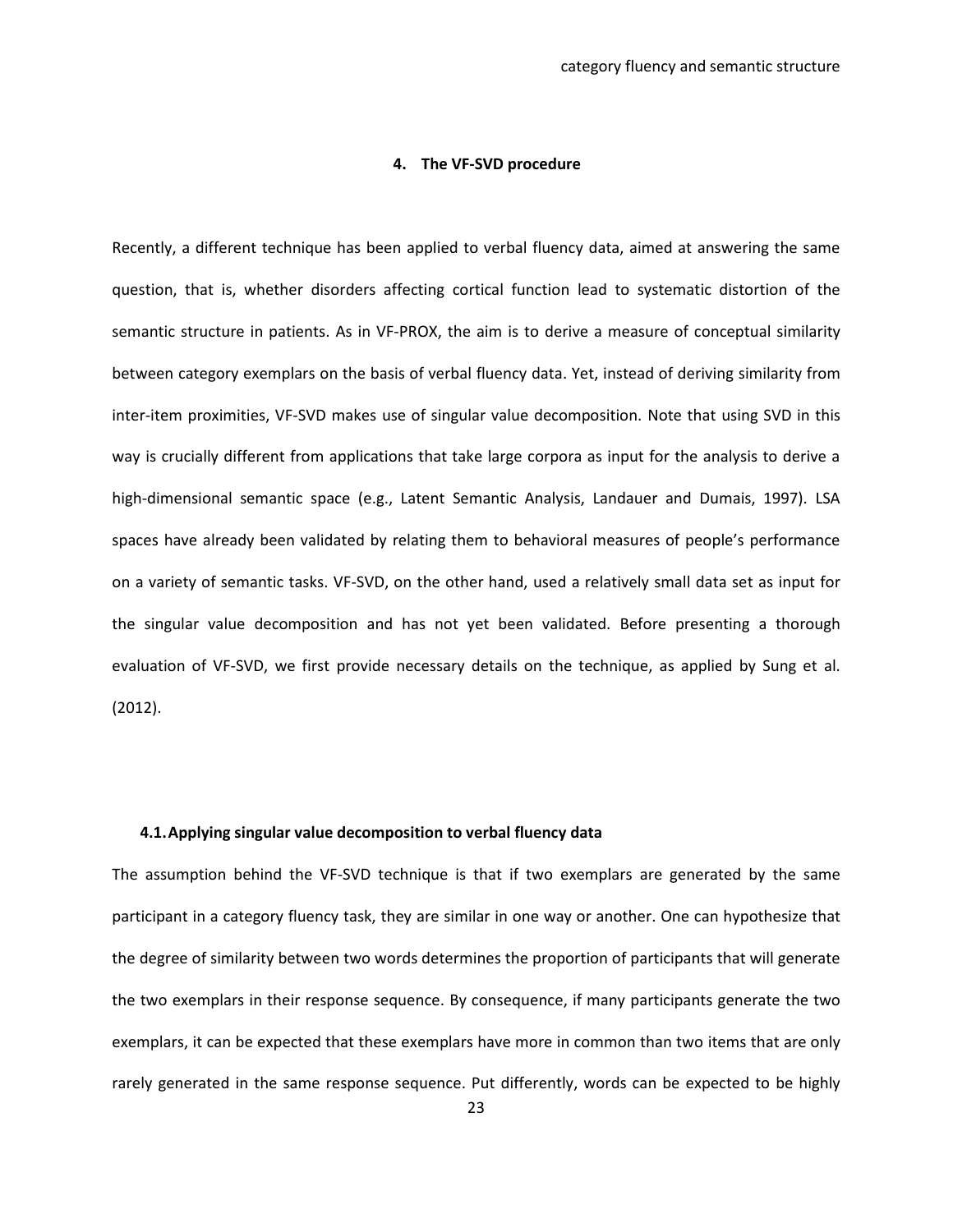## 4. The VF-SVD procedure

Recently, a different technique has been applied to verbal fluency data, aimed at answering the same question, that is, whether disorders affecting cortical function lead to systematic distortion of the semantic structure in patients. As in VF-PROX, the aim is to derive a measure of conceptual similarity between category exemplars on the basis of verbal fluency data. Yet, instead of deriving similarity from inter-item proximities, VF-SVD makes use of singular value decomposition. Note that using SVD in this way is crucially different from applications that take large corpora as input for the analysis to derive a high-dimensional semantic space (e.g., Latent Semantic Analysis, Landauer and Dumais, 1997). LSA spaces have already been validated by relating them to behavioral measures of people's performance on a variety of semantic tasks. VF-SVD, on the other hand, used a relatively small data set as input for the singular value decomposition and has not yet been validated. Before presenting a thorough evaluation of VF-SVD, we first provide necessary details on the technique, as applied by Sung et al. (2012).

### 4.1. Applying singular value decomposition to verbal fluency data

The assumption behind the VF-SVD technique is that if two exemplars are generated by the same participant in a category fluency task, they are similar in one way or another. One can hypothesize that the degree of similarity between two words determines the proportion of participants that will generate the two exemplars in their response sequence. By consequence, if many participants generate the two exemplars, it can be expected that these exemplars have more in common than two items that are only rarely generated in the same response sequence. Put differently, words can be expected to be highly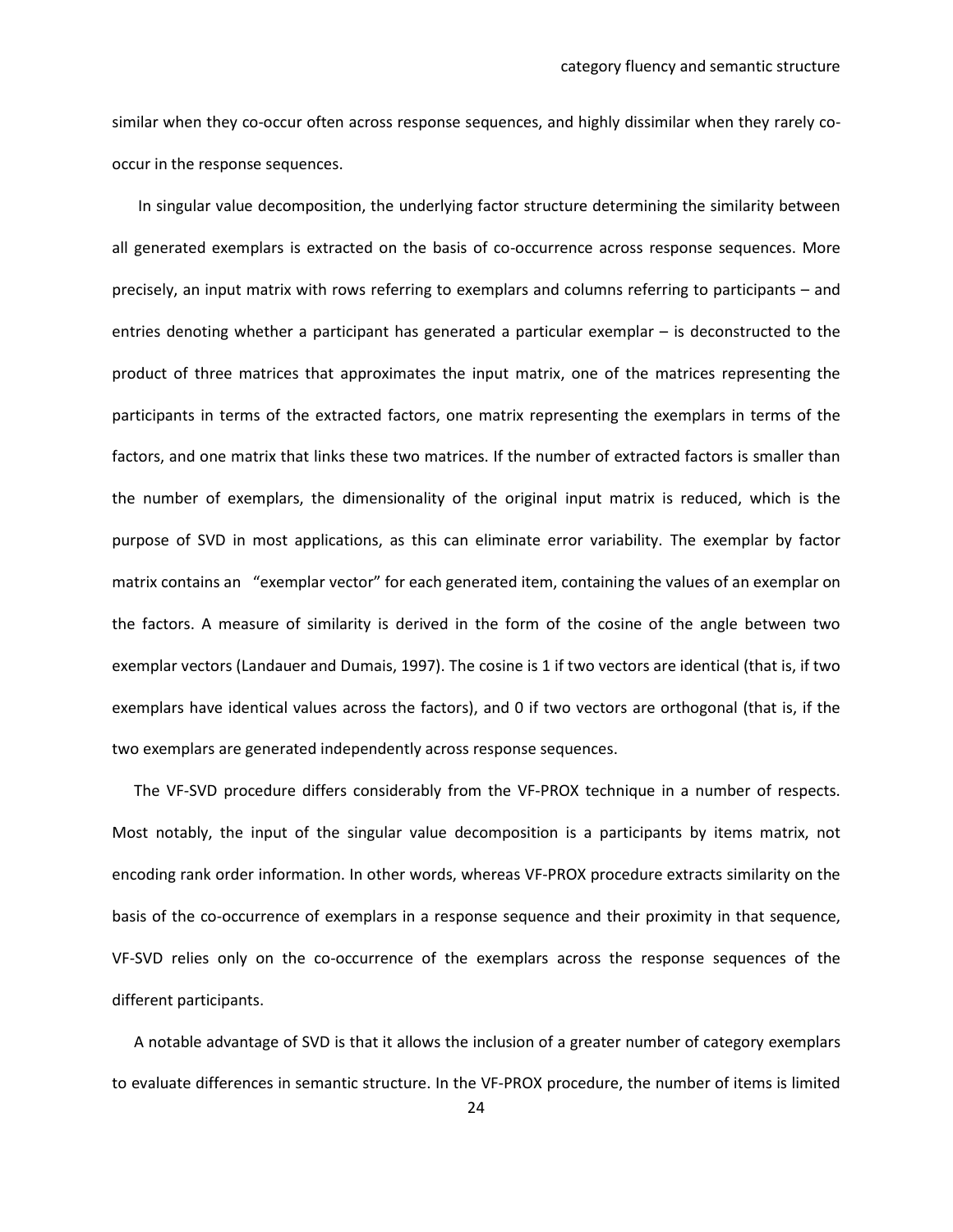similar when they co-occur often across response sequences, and highly dissimilar when they rarely co-occur in the response sequences.

In singular value decomposition, the underlying factor structure determining the similarity between all generated exemplars is extracted on the basis of co-occurrence across response sequences. More precisely, an input matrix with rows referring to exemplars and columns referring to participants – and entries denoting whether a participant has generated a particular exemplar – is deconstructed to the product of three matrices that approximates the input matrix, one of the matrices representing the participants in terms of the extracted factors, one matrix representing the exemplars in terms of the factors, and one matrix that links these two matrices. If the number of extracted factors is smaller than the number of exemplars, the dimensionality of the original input matrix is reduced, which is the purpose of SVD in most applications, as this can eliminate error variability. The exemplar by factor matrix contains an "exemplar vector" for each generated item, containing the values of an exemplar on the factors. A measure of similarity is derived in the form of the cosine of the angle between two exemplar vectors (Landauer and Dumais, 1997). The cosine is 1 if two vectors are identical (that is, if two exemplars have identical values across the factors), and 0 if two vectors are orthogonal (that is, if the two exemplars are generated independently across response sequences.

The VF-SVD procedure differs considerably from the VF-PROX technique in a number of respects. Most notably, the input of the singular value decomposition is a participants by items matrix, not encoding rank order information. In other words, whereas VF-PROX procedure extracts similarity on the basis of the co-occurrence of exemplars in a response sequence and their proximity in that sequence, VF-SVD relies only on the co-occurrence of the exemplars across the response sequences of the different participants.

A notable advantage of SVD is that it allows the inclusion of a greater number of category exemplars to evaluate differences in semantic structure. In the VF-PROX procedure, the number of items is limited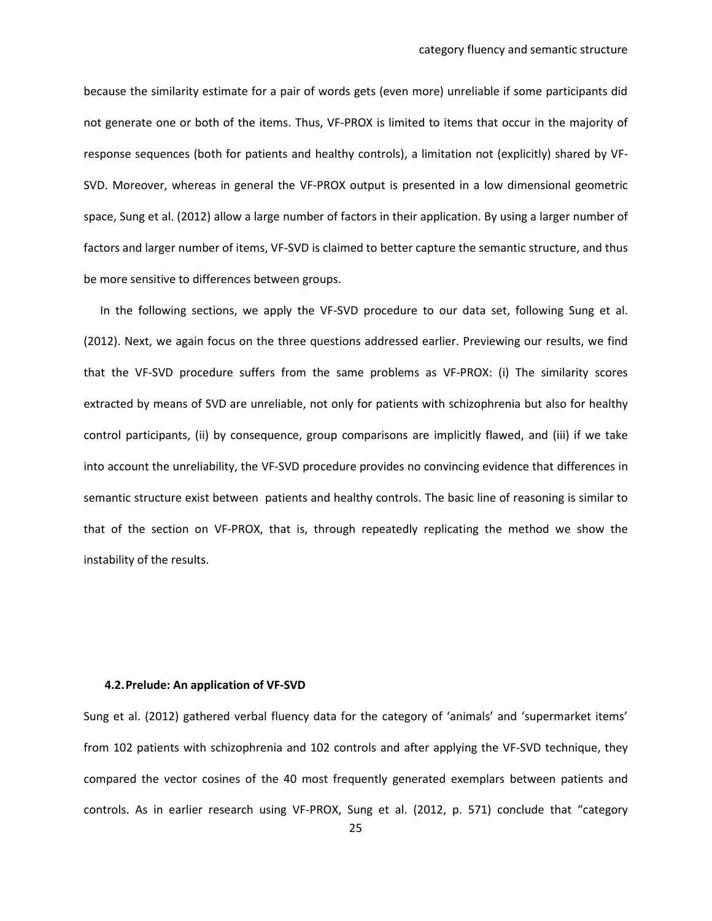because the similarity estimate for a pair of words gets (even more) unreliable if some participants did not generate one or both of the items. Thus, VF-PROX is limited to items that occur in the majority of response sequences (both for patients and healthy controls), a limitation not (explicitly) shared by VF-SVD. Moreover, whereas in general the VF-PROX output is presented in a low dimensional geometric space, Sung et al. (2012) allow a large number of factors in their application. By using a larger number of factors and larger number of items, VF-SVD is claimed to better capture the semantic structure, and thus be more sensitive to differences between groups.

In the following sections, we apply the VF-SVD procedure to our data set, following Sung et al. (2012). Next, we again focus on the three questions addressed earlier. Previewing our results, we find that the VF-SVD procedure suffers from the same problems as VF-PROX: (i) The similarity scores extracted by means of SVD are unreliable, not only for patients with schizophrenia but also for healthy control participants, (ii) by consequence, group comparisons are implicitly flawed, and (iii) if we take into account the unreliability, the VF-SVD procedure provides no convincing evidence that differences in semantic structure exist between patients and healthy controls. The basic line of reasoning is similar to that of the section on VF-PROX, that is, through repeatedly replicating the method we show the instability of the results.

### 4.2. Prelude: An application of VF-SVD

Sung et al. (2012) gathered verbal fluency data for the category of 'animals' and 'supermarket items' from 102 patients with schizophrenia and 102 controls and after applying the VF-SVD technique, they compared the vector cosines of the 40 most frequently generated exemplars between patients and controls. As in earlier research using VF-PROX, Sung et al. (2012, p. 571) conclude that "category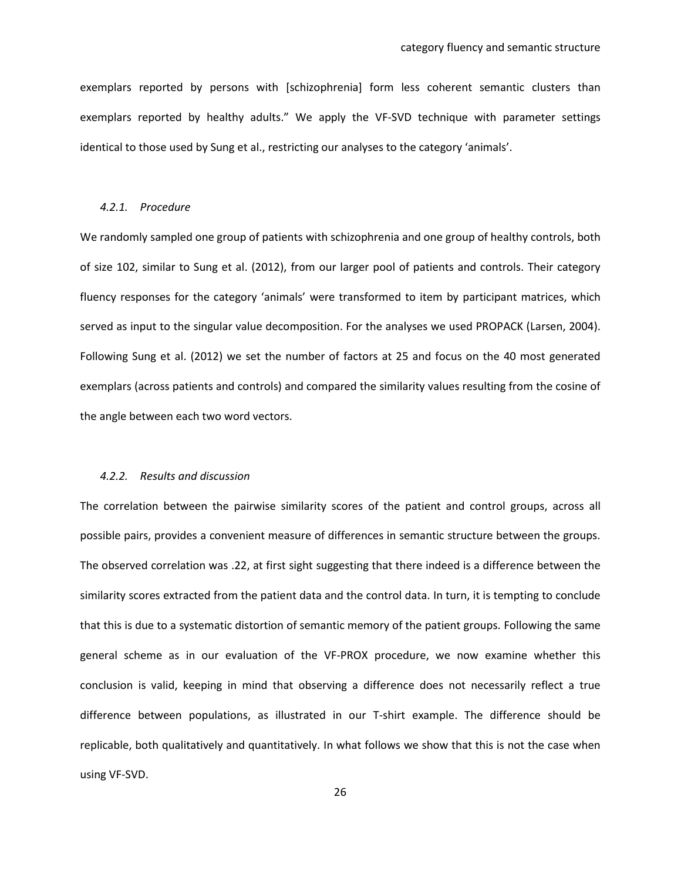exemplars reported by persons with [schizophrenia] form less coherent semantic clusters than exemplars reported by healthy adults." We apply the VF-SVD technique with parameter settings identical to those used by Sung et al., restricting our analyses to the category 'animals'.

#### *4.2.1. Procedure*

We randomly sampled one group of patients with schizophrenia and one group of healthy controls, both of size 102, similar to Sung et al. (2012), from our larger pool of patients and controls. Their category fluency responses for the category 'animals' were transformed to item by participant matrices, which served as input to the singular value decomposition. For the analyses we used PROPACK (Larsen, 2004). Following Sung et al. (2012) we set the number of factors at 25 and focus on the 40 most generated exemplars (across patients and controls) and compared the similarity values resulting from the cosine of the angle between each two word vectors.

#### *4.2.2. Results and discussion*

The correlation between the pairwise similarity scores of the patient and control groups, across all possible pairs, provides a convenient measure of differences in semantic structure between the groups. The observed correlation was .22, at first sight suggesting that there indeed is a difference between the similarity scores extracted from the patient data and the control data. In turn, it is tempting to conclude that this is due to a systematic distortion of semantic memory of the patient groups. Following the same general scheme as in our evaluation of the VF-PROX procedure, we now examine whether this conclusion is valid, keeping in mind that observing a difference does not necessarily reflect a true difference between populations, as illustrated in our T-shirt example. The difference should be replicable, both qualitatively and quantitatively. In what follows we show that this is not the case when using VF-SVD.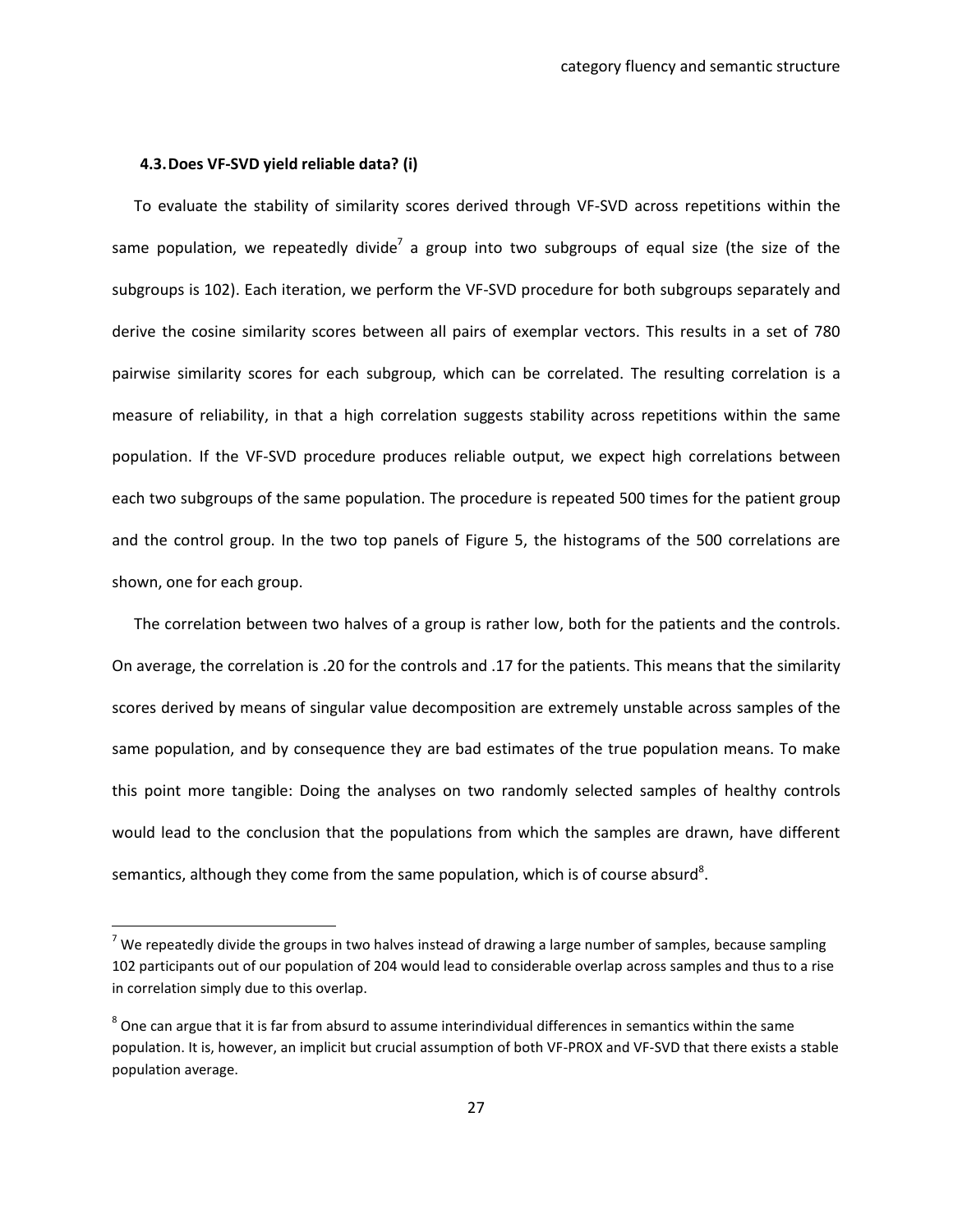### 4.3. Does VF-SVD yield reliable data? (i)

To evaluate the stability of similarity scores derived through VF-SVD across repetitions within the same population, we repeatedly divide[7] a group into two subgroups of equal size (the size of the subgroups is 102). Each iteration, we perform the VF-SVD procedure for both subgroups separately and derive the cosine similarity scores between all pairs of exemplar vectors. This results in a set of 780 pairwise similarity scores for each subgroup, which can be correlated. The resulting correlation is a measure of reliability, in that a high correlation suggests stability across repetitions within the same population. If the VF-SVD procedure produces reliable output, we expect high correlations between each two subgroups of the same population. The procedure is repeated 500 times for the patient group and the control group. In the two top panels of Figure 5, the histograms of the 500 correlations are shown, one for each group.

The correlation between two halves of a group is rather low, both for the patients and the controls. On average, the correlation is .20 for the controls and .17 for the patients. This means that the similarity scores derived by means of singular value decomposition are extremely unstable across samples of the same population, and by consequence they are bad estimates of the true population means. To make this point more tangible: Doing the analyses on two randomly selected samples of healthy controls would lead to the conclusion that the populations from which the samples are drawn, have different semantics, although they come from the same population, which is of course absurd[8].

---

[7] We repeatedly divide the groups in two halves instead of drawing a large number of samples, because sampling 102 participants out of our population of 204 would lead to considerable overlap across samples and thus to a rise in correlation simply due to this overlap.

[8] One can argue that it is far from absurd to assume interindividual differences in semantics within the same population. It is, however, an implicit but crucial assumption of both VF-PROX and VF-SVD that there exists a stable population average.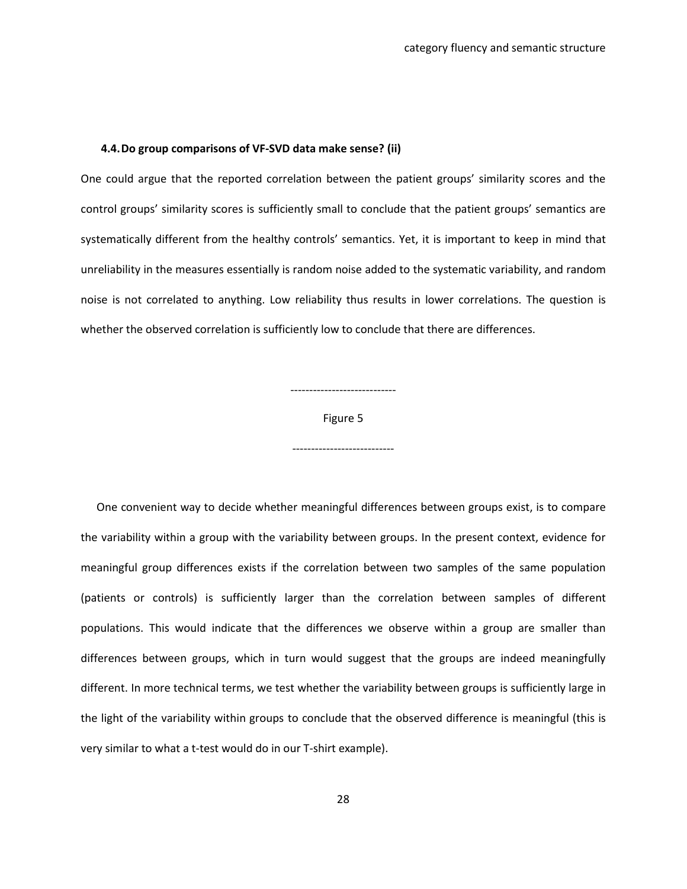### 4.4. Do group comparisons of VF-SVD data make sense? (ii)

One could argue that the reported correlation between the patient groups' similarity scores and the control groups' similarity scores is sufficiently small to conclude that the patient groups' semantics are systematically different from the healthy controls' semantics. Yet, it is important to keep in mind that unreliability in the measures essentially is random noise added to the systematic variability, and random noise is not correlated to anything. Low reliability thus results in lower correlations. The question is whether the observed correlation is sufficiently low to conclude that there are differences.

----------------------------

Figure 5

---------------------------

One convenient way to decide whether meaningful differences between groups exist, is to compare the variability within a group with the variability between groups. In the present context, evidence for meaningful group differences exists if the correlation between two samples of the same population (patients or controls) is sufficiently larger than the correlation between samples of different populations. This would indicate that the differences we observe within a group are smaller than differences between groups, which in turn would suggest that the groups are indeed meaningfully different. In more technical terms, we test whether the variability between groups is sufficiently large in the light of the variability within groups to conclude that the observed difference is meaningful (this is very similar to what a t-test would do in our T-shirt example).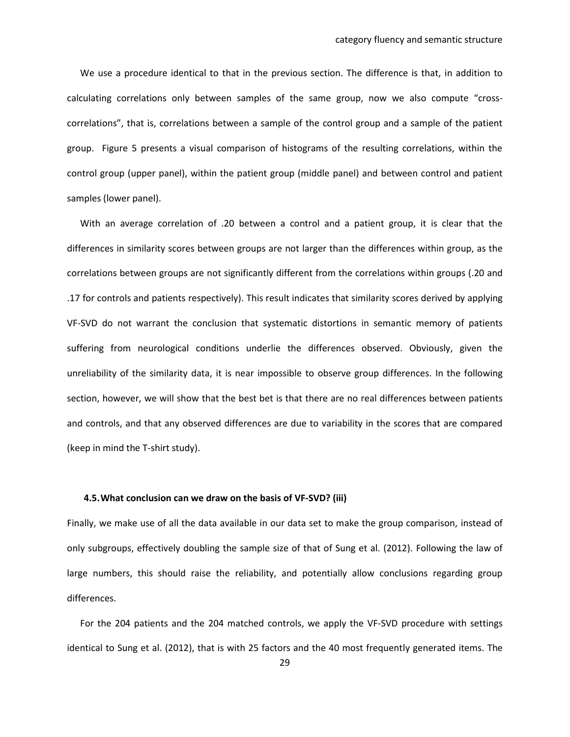We use a procedure identical to that in the previous section. The difference is that, in addition to calculating correlations only between samples of the same group, now we also compute "cross-correlations", that is, correlations between a sample of the control group and a sample of the patient group. Figure 5 presents a visual comparison of histograms of the resulting correlations, within the control group (upper panel), within the patient group (middle panel) and between control and patient samples (lower panel).

With an average correlation of .20 between a control and a patient group, it is clear that the differences in similarity scores between groups are not larger than the differences within group, as the correlations between groups are not significantly different from the correlations within groups (.20 and .17 for controls and patients respectively). This result indicates that similarity scores derived by applying VF-SVD do not warrant the conclusion that systematic distortions in semantic memory of patients suffering from neurological conditions underlie the differences observed. Obviously, given the unreliability of the similarity data, it is near impossible to observe group differences. In the following section, however, we will show that the best bet is that there are no real differences between patients and controls, and that any observed differences are due to variability in the scores that are compared (keep in mind the T-shirt study).

### 4.5. What conclusion can we draw on the basis of VF-SVD? (iii)

Finally, we make use of all the data available in our data set to make the group comparison, instead of only subgroups, effectively doubling the sample size of that of Sung et al. (2012). Following the law of large numbers, this should raise the reliability, and potentially allow conclusions regarding group differences.

For the 204 patients and the 204 matched controls, we apply the VF-SVD procedure with settings identical to Sung et al. (2012), that is with 25 factors and the 40 most frequently generated items. The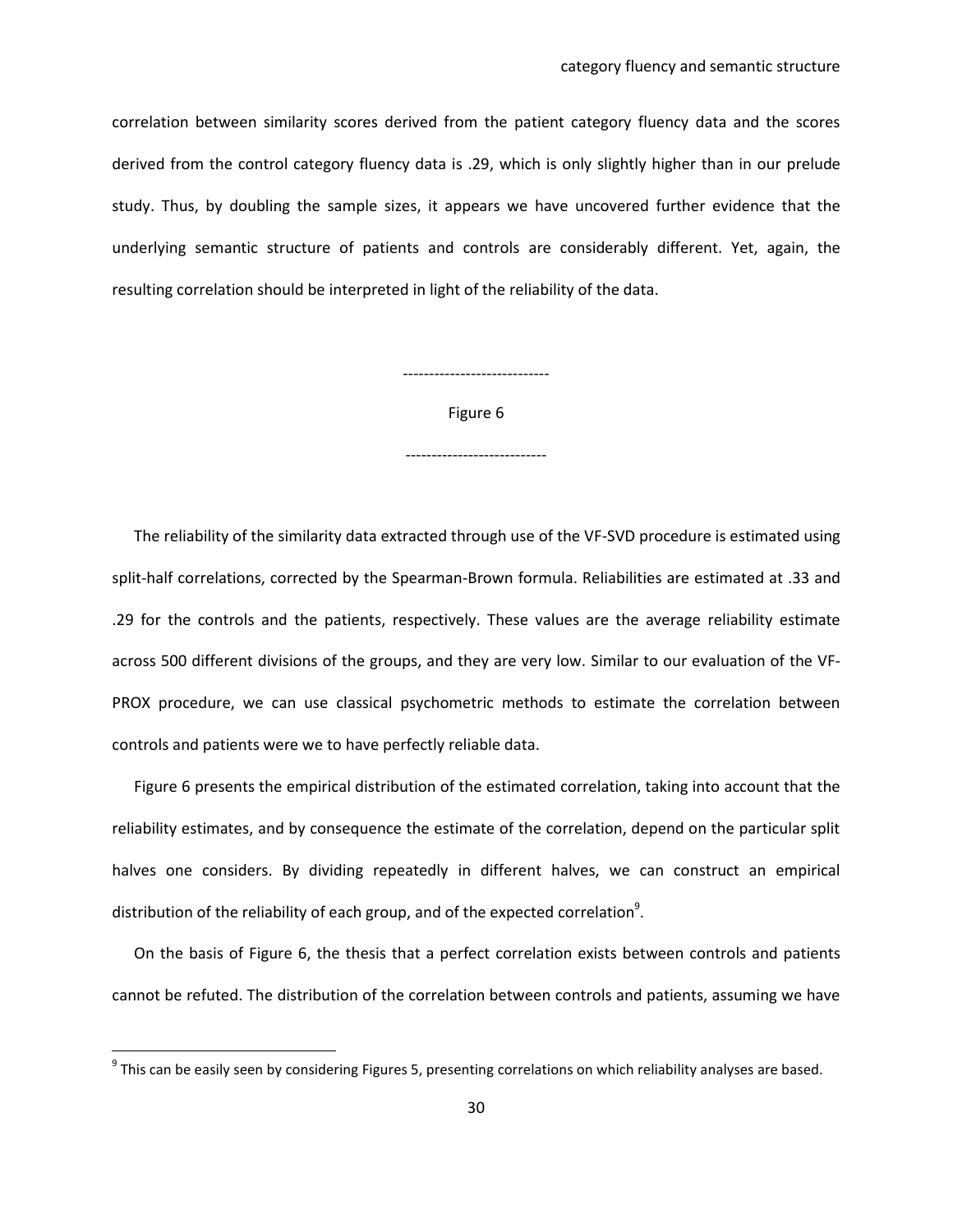correlation between similarity scores derived from the patient category fluency data and the scores derived from the control category fluency data is .29, which is only slightly higher than in our prelude study. Thus, by doubling the sample sizes, it appears we have uncovered further evidence that the underlying semantic structure of patients and controls are considerably different. Yet, again, the resulting correlation should be interpreted in light of the reliability of the data.

----------------------------

Figure 6

---------------------------

The reliability of the similarity data extracted through use of the VF-SVD procedure is estimated using split-half correlations, corrected by the Spearman-Brown formula. Reliabilities are estimated at .33 and .29 for the controls and the patients, respectively. These values are the average reliability estimate across 500 different divisions of the groups, and they are very low. Similar to our evaluation of the VF-PROX procedure, we can use classical psychometric methods to estimate the correlation between controls and patients were we to have perfectly reliable data.

Figure 6 presents the empirical distribution of the estimated correlation, taking into account that the reliability estimates, and by consequence the estimate of the correlation, depend on the particular split halves one considers. By dividing repeatedly in different halves, we can construct an empirical distribution of the reliability of each group, and of the expected correlation[9].

On the basis of Figure 6, the thesis that a perfect correlation exists between controls and patients cannot be refuted. The distribution of the correlation between controls and patients, assuming we have

[9] This can be easily seen by considering Figures 5, presenting correlations on which reliability analyses are based.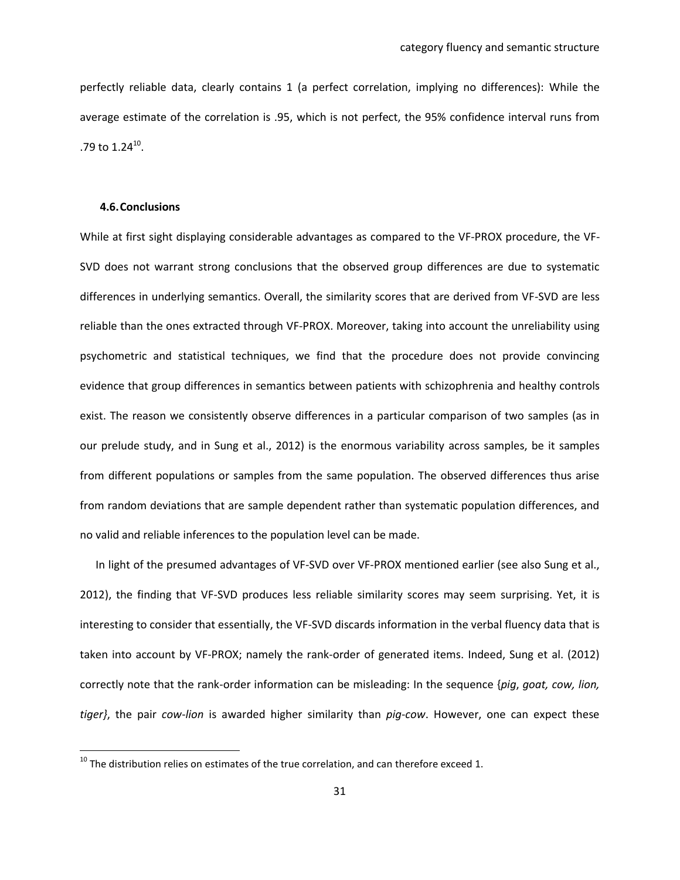perfectly reliable data, clearly contains 1 (a perfect correlation, implying no differences): While the average estimate of the correlation is .95, which is not perfect, the 95% confidence interval runs from .79 to 1.24[10].

### 4.6. Conclusions

While at first sight displaying considerable advantages as compared to the VF-PROX procedure, the VF-SVD does not warrant strong conclusions that the observed group differences are due to systematic differences in underlying semantics. Overall, the similarity scores that are derived from VF-SVD are less reliable than the ones extracted through VF-PROX. Moreover, taking into account the unreliability using psychometric and statistical techniques, we find that the procedure does not provide convincing evidence that group differences in semantics between patients with schizophrenia and healthy controls exist. The reason we consistently observe differences in a particular comparison of two samples (as in our prelude study, and in Sung et al., 2012) is the enormous variability across samples, be it samples from different populations or samples from the same population. The observed differences thus arise from random deviations that are sample dependent rather than systematic population differences, and no valid and reliable inferences to the population level can be made.

In light of the presumed advantages of VF-SVD over VF-PROX mentioned earlier (see also Sung et al., 2012), the finding that VF-SVD produces less reliable similarity scores may seem surprising. Yet, it is interesting to consider that essentially, the VF-SVD discards information in the verbal fluency data that is taken into account by VF-PROX; namely the rank-order of generated items. Indeed, Sung et al. (2012) correctly note that the rank-order information can be misleading: In the sequence {*pig*, *goat, cow, lion, tiger}*, the pair *cow-lion* is awarded higher similarity than *pig-cow*. However, one can expect these

[10] The distribution relies on estimates of the true correlation, and can therefore exceed 1.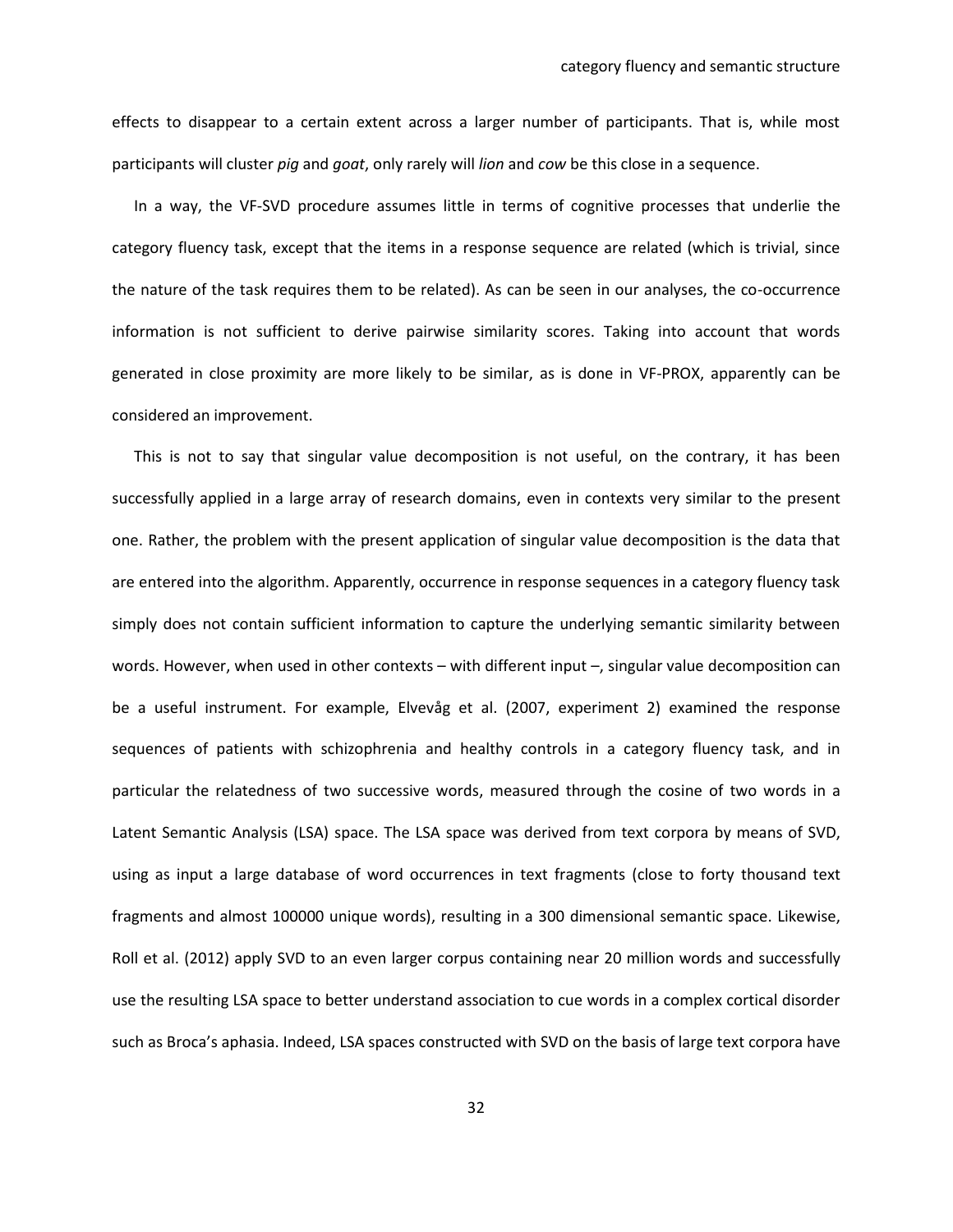effects to disappear to a certain extent across a larger number of participants. That is, while most participants will cluster *pig* and *goat*, only rarely will *lion* and *cow* be this close in a sequence.

In a way, the VF-SVD procedure assumes little in terms of cognitive processes that underlie the category fluency task, except that the items in a response sequence are related (which is trivial, since the nature of the task requires them to be related). As can be seen in our analyses, the co-occurrence information is not sufficient to derive pairwise similarity scores. Taking into account that words generated in close proximity are more likely to be similar, as is done in VF-PROX, apparently can be considered an improvement.

This is not to say that singular value decomposition is not useful, on the contrary, it has been successfully applied in a large array of research domains, even in contexts very similar to the present one. Rather, the problem with the present application of singular value decomposition is the data that are entered into the algorithm. Apparently, occurrence in response sequences in a category fluency task simply does not contain sufficient information to capture the underlying semantic similarity between words. However, when used in other contexts – with different input –, singular value decomposition can be a useful instrument. For example, Elvevåg et al. (2007, experiment 2) examined the response sequences of patients with schizophrenia and healthy controls in a category fluency task, and in particular the relatedness of two successive words, measured through the cosine of two words in a Latent Semantic Analysis (LSA) space. The LSA space was derived from text corpora by means of SVD, using as input a large database of word occurrences in text fragments (close to forty thousand text fragments and almost 100000 unique words), resulting in a 300 dimensional semantic space. Likewise, Roll et al. (2012) apply SVD to an even larger corpus containing near 20 million words and successfully use the resulting LSA space to better understand association to cue words in a complex cortical disorder such as Broca's aphasia. Indeed, LSA spaces constructed with SVD on the basis of large text corpora have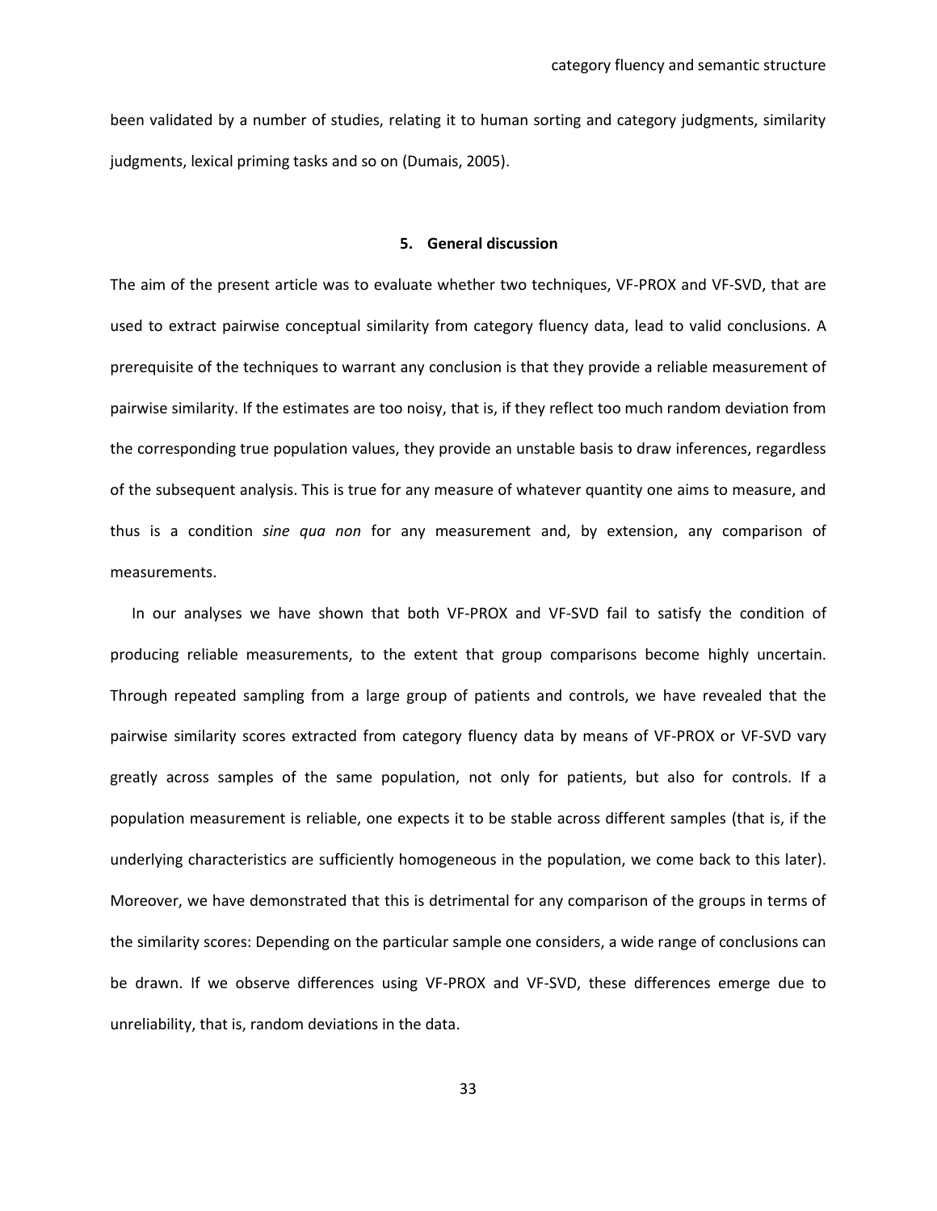been validated by a number of studies, relating it to human sorting and category judgments, similarity judgments, lexical priming tasks and so on (Dumais, 2005).

## 5. General discussion

The aim of the present article was to evaluate whether two techniques, VF-PROX and VF-SVD, that are used to extract pairwise conceptual similarity from category fluency data, lead to valid conclusions. A prerequisite of the techniques to warrant any conclusion is that they provide a reliable measurement of pairwise similarity. If the estimates are too noisy, that is, if they reflect too much random deviation from the corresponding true population values, they provide an unstable basis to draw inferences, regardless of the subsequent analysis. This is true for any measure of whatever quantity one aims to measure, and thus is a condition *sine qua non* for any measurement and, by extension, any comparison of measurements.

In our analyses we have shown that both VF-PROX and VF-SVD fail to satisfy the condition of producing reliable measurements, to the extent that group comparisons become highly uncertain. Through repeated sampling from a large group of patients and controls, we have revealed that the pairwise similarity scores extracted from category fluency data by means of VF-PROX or VF-SVD vary greatly across samples of the same population, not only for patients, but also for controls. If a population measurement is reliable, one expects it to be stable across different samples (that is, if the underlying characteristics are sufficiently homogeneous in the population, we come back to this later). Moreover, we have demonstrated that this is detrimental for any comparison of the groups in terms of the similarity scores: Depending on the particular sample one considers, a wide range of conclusions can be drawn. If we observe differences using VF-PROX and VF-SVD, these differences emerge due to unreliability, that is, random deviations in the data.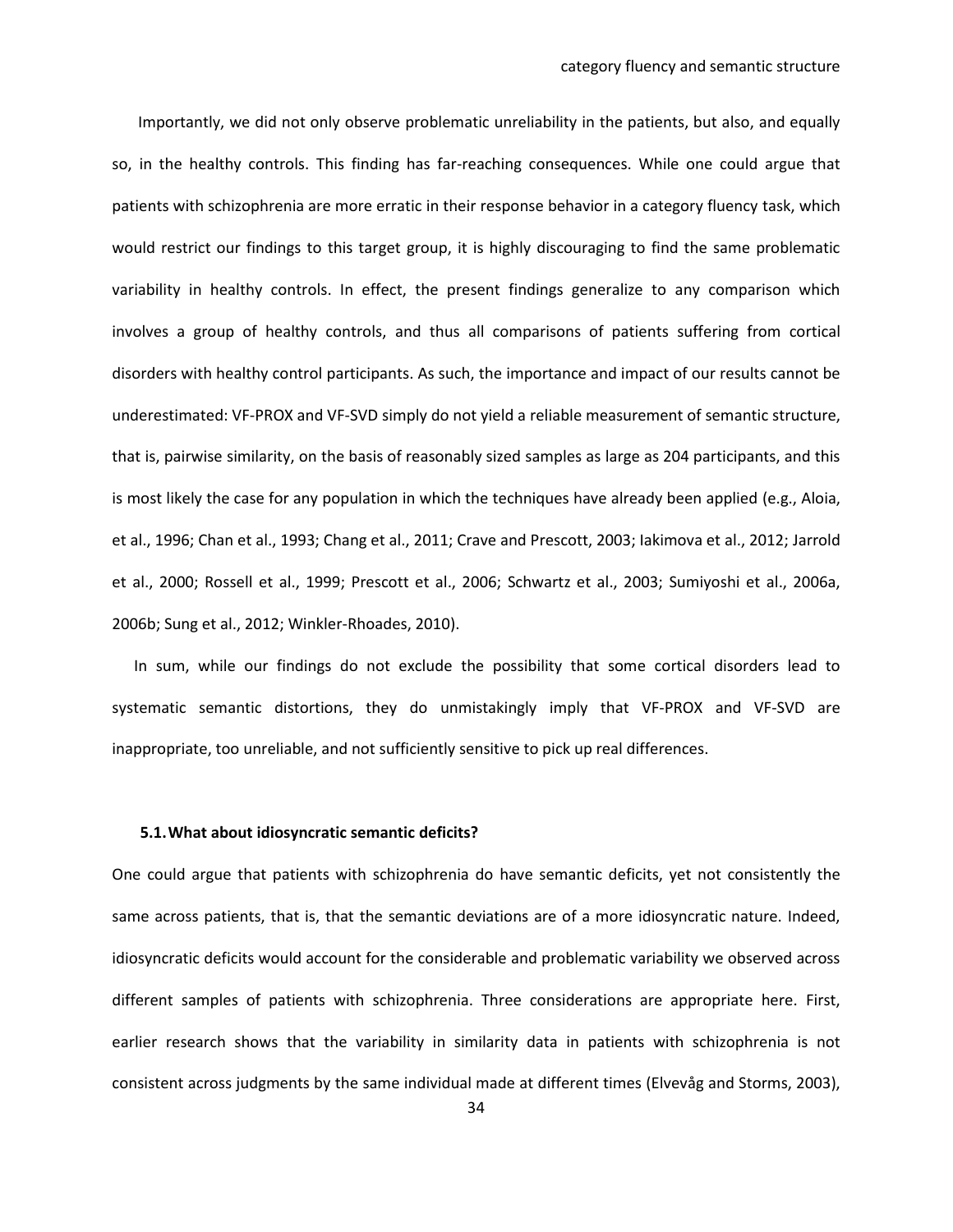Importantly, we did not only observe problematic unreliability in the patients, but also, and equally so, in the healthy controls. This finding has far-reaching consequences. While one could argue that patients with schizophrenia are more erratic in their response behavior in a category fluency task, which would restrict our findings to this target group, it is highly discouraging to find the same problematic variability in healthy controls. In effect, the present findings generalize to any comparison which involves a group of healthy controls, and thus all comparisons of patients suffering from cortical disorders with healthy control participants. As such, the importance and impact of our results cannot be underestimated: VF-PROX and VF-SVD simply do not yield a reliable measurement of semantic structure, that is, pairwise similarity, on the basis of reasonably sized samples as large as 204 participants, and this is most likely the case for any population in which the techniques have already been applied (e.g., Aloia, et al., 1996; Chan et al., 1993; Chang et al., 2011; Crave and Prescott, 2003; Iakimova et al., 2012; Jarrold et al., 2000; Rossell et al., 1999; Prescott et al., 2006; Schwartz et al., 2003; Sumiyoshi et al., 2006a, 2006b; Sung et al., 2012; Winkler-Rhoades, 2010).

In sum, while our findings do not exclude the possibility that some cortical disorders lead to systematic semantic distortions, they do unmistakingly imply that VF-PROX and VF-SVD are inappropriate, too unreliable, and not sufficiently sensitive to pick up real differences.

### 5.1. What about idiosyncratic semantic deficits?

One could argue that patients with schizophrenia do have semantic deficits, yet not consistently the same across patients, that is, that the semantic deviations are of a more idiosyncratic nature. Indeed, idiosyncratic deficits would account for the considerable and problematic variability we observed across different samples of patients with schizophrenia. Three considerations are appropriate here. First, earlier research shows that the variability in similarity data in patients with schizophrenia is not consistent across judgments by the same individual made at different times (Elvevåg and Storms, 2003),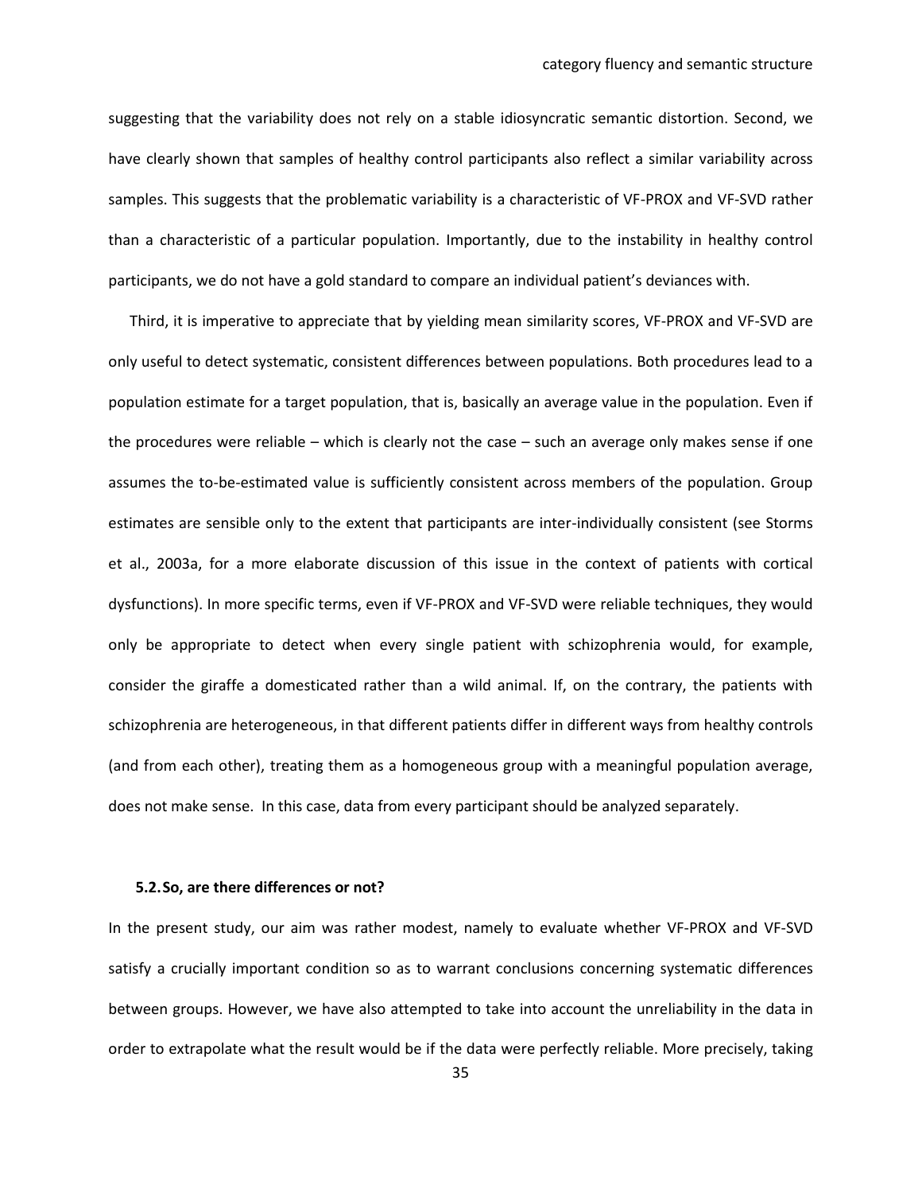suggesting that the variability does not rely on a stable idiosyncratic semantic distortion. Second, we have clearly shown that samples of healthy control participants also reflect a similar variability across samples. This suggests that the problematic variability is a characteristic of VF-PROX and VF-SVD rather than a characteristic of a particular population. Importantly, due to the instability in healthy control participants, we do not have a gold standard to compare an individual patient's deviances with.

Third, it is imperative to appreciate that by yielding mean similarity scores, VF-PROX and VF-SVD are only useful to detect systematic, consistent differences between populations. Both procedures lead to a population estimate for a target population, that is, basically an average value in the population. Even if the procedures were reliable – which is clearly not the case – such an average only makes sense if one assumes the to-be-estimated value is sufficiently consistent across members of the population. Group estimates are sensible only to the extent that participants are inter-individually consistent (see Storms et al., 2003a, for a more elaborate discussion of this issue in the context of patients with cortical dysfunctions). In more specific terms, even if VF-PROX and VF-SVD were reliable techniques, they would only be appropriate to detect when every single patient with schizophrenia would, for example, consider the giraffe a domesticated rather than a wild animal. If, on the contrary, the patients with schizophrenia are heterogeneous, in that different patients differ in different ways from healthy controls (and from each other), treating them as a homogeneous group with a meaningful population average, does not make sense. In this case, data from every participant should be analyzed separately.

### 5.2. So, are there differences or not?

In the present study, our aim was rather modest, namely to evaluate whether VF-PROX and VF-SVD satisfy a crucially important condition so as to warrant conclusions concerning systematic differences between groups. However, we have also attempted to take into account the unreliability in the data in order to extrapolate what the result would be if the data were perfectly reliable. More precisely, taking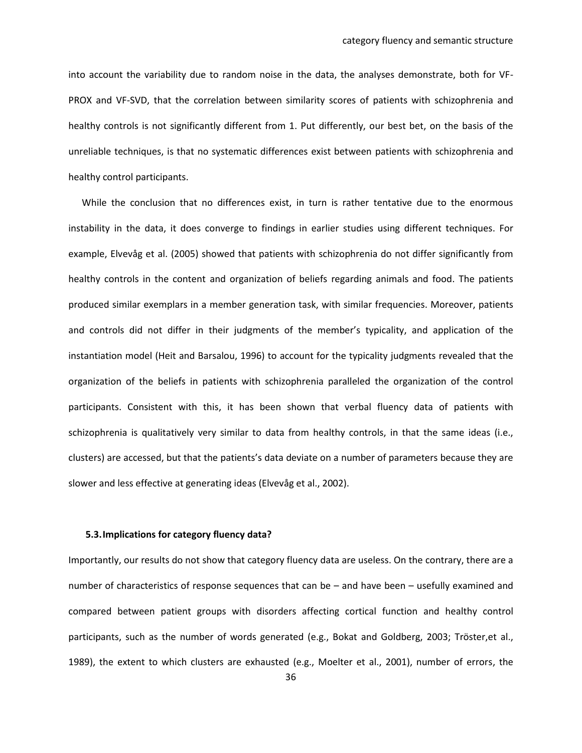into account the variability due to random noise in the data, the analyses demonstrate, both for VF-PROX and VF-SVD, that the correlation between similarity scores of patients with schizophrenia and healthy controls is not significantly different from 1. Put differently, our best bet, on the basis of the unreliable techniques, is that no systematic differences exist between patients with schizophrenia and healthy control participants.

While the conclusion that no differences exist, in turn is rather tentative due to the enormous instability in the data, it does converge to findings in earlier studies using different techniques. For example, Elvevåg et al. (2005) showed that patients with schizophrenia do not differ significantly from healthy controls in the content and organization of beliefs regarding animals and food. The patients produced similar exemplars in a member generation task, with similar frequencies. Moreover, patients and controls did not differ in their judgments of the member's typicality, and application of the instantiation model (Heit and Barsalou, 1996) to account for the typicality judgments revealed that the organization of the beliefs in patients with schizophrenia paralleled the organization of the control participants. Consistent with this, it has been shown that verbal fluency data of patients with schizophrenia is qualitatively very similar to data from healthy controls, in that the same ideas (i.e., clusters) are accessed, but that the patients's data deviate on a number of parameters because they are slower and less effective at generating ideas (Elvevåg et al., 2002).

### 5.3. Implications for category fluency data?

Importantly, our results do not show that category fluency data are useless. On the contrary, there are a number of characteristics of response sequences that can be – and have been – usefully examined and compared between patient groups with disorders affecting cortical function and healthy control participants, such as the number of words generated (e.g., Bokat and Goldberg, 2003; Tröster,et al., 1989), the extent to which clusters are exhausted (e.g., Moelter et al., 2001), number of errors, the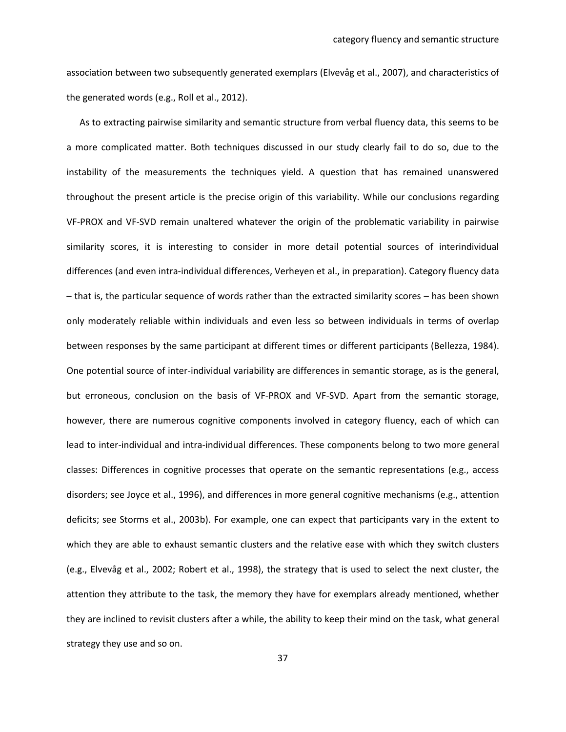association between two subsequently generated exemplars (Elvevåg et al., 2007), and characteristics of the generated words (e.g., Roll et al., 2012).

As to extracting pairwise similarity and semantic structure from verbal fluency data, this seems to be a more complicated matter. Both techniques discussed in our study clearly fail to do so, due to the instability of the measurements the techniques yield. A question that has remained unanswered throughout the present article is the precise origin of this variability. While our conclusions regarding VF-PROX and VF-SVD remain unaltered whatever the origin of the problematic variability in pairwise similarity scores, it is interesting to consider in more detail potential sources of interindividual differences (and even intra-individual differences, Verheyen et al., in preparation). Category fluency data – that is, the particular sequence of words rather than the extracted similarity scores – has been shown only moderately reliable within individuals and even less so between individuals in terms of overlap between responses by the same participant at different times or different participants (Bellezza, 1984). One potential source of inter-individual variability are differences in semantic storage, as is the general, but erroneous, conclusion on the basis of VF-PROX and VF-SVD. Apart from the semantic storage, however, there are numerous cognitive components involved in category fluency, each of which can lead to inter-individual and intra-individual differences. These components belong to two more general classes: Differences in cognitive processes that operate on the semantic representations (e.g., access disorders; see Joyce et al., 1996), and differences in more general cognitive mechanisms (e.g., attention deficits; see Storms et al., 2003b). For example, one can expect that participants vary in the extent to which they are able to exhaust semantic clusters and the relative ease with which they switch clusters (e.g., Elvevåg et al., 2002; Robert et al., 1998), the strategy that is used to select the next cluster, the attention they attribute to the task, the memory they have for exemplars already mentioned, whether they are inclined to revisit clusters after a while, the ability to keep their mind on the task, what general strategy they use and so on.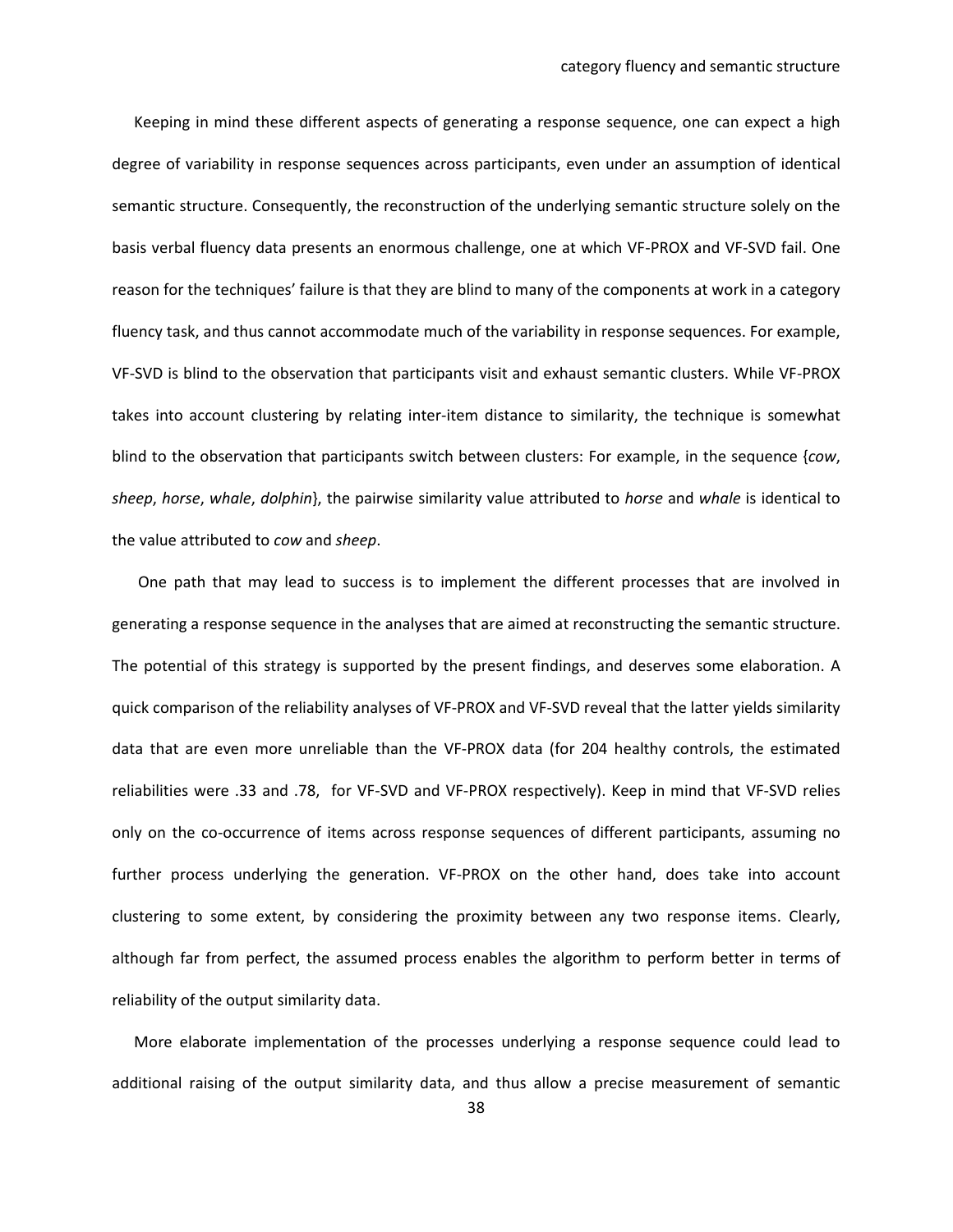Keeping in mind these different aspects of generating a response sequence, one can expect a high degree of variability in response sequences across participants, even under an assumption of identical semantic structure. Consequently, the reconstruction of the underlying semantic structure solely on the basis verbal fluency data presents an enormous challenge, one at which VF-PROX and VF-SVD fail. One reason for the techniques' failure is that they are blind to many of the components at work in a category fluency task, and thus cannot accommodate much of the variability in response sequences. For example, VF-SVD is blind to the observation that participants visit and exhaust semantic clusters. While VF-PROX takes into account clustering by relating inter-item distance to similarity, the technique is somewhat blind to the observation that participants switch between clusters: For example, in the sequence {*cow*, *sheep*, *horse*, *whale*, *dolphin*}, the pairwise similarity value attributed to *horse* and *whale* is identical to the value attributed to *cow* and *sheep*.

One path that may lead to success is to implement the different processes that are involved in generating a response sequence in the analyses that are aimed at reconstructing the semantic structure. The potential of this strategy is supported by the present findings, and deserves some elaboration. A quick comparison of the reliability analyses of VF-PROX and VF-SVD reveal that the latter yields similarity data that are even more unreliable than the VF-PROX data (for 204 healthy controls, the estimated reliabilities were .33 and .78, for VF-SVD and VF-PROX respectively). Keep in mind that VF-SVD relies only on the co-occurrence of items across response sequences of different participants, assuming no further process underlying the generation. VF-PROX on the other hand, does take into account clustering to some extent, by considering the proximity between any two response items. Clearly, although far from perfect, the assumed process enables the algorithm to perform better in terms of reliability of the output similarity data.

More elaborate implementation of the processes underlying a response sequence could lead to additional raising of the output similarity data, and thus allow a precise measurement of semantic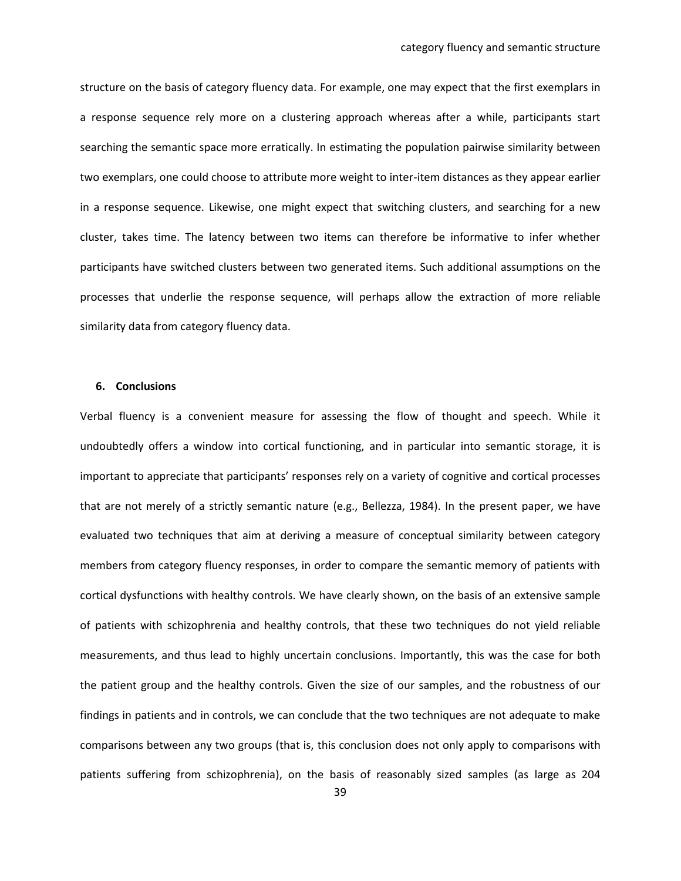structure on the basis of category fluency data. For example, one may expect that the first exemplars in a response sequence rely more on a clustering approach whereas after a while, participants start searching the semantic space more erratically. In estimating the population pairwise similarity between two exemplars, one could choose to attribute more weight to inter-item distances as they appear earlier in a response sequence. Likewise, one might expect that switching clusters, and searching for a new cluster, takes time. The latency between two items can therefore be informative to infer whether participants have switched clusters between two generated items. Such additional assumptions on the processes that underlie the response sequence, will perhaps allow the extraction of more reliable similarity data from category fluency data.

## 6. Conclusions

Verbal fluency is a convenient measure for assessing the flow of thought and speech. While it undoubtedly offers a window into cortical functioning, and in particular into semantic storage, it is important to appreciate that participants' responses rely on a variety of cognitive and cortical processes that are not merely of a strictly semantic nature (e.g., Bellezza, 1984). In the present paper, we have evaluated two techniques that aim at deriving a measure of conceptual similarity between category members from category fluency responses, in order to compare the semantic memory of patients with cortical dysfunctions with healthy controls. We have clearly shown, on the basis of an extensive sample of patients with schizophrenia and healthy controls, that these two techniques do not yield reliable measurements, and thus lead to highly uncertain conclusions. Importantly, this was the case for both the patient group and the healthy controls. Given the size of our samples, and the robustness of our findings in patients and in controls, we can conclude that the two techniques are not adequate to make comparisons between any two groups (that is, this conclusion does not only apply to comparisons with patients suffering from schizophrenia), on the basis of reasonably sized samples (as large as 204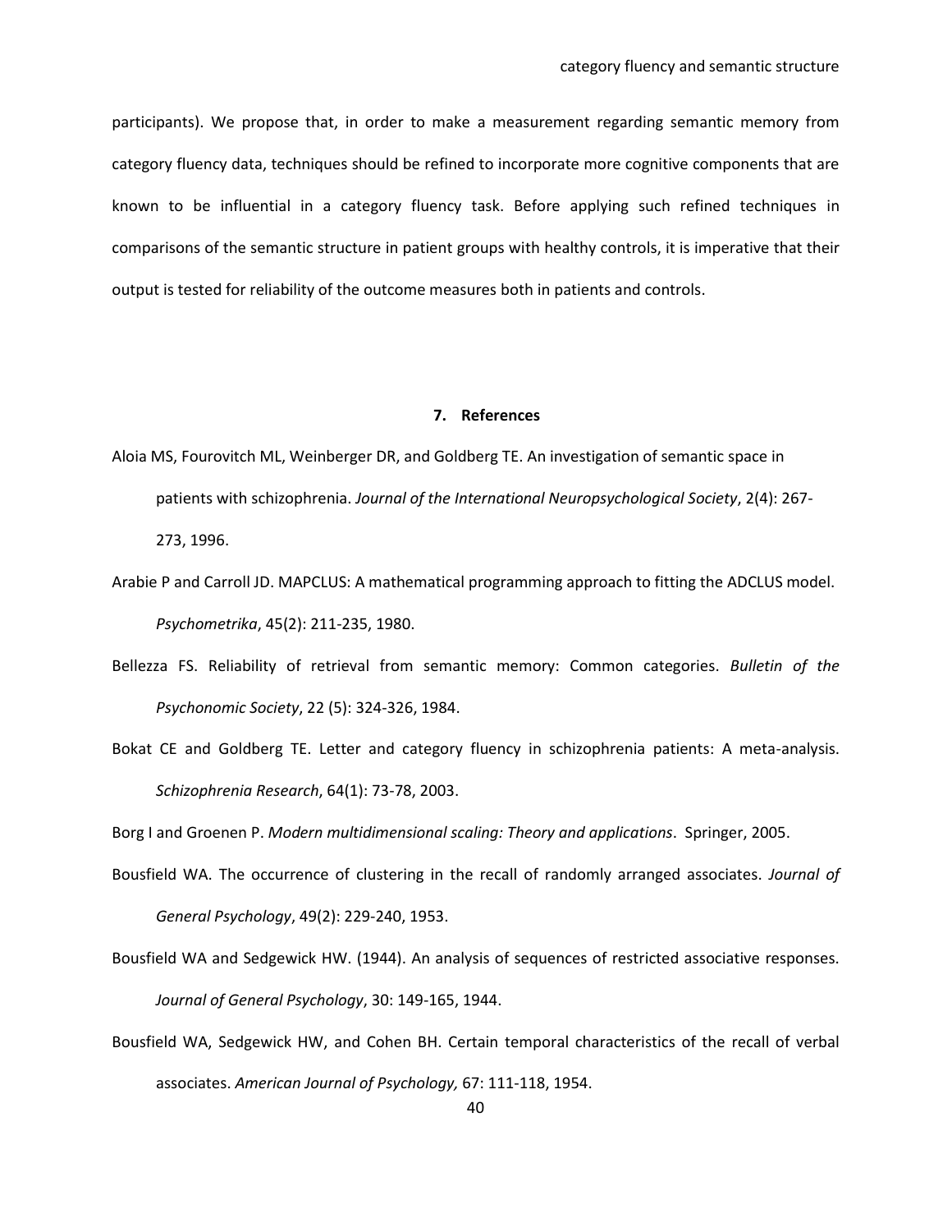participants). We propose that, in order to make a measurement regarding semantic memory from category fluency data, techniques should be refined to incorporate more cognitive components that are known to be influential in a category fluency task. Before applying such refined techniques in comparisons of the semantic structure in patient groups with healthy controls, it is imperative that their output is tested for reliability of the outcome measures both in patients and controls.

## 7. References

Aloia MS, Fourovitch ML, Weinberger DR, and Goldberg TE. An investigation of semantic space in patients with schizophrenia. *Journal of the International Neuropsychological Society*, 2(4): 267-273, 1996.

Arabie P and Carroll JD. MAPCLUS: A mathematical programming approach to fitting the ADCLUS model. *Psychometrika*, 45(2): 211-235, 1980.

Bellezza FS. Reliability of retrieval from semantic memory: Common categories. *Bulletin of the Psychonomic Society*, 22 (5): 324-326, 1984.

Bokat CE and Goldberg TE. Letter and category fluency in schizophrenia patients: A meta-analysis. *Schizophrenia Research*, 64(1): 73-78, 2003.

Borg I and Groenen P. *Modern multidimensional scaling: Theory and applications*. Springer, 2005.

Bousfield WA. The occurrence of clustering in the recall of randomly arranged associates. *Journal of General Psychology*, 49(2): 229-240, 1953.

Bousfield WA and Sedgewick HW. (1944). An analysis of sequences of restricted associative responses. *Journal of General Psychology*, 30: 149-165, 1944.

Bousfield WA, Sedgewick HW, and Cohen BH. Certain temporal characteristics of the recall of verbal associates. *American Journal of Psychology,* 67: 111-118, 1954.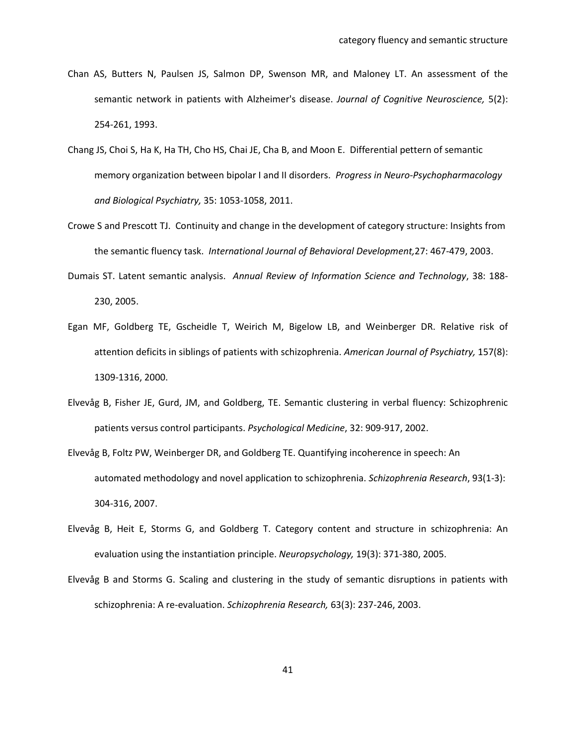Chan AS, Butters N, Paulsen JS, Salmon DP, Swenson MR, and Maloney LT. An assessment of the semantic network in patients with Alzheimer's disease. *Journal of Cognitive Neuroscience,* 5(2): 254-261, 1993.

Chang JS, Choi S, Ha K, Ha TH, Cho HS, Chai JE, Cha B, and Moon E. Differential pettern of semantic memory organization between bipolar I and II disorders. *Progress in Neuro-Psychopharmacology and Biological Psychiatry,* 35: 1053-1058, 2011.

Crowe S and Prescott TJ. Continuity and change in the development of category structure: Insights from the semantic fluency task. *International Journal of Behavioral Development,*27: 467-479, 2003.

Dumais ST. Latent semantic analysis. *Annual Review of Information Science and Technology*, 38: 188-230, 2005.

Egan MF, Goldberg TE, Gscheidle T, Weirich M, Bigelow LB, and Weinberger DR. Relative risk of attention deficits in siblings of patients with schizophrenia. *American Journal of Psychiatry,* 157(8): 1309-1316, 2000.

Elvevåg B, Fisher JE, Gurd, JM, and Goldberg, TE. Semantic clustering in verbal fluency: Schizophrenic patients versus control participants. *Psychological Medicine*, 32: 909-917, 2002.

Elvevåg B, Foltz PW, Weinberger DR, and Goldberg TE. Quantifying incoherence in speech: An automated methodology and novel application to schizophrenia. *Schizophrenia Research*, 93(1-3): 304-316, 2007.

Elvevåg B, Heit E, Storms G, and Goldberg T. Category content and structure in schizophrenia: An evaluation using the instantiation principle. *Neuropsychology,* 19(3): 371-380, 2005.

Elvevåg B and Storms G. Scaling and clustering in the study of semantic disruptions in patients with schizophrenia: A re-evaluation. *Schizophrenia Research,* 63(3): 237-246, 2003.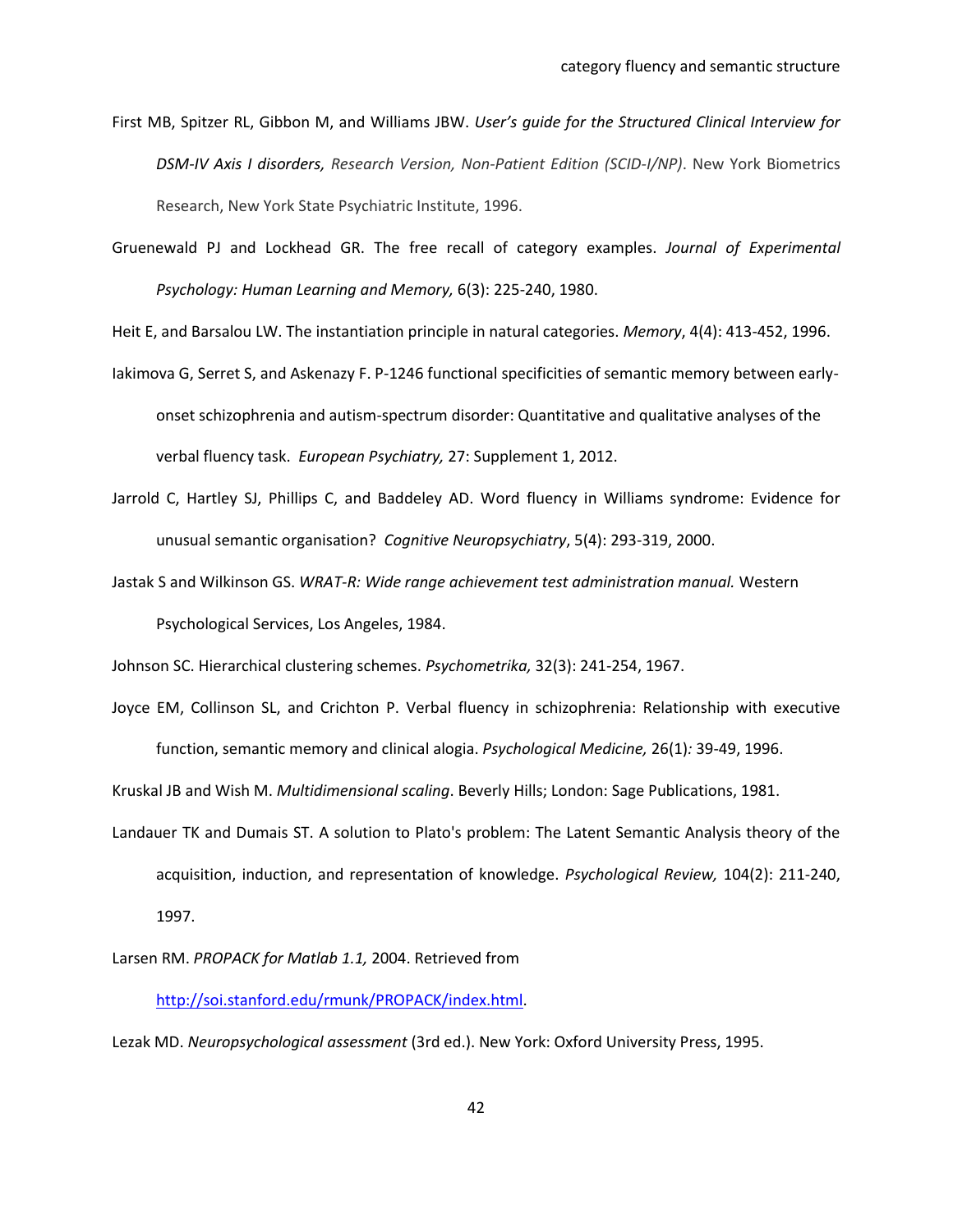First MB, Spitzer RL, Gibbon M, and Williams JBW. *User's guide for the Structured Clinical Interview for DSM-IV Axis I disorders, Research Version, Non-Patient Edition (SCID-I/NP)*. New York Biometrics Research, New York State Psychiatric Institute, 1996.

Gruenewald PJ and Lockhead GR. The free recall of category examples. *Journal of Experimental Psychology: Human Learning and Memory,* 6(3): 225-240, 1980.

Heit E, and Barsalou LW. The instantiation principle in natural categories. *Memory*, 4(4): 413-452, 1996.

Iakimova G, Serret S, and Askenazy F. P-1246 functional specificities of semantic memory between early-onset schizophrenia and autism-spectrum disorder: Quantitative and qualitative analyses of the verbal fluency task. *European Psychiatry,* 27: Supplement 1, 2012.

Jarrold C, Hartley SJ, Phillips C, and Baddeley AD. Word fluency in Williams syndrome: Evidence for unusual semantic organisation? *Cognitive Neuropsychiatry*, 5(4): 293-319, 2000.

Jastak S and Wilkinson GS. *WRAT-R: Wide range achievement test administration manual.* Western Psychological Services, Los Angeles, 1984.

Johnson SC. Hierarchical clustering schemes. *Psychometrika,* 32(3): 241-254, 1967.

Joyce EM, Collinson SL, and Crichton P. Verbal fluency in schizophrenia: Relationship with executive function, semantic memory and clinical alogia. *Psychological Medicine,* 26(1): 39-49, 1996.

Kruskal JB and Wish M. *Multidimensional scaling*. Beverly Hills; London: Sage Publications, 1981.

Landauer TK and Dumais ST. A solution to Plato's problem: The Latent Semantic Analysis theory of the acquisition, induction, and representation of knowledge. *Psychological Review,* 104(2): 211-240, 1997.

Larsen RM. *PROPACK for Matlab 1.1,* 2004. Retrieved from http://soi.stanford.edu/rmunk/PROPACK/index.html.

Lezak MD. *Neuropsychological assessment* (3rd ed.). New York: Oxford University Press, 1995.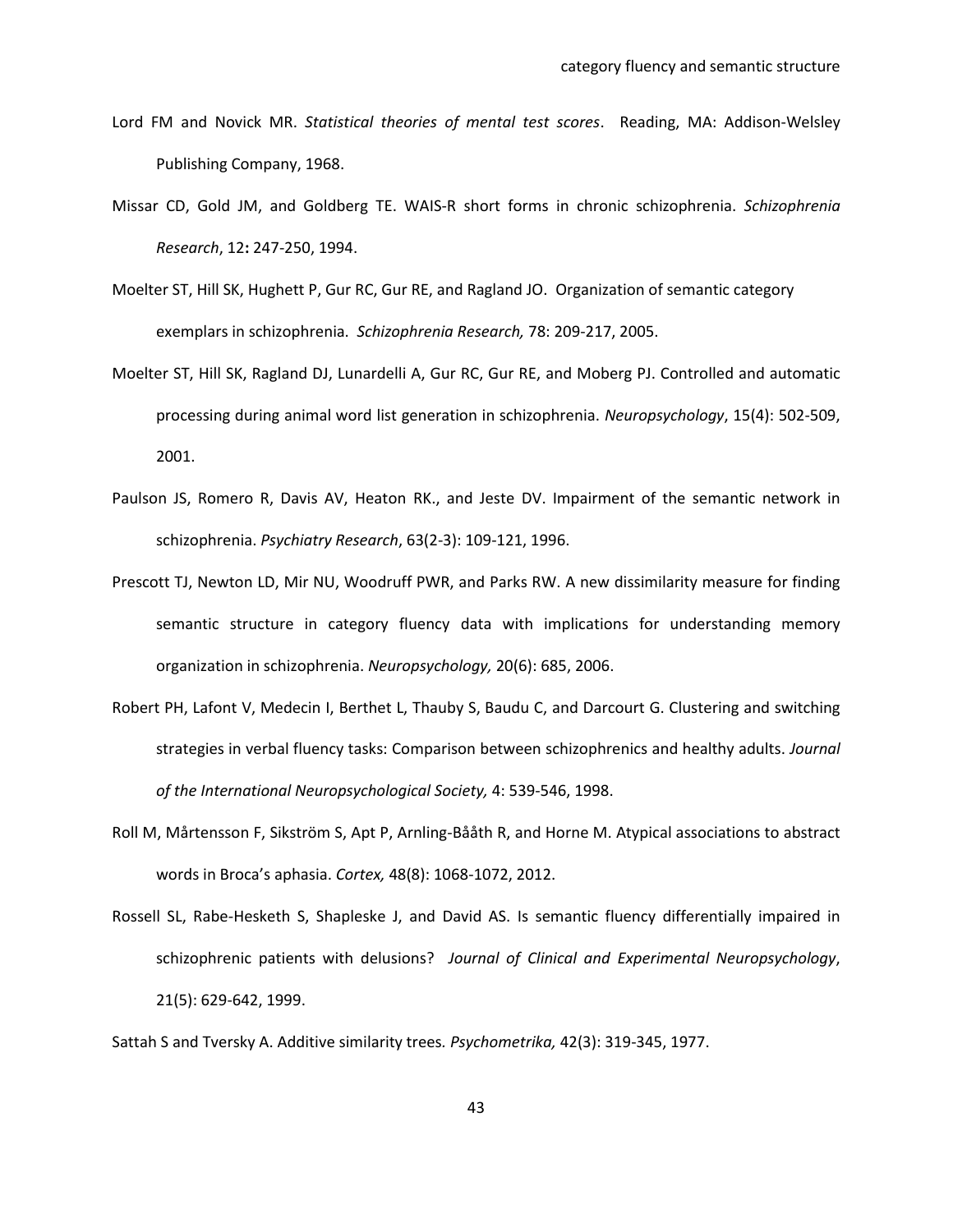Lord FM and Novick MR. *Statistical theories of mental test scores*. Reading, MA: Addison-Welsley Publishing Company, 1968.

Missar CD, Gold JM, and Goldberg TE. WAIS-R short forms in chronic schizophrenia. *Schizophrenia Research*, 12**:** 247-250, 1994.

Moelter ST, Hill SK, Hughett P, Gur RC, Gur RE, and Ragland JO. Organization of semantic category exemplars in schizophrenia. *Schizophrenia Research,* 78: 209-217, 2005.

Moelter ST, Hill SK, Ragland DJ, Lunardelli A, Gur RC, Gur RE, and Moberg PJ. Controlled and automatic processing during animal word list generation in schizophrenia. *Neuropsychology*, 15(4): 502-509, 2001.

Paulson JS, Romero R, Davis AV, Heaton RK., and Jeste DV. Impairment of the semantic network in schizophrenia. *Psychiatry Research*, 63(2-3): 109-121, 1996.

Prescott TJ, Newton LD, Mir NU, Woodruff PWR, and Parks RW. A new dissimilarity measure for finding semantic structure in category fluency data with implications for understanding memory organization in schizophrenia. *Neuropsychology,* 20(6): 685, 2006.

Robert PH, Lafont V, Medecin I, Berthet L, Thauby S, Baudu C, and Darcourt G. Clustering and switching strategies in verbal fluency tasks: Comparison between schizophrenics and healthy adults. *Journal of the International Neuropsychological Society,* 4: 539-546, 1998.

Roll M, Mårtensson F, Sikström S, Apt P, Arnling-Bååth R, and Horne M. Atypical associations to abstract words in Broca's aphasia. *Cortex,* 48(8): 1068-1072, 2012.

Rossell SL, Rabe-Hesketh S, Shapleske J, and David AS. Is semantic fluency differentially impaired in schizophrenic patients with delusions? *Journal of Clinical and Experimental Neuropsychology*, 21(5): 629-642, 1999.

Sattah S and Tversky A. Additive similarity trees. *Psychometrika,* 42(3): 319-345, 1977.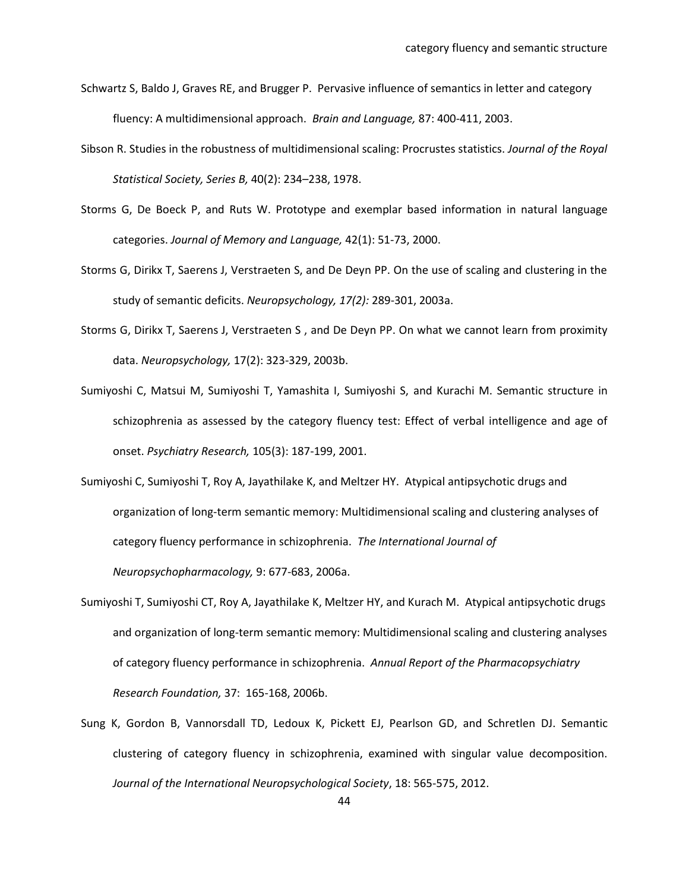Schwartz S, Baldo J, Graves RE, and Brugger P. Pervasive influence of semantics in letter and category fluency: A multidimensional approach. *Brain and Language,* 87: 400-411, 2003.

Sibson R. Studies in the robustness of multidimensional scaling: Procrustes statistics. *Journal of the Royal Statistical Society, Series B,* 40(2): 234–238, 1978.

Storms G, De Boeck P, and Ruts W. Prototype and exemplar based information in natural language categories. *Journal of Memory and Language,* 42(1): 51-73, 2000.

Storms G, Dirikx T, Saerens J, Verstraeten S, and De Deyn PP. On the use of scaling and clustering in the study of semantic deficits. *Neuropsychology, 17(2):* 289-301, 2003a.

Storms G, Dirikx T, Saerens J, Verstraeten S , and De Deyn PP. On what we cannot learn from proximity data. *Neuropsychology,* 17(2): 323-329, 2003b.

Sumiyoshi C, Matsui M, Sumiyoshi T, Yamashita I, Sumiyoshi S, and Kurachi M. Semantic structure in schizophrenia as assessed by the category fluency test: Effect of verbal intelligence and age of onset. *Psychiatry Research,* 105(3): 187-199, 2001.

Sumiyoshi C, Sumiyoshi T, Roy A, Jayathilake K, and Meltzer HY. Atypical antipsychotic drugs and organization of long-term semantic memory: Multidimensional scaling and clustering analyses of category fluency performance in schizophrenia. *The International Journal of Neuropsychopharmacology,* 9: 677-683, 2006a.

Sumiyoshi T, Sumiyoshi CT, Roy A, Jayathilake K, Meltzer HY, and Kurach M. Atypical antipsychotic drugs and organization of long-term semantic memory: Multidimensional scaling and clustering analyses of category fluency performance in schizophrenia. *Annual Report of the Pharmacopsychiatry Research Foundation,* 37: 165-168, 2006b.

Sung K, Gordon B, Vannorsdall TD, Ledoux K, Pickett EJ, Pearlson GD, and Schretlen DJ. Semantic clustering of category fluency in schizophrenia, examined with singular value decomposition. *Journal of the International Neuropsychological Society*, 18: 565-575, 2012.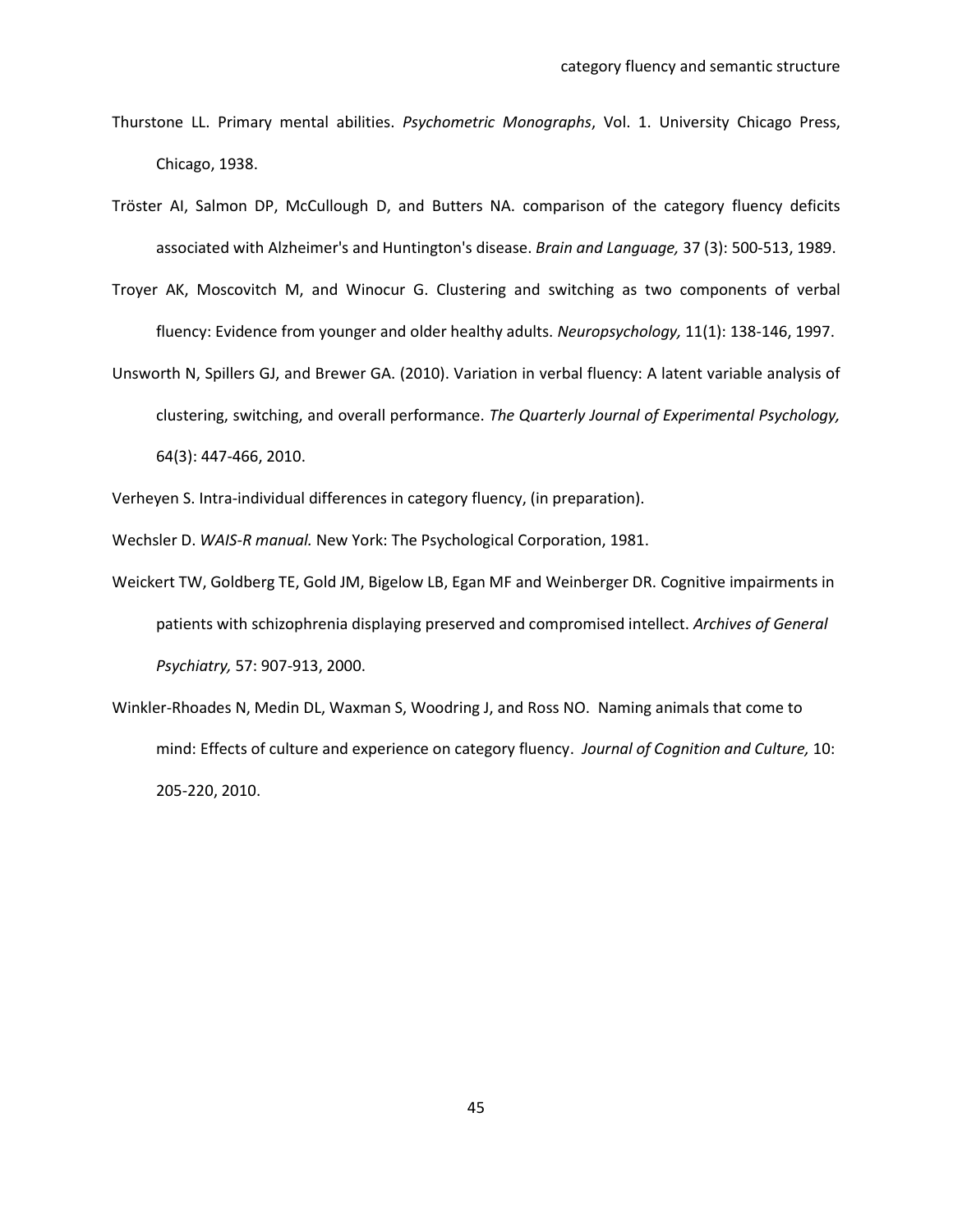Thurstone LL. Primary mental abilities. *Psychometric Monographs*, Vol. 1. University Chicago Press, Chicago, 1938.

Tröster AI, Salmon DP, McCullough D, and Butters NA. comparison of the category fluency deficits associated with Alzheimer's and Huntington's disease. *Brain and Language,* 37 (3): 500-513, 1989.

Troyer AK, Moscovitch M, and Winocur G. Clustering and switching as two components of verbal fluency: Evidence from younger and older healthy adults. *Neuropsychology,* 11(1): 138-146, 1997.

Unsworth N, Spillers GJ, and Brewer GA. (2010). Variation in verbal fluency: A latent variable analysis of clustering, switching, and overall performance. *The Quarterly Journal of Experimental Psychology,* 64(3): 447-466, 2010.

Verheyen S. Intra-individual differences in category fluency, (in preparation).

Wechsler D. *WAIS-R manual.* New York: The Psychological Corporation, 1981.

Weickert TW, Goldberg TE, Gold JM, Bigelow LB, Egan MF and Weinberger DR. Cognitive impairments in patients with schizophrenia displaying preserved and compromised intellect. *Archives of General Psychiatry,* 57: 907-913, 2000.

Winkler-Rhoades N, Medin DL, Waxman S, Woodring J, and Ross NO. Naming animals that come to mind: Effects of culture and experience on category fluency. *Journal of Cognition and Culture,* 10: 205-220, 2010.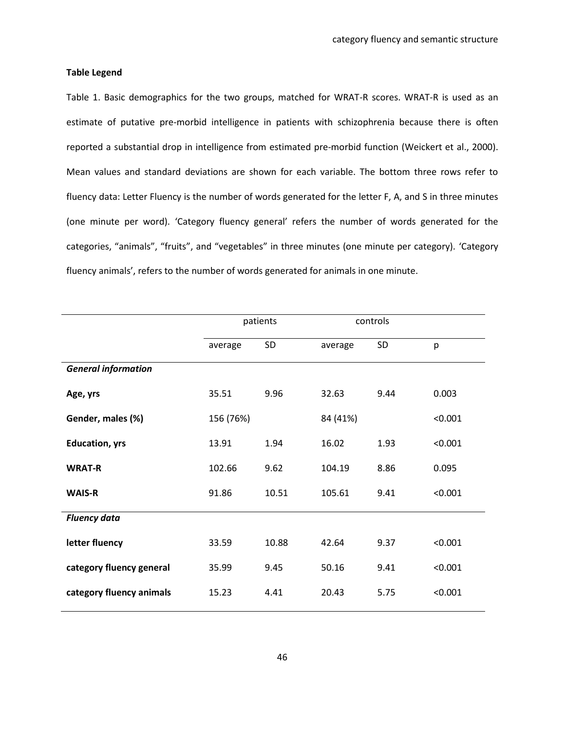**Table Legend**

Table 1. Basic demographics for the two groups, matched for WRAT-R scores. WRAT-R is used as an estimate of putative pre-morbid intelligence in patients with schizophrenia because there is often reported a substantial drop in intelligence from estimated pre-morbid function (Weickert et al., 2000). Mean values and standard deviations are shown for each variable. The bottom three rows refer to fluency data: Letter Fluency is the number of words generated for the letter F, A, and S in three minutes (one minute per word). 'Category fluency general' refers the number of words generated for the categories, "animals", "fruits", and "vegetables" in three minutes (one minute per category). 'Category fluency animals', refers to the number of words generated for animals in one minute.

| | patients | | controls | | |
|---|---|---|---|---|---|
| | average | SD | average | SD | p |
| ***General information*** | | | | | |
| **Age, yrs** | 35.51 | 9.96 | 32.63 | 9.44 | 0.003 |
| **Gender, males (%)** | 156 (76%) | | 84 (41%) | | <0.001 |
| **Education, yrs** | 13.91 | 1.94 | 16.02 | 1.93 | <0.001 |
| **WRAT-R** | 102.66 | 9.62 | 104.19 | 8.86 | 0.095 |
| **WAIS-R** | 91.86 | 10.51 | 105.61 | 9.41 | <0.001 |
| ***Fluency data*** | | | | | |
| **letter fluency** | 33.59 | 10.88 | 42.64 | 9.37 | <0.001 |
| **category fluency general** | 35.99 | 9.45 | 50.16 | 9.41 | <0.001 |
| **category fluency animals** | 15.23 | 4.41 | 20.43 | 5.75 | <0.001 |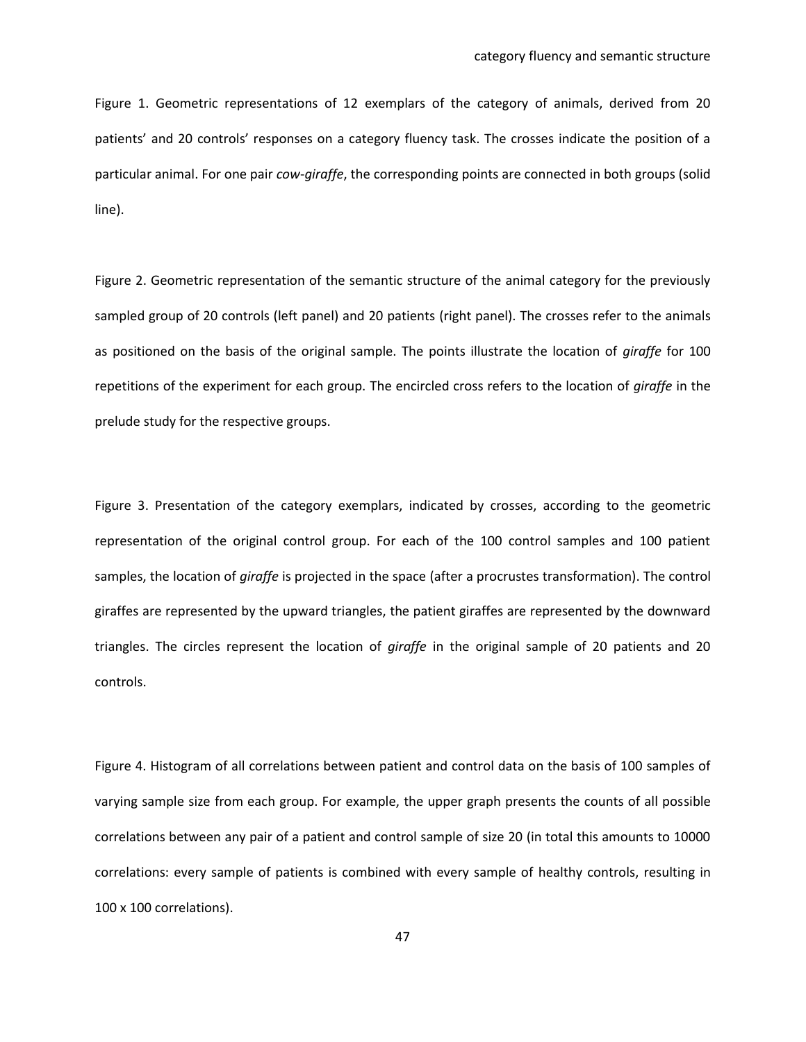Figure 1. Geometric representations of 12 exemplars of the category of animals, derived from 20 patients' and 20 controls' responses on a category fluency task. The crosses indicate the position of a particular animal. For one pair *cow-giraffe*, the corresponding points are connected in both groups (solid line).

Figure 2. Geometric representation of the semantic structure of the animal category for the previously sampled group of 20 controls (left panel) and 20 patients (right panel). The crosses refer to the animals as positioned on the basis of the original sample. The points illustrate the location of *giraffe* for 100 repetitions of the experiment for each group. The encircled cross refers to the location of *giraffe* in the prelude study for the respective groups.

Figure 3. Presentation of the category exemplars, indicated by crosses, according to the geometric representation of the original control group. For each of the 100 control samples and 100 patient samples, the location of *giraffe* is projected in the space (after a procrustes transformation). The control giraffes are represented by the upward triangles, the patient giraffes are represented by the downward triangles. The circles represent the location of *giraffe* in the original sample of 20 patients and 20 controls.

Figure 4. Histogram of all correlations between patient and control data on the basis of 100 samples of varying sample size from each group. For example, the upper graph presents the counts of all possible correlations between any pair of a patient and control sample of size 20 (in total this amounts to 10000 correlations: every sample of patients is combined with every sample of healthy controls, resulting in 100 x 100 correlations).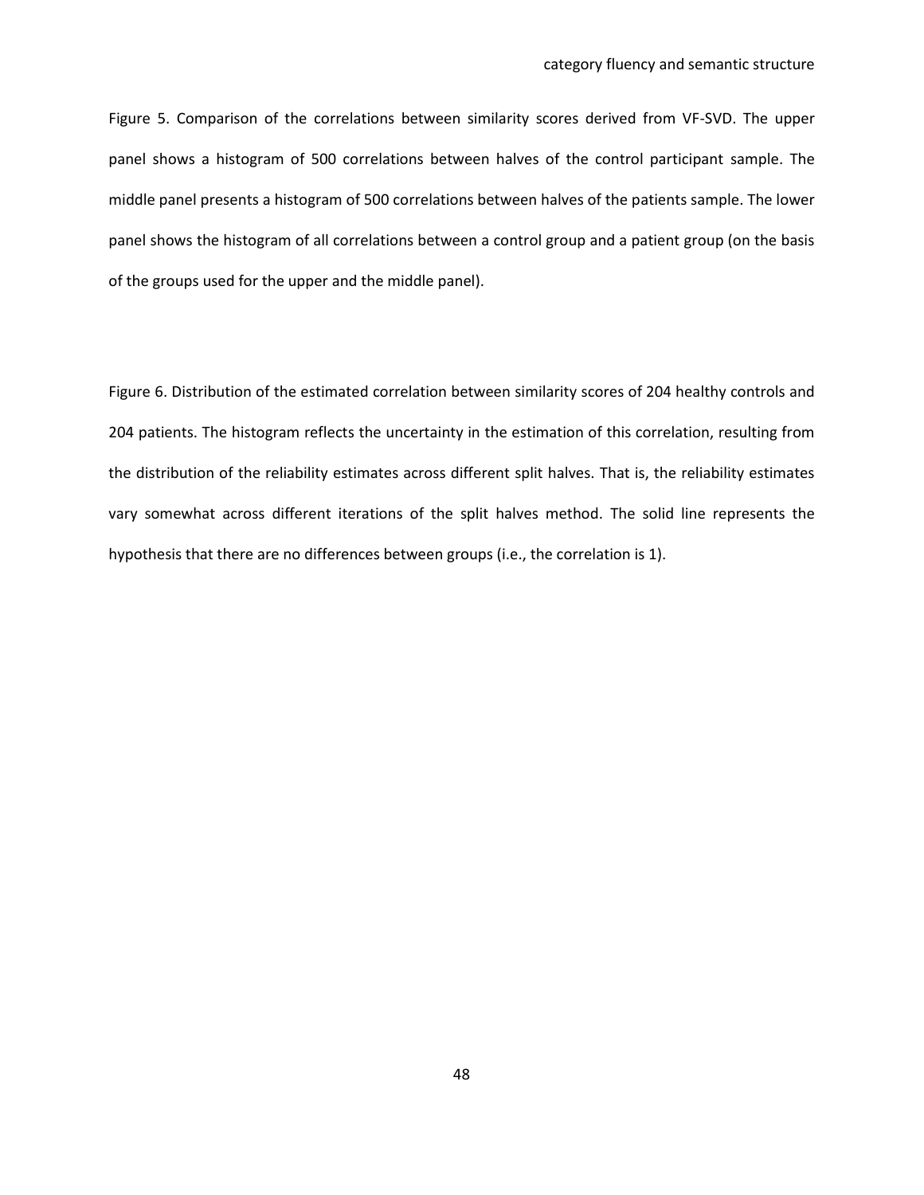Figure 5. Comparison of the correlations between similarity scores derived from VF-SVD. The upper panel shows a histogram of 500 correlations between halves of the control participant sample. The middle panel presents a histogram of 500 correlations between halves of the patients sample. The lower panel shows the histogram of all correlations between a control group and a patient group (on the basis of the groups used for the upper and the middle panel).

Figure 6. Distribution of the estimated correlation between similarity scores of 204 healthy controls and 204 patients. The histogram reflects the uncertainty in the estimation of this correlation, resulting from the distribution of the reliability estimates across different split halves. That is, the reliability estimates vary somewhat across different iterations of the split halves method. The solid line represents the hypothesis that there are no differences between groups (i.e., the correlation is 1).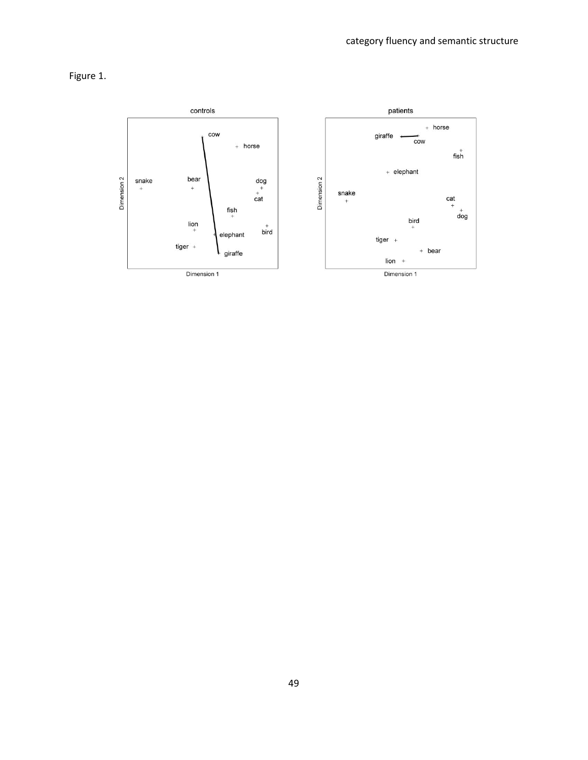Figure 1.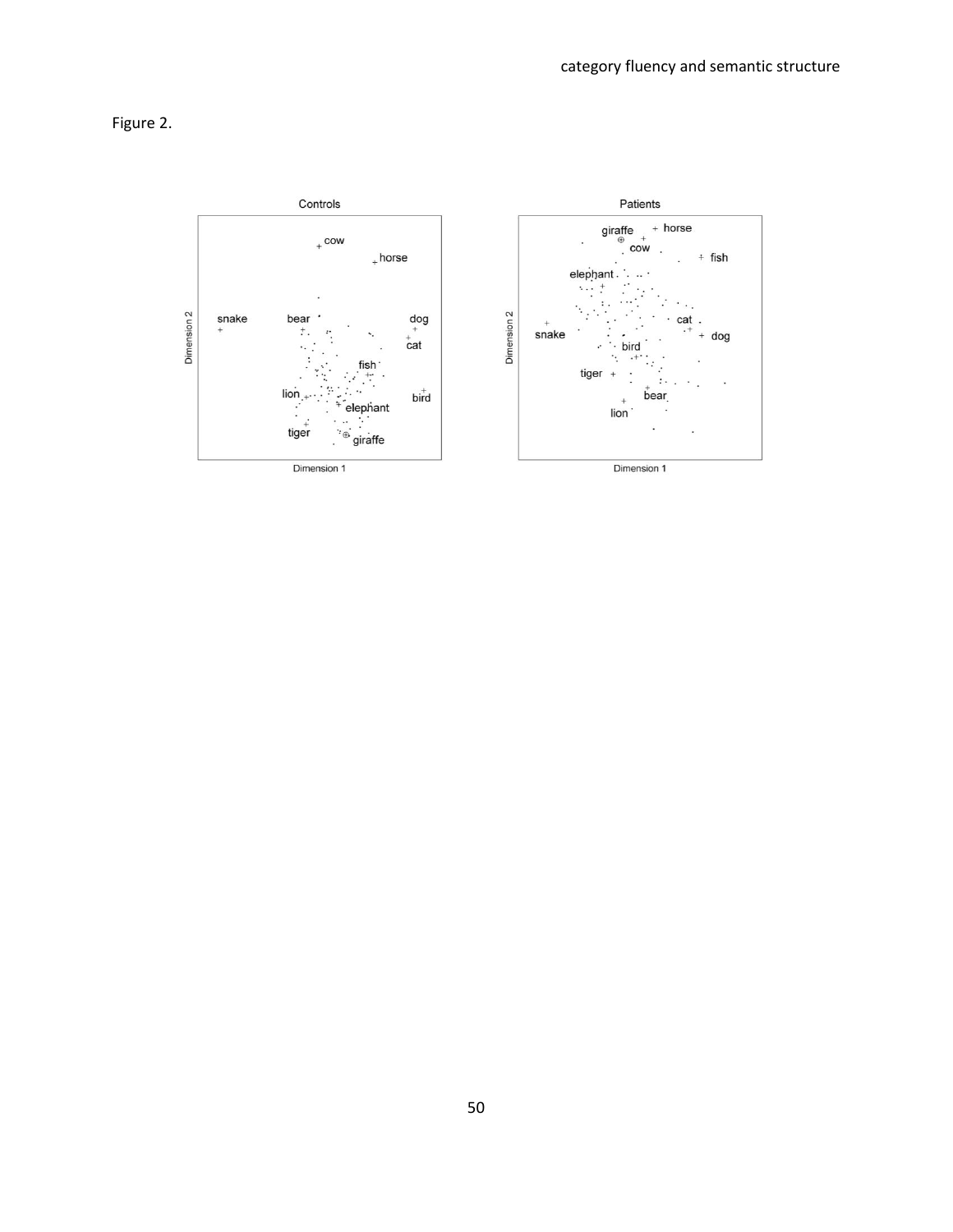Figure 2.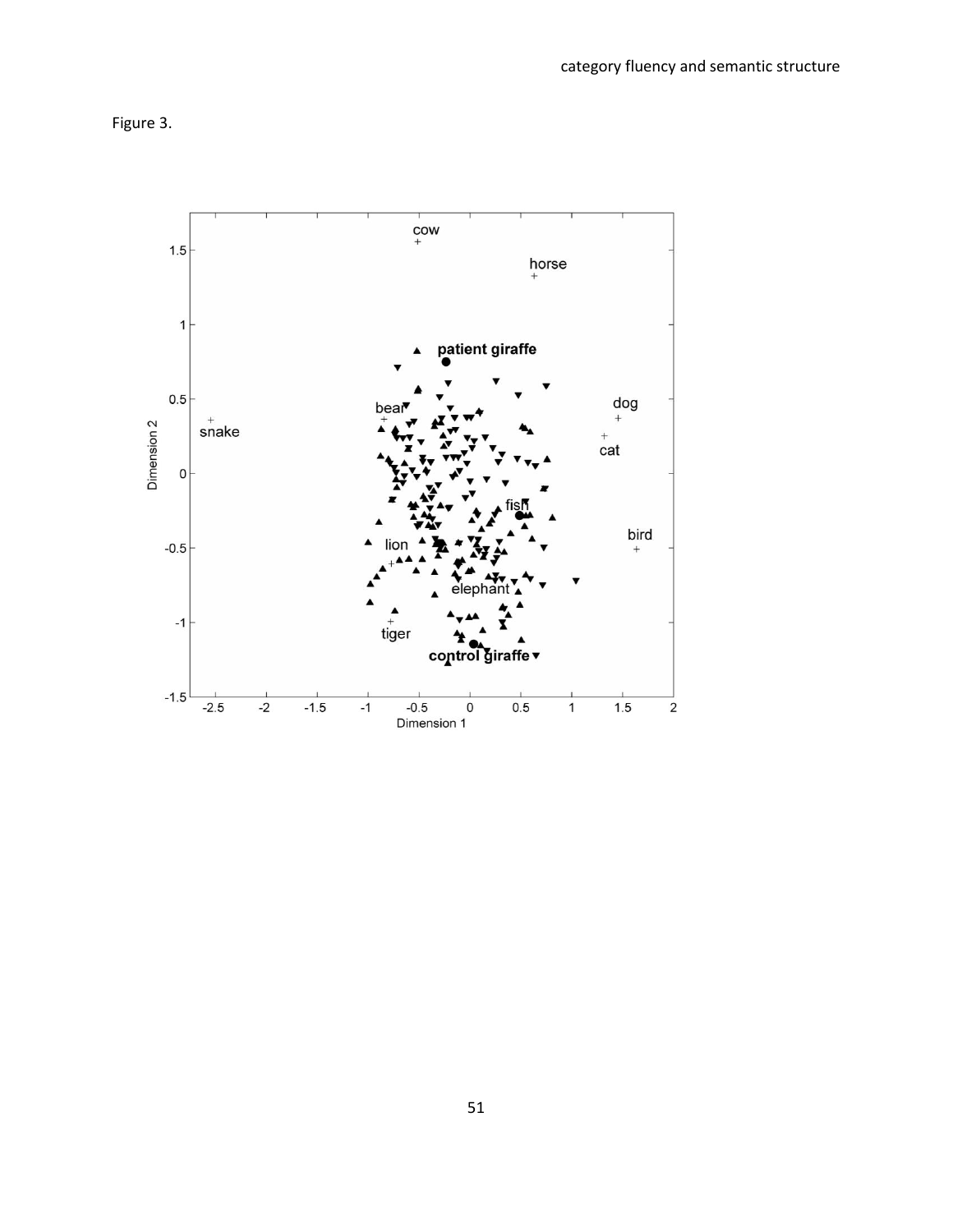Figure 3.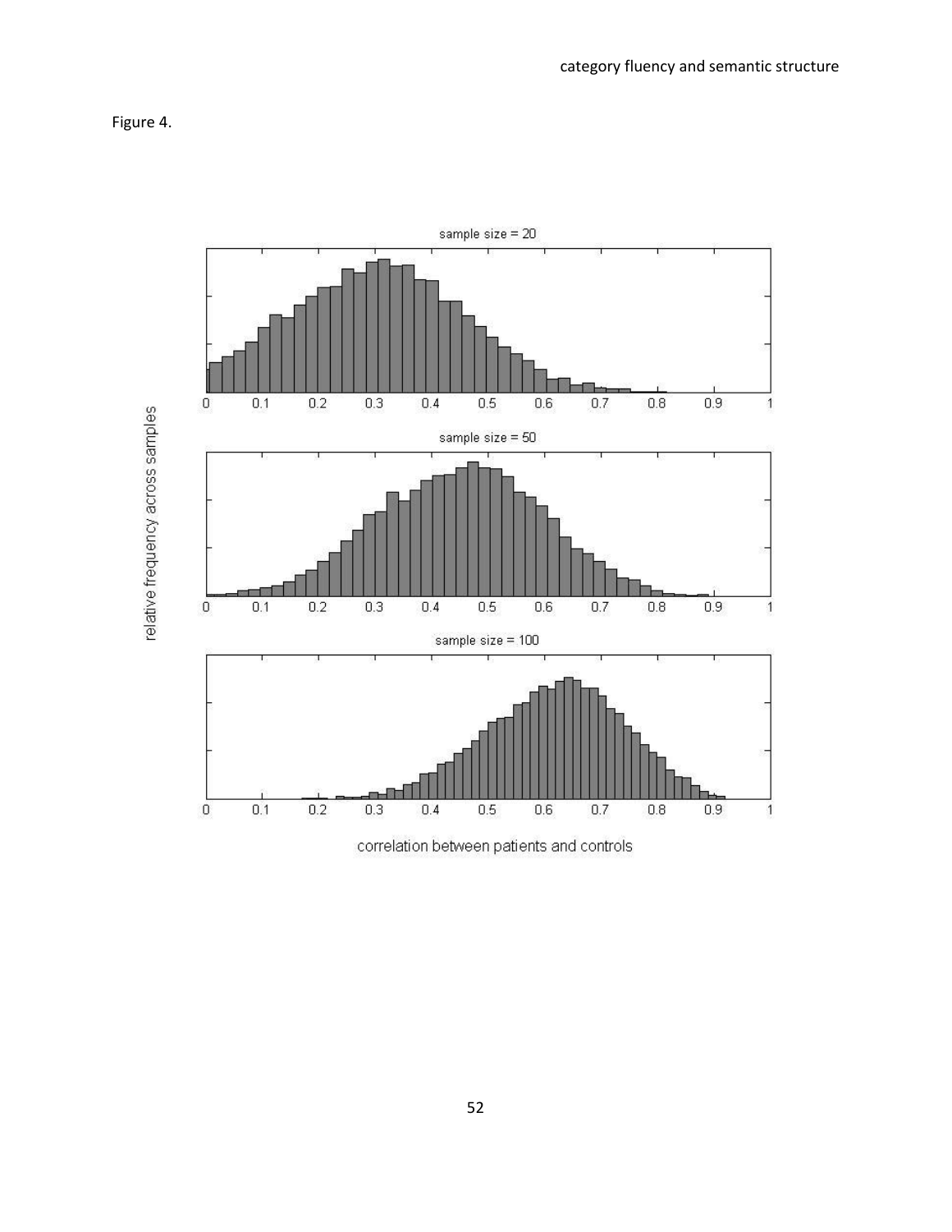Figure 4.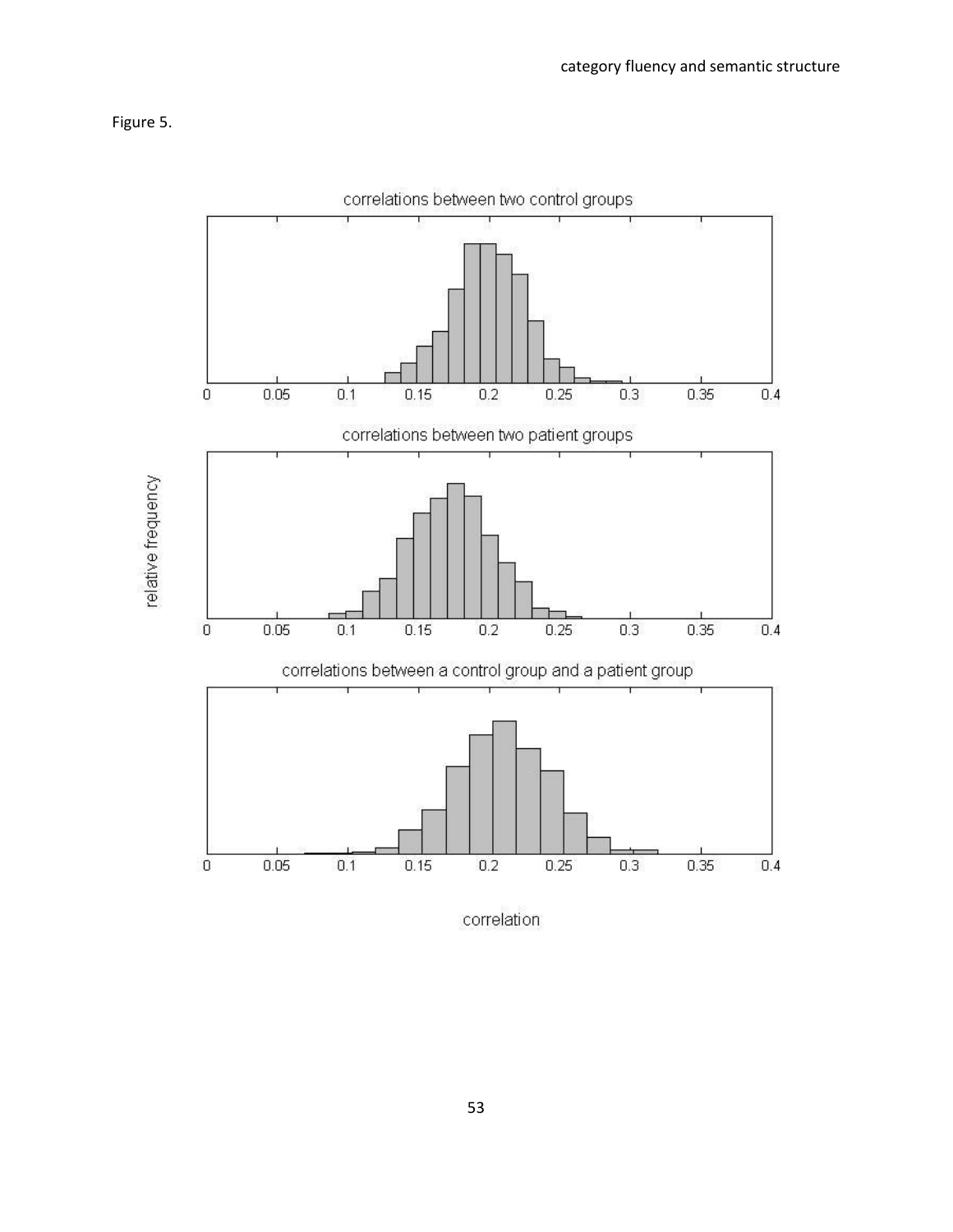Figure 5.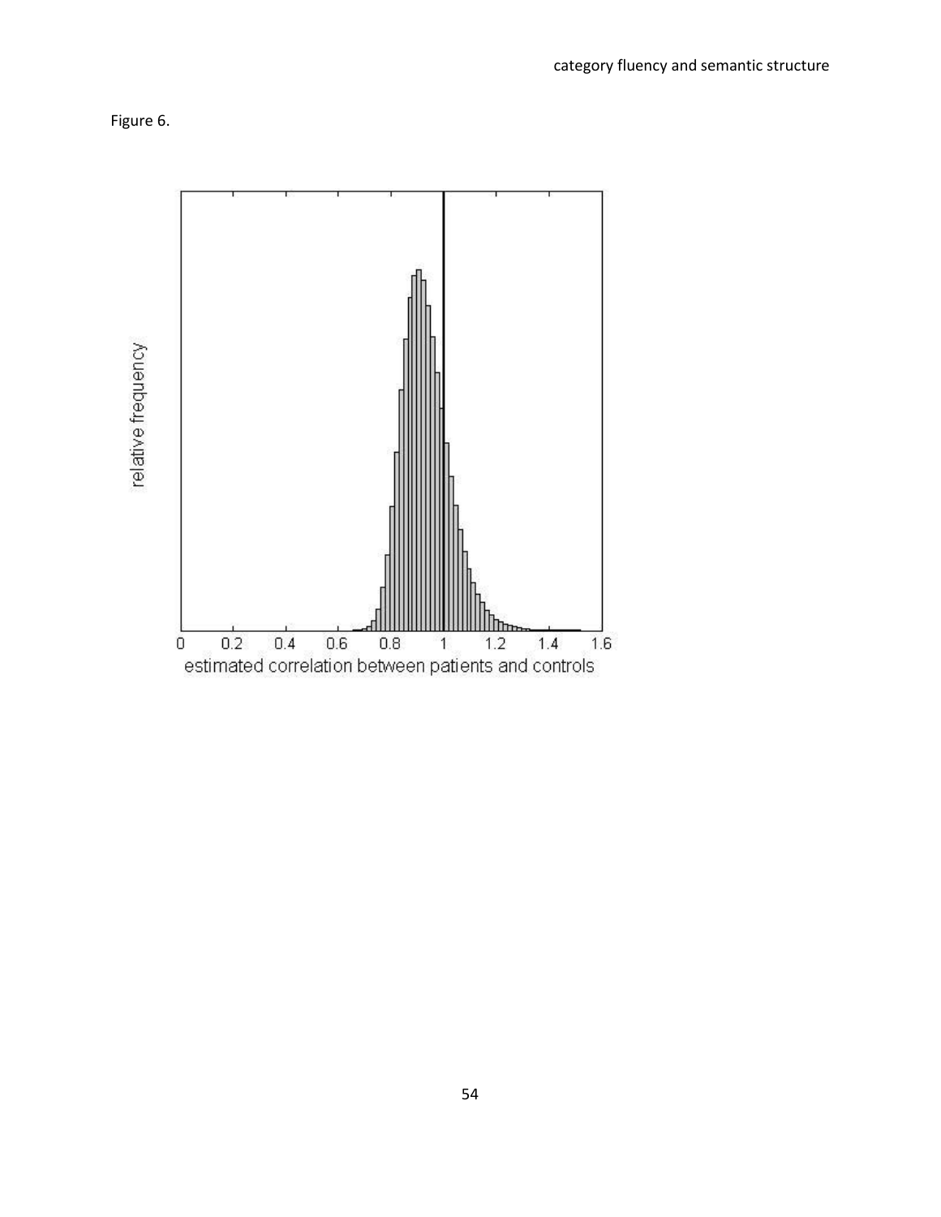Figure 6.

relative frequency

0
0.2
0.4
0.6
0.8
1
1.2
1.4
1.6

estimated correlation between patients and controls